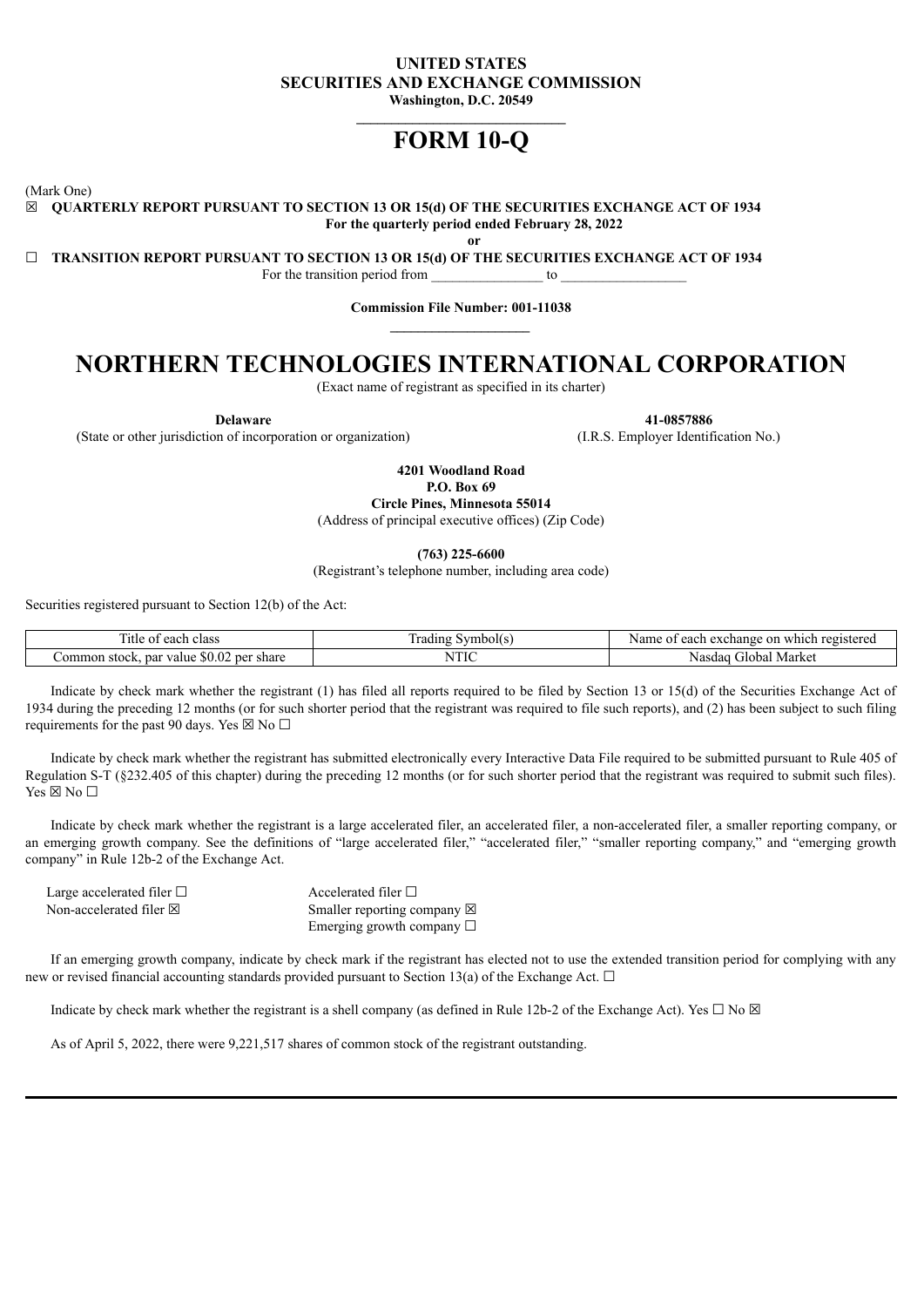**UNITED STATES**
**SECURITIES AND EXCHANGE COMMISSION**
**Washington, D.C. 20549**

# FORM 10-Q

(Mark One)

☒ **QUARTERLY REPORT PURSUANT TO SECTION 13 OR 15(d) OF THE SECURITIES EXCHANGE ACT OF 1934**
**For the quarterly period ended February 28, 2022**

**or**

☐ **TRANSITION REPORT PURSUANT TO SECTION 13 OR 15(d) OF THE SECURITIES EXCHANGE ACT OF 1934**
For the transition period from \_\_\_\_\_\_\_\_\_\_\_\_\_\_\_\_ to \_\_\_\_\_\_\_\_\_\_\_\_\_\_\_\_\_\_

**Commission File Number: 001-11038**

# NORTHERN TECHNOLOGIES INTERNATIONAL CORPORATION

(Exact name of registrant as specified in its charter)

| **Delaware** | **41-0857886** |
|---|---|
| (State or other jurisdiction of incorporation or organization) | (I.R.S. Employer Identification No.) |

**4201 Woodland Road**
**P.O. Box 69**
**Circle Pines, Minnesota 55014**
(Address of principal executive offices) (Zip Code)

**(763) 225-6600**
(Registrant's telephone number, including area code)

Securities registered pursuant to Section 12(b) of the Act:

| Title of each class | Trading Symbol(s) | Name of each exchange on which registered |
|---|---|---|
| Common stock, par value $0.02 per share | NTIC | Nasdaq Global Market |

Indicate by check mark whether the registrant (1) has filed all reports required to be filed by Section 13 or 15(d) of the Securities Exchange Act of 1934 during the preceding 12 months (or for such shorter period that the registrant was required to file such reports), and (2) has been subject to such filing requirements for the past 90 days. Yes ☒ No ☐

Indicate by check mark whether the registrant has submitted electronically every Interactive Data File required to be submitted pursuant to Rule 405 of Regulation S-T (§232.405 of this chapter) during the preceding 12 months (or for such shorter period that the registrant was required to submit such files). Yes ☒ No ☐

Indicate by check mark whether the registrant is a large accelerated filer, an accelerated filer, a non-accelerated filer, a smaller reporting company, or an emerging growth company. See the definitions of "large accelerated filer," "accelerated filer," "smaller reporting company," and "emerging growth company" in Rule 12b-2 of the Exchange Act.

| | |
|---|---|
| Large accelerated filer ☐ | Accelerated filer ☐ |
| Non-accelerated filer ☒ | Smaller reporting company ☒ |
| | Emerging growth company ☐ |

If an emerging growth company, indicate by check mark if the registrant has elected not to use the extended transition period for complying with any new or revised financial accounting standards provided pursuant to Section 13(a) of the Exchange Act. ☐

Indicate by check mark whether the registrant is a shell company (as defined in Rule 12b-2 of the Exchange Act). Yes ☐ No ☒

As of April 5, 2022, there were 9,221,517 shares of common stock of the registrant outstanding.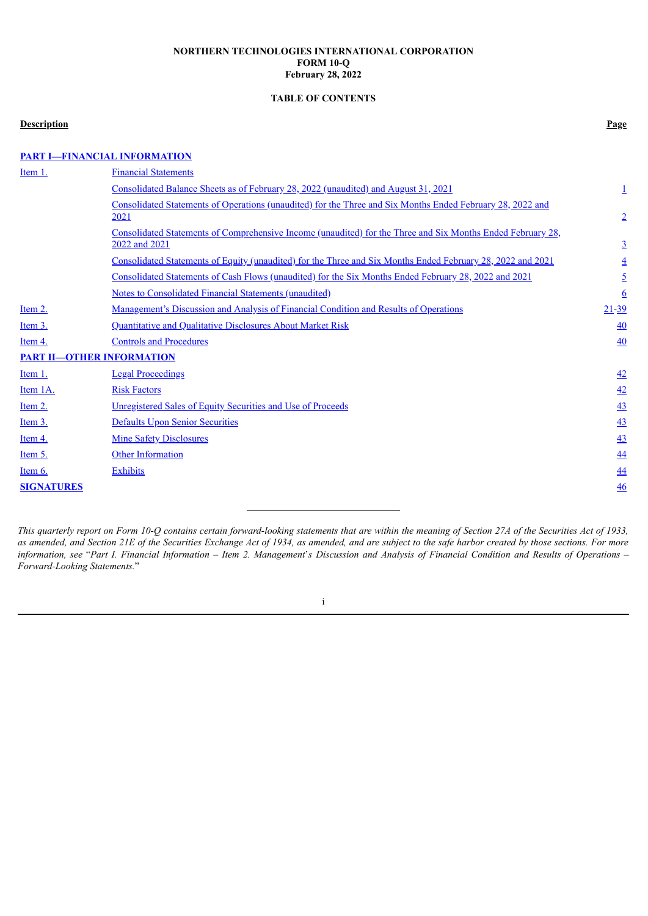**NORTHERN TECHNOLOGIES INTERNATIONAL CORPORATION**
**FORM 10-Q**
**February 28, 2022**

**TABLE OF CONTENTS**

| **Description** | | **Page** |
|---|---|---|
| **PART I—FINANCIAL INFORMATION** | | |
| Item 1. | Financial Statements | |
| | Consolidated Balance Sheets as of February 28, 2022 (unaudited) and August 31, 2021 | 1 |
| | Consolidated Statements of Operations (unaudited) for the Three and Six Months Ended February 28, 2022 and 2021 | 2 |
| | Consolidated Statements of Comprehensive Income (unaudited) for the Three and Six Months Ended February 28, 2022 and 2021 | 3 |
| | Consolidated Statements of Equity (unaudited) for the Three and Six Months Ended February 28, 2022 and 2021 | 4 |
| | Consolidated Statements of Cash Flows (unaudited) for the Six Months Ended February 28, 2022 and 2021 | 5 |
| | Notes to Consolidated Financial Statements (unaudited) | 6 |
| Item 2. | Management's Discussion and Analysis of Financial Condition and Results of Operations | 21-39 |
| Item 3. | Quantitative and Qualitative Disclosures About Market Risk | 40 |
| Item 4. | Controls and Procedures | 40 |
| **PART II—OTHER INFORMATION** | | |
| Item 1. | Legal Proceedings | 42 |
| Item 1A. | Risk Factors | 42 |
| Item 2. | Unregistered Sales of Equity Securities and Use of Proceeds | 43 |
| Item 3. | Defaults Upon Senior Securities | 43 |
| Item 4. | Mine Safety Disclosures | 43 |
| Item 5. | Other Information | 44 |
| Item 6. | Exhibits | 44 |
| **SIGNATURES** | | 46 |

---

*This quarterly report on Form 10-Q contains certain forward-looking statements that are within the meaning of Section 27A of the Securities Act of 1933, as amended, and Section 21E of the Securities Exchange Act of 1934, as amended, and are subject to the safe harbor created by those sections. For more information, see "Part I. Financial Information – Item 2. Management's Discussion and Analysis of Financial Condition and Results of Operations – Forward-Looking Statements."*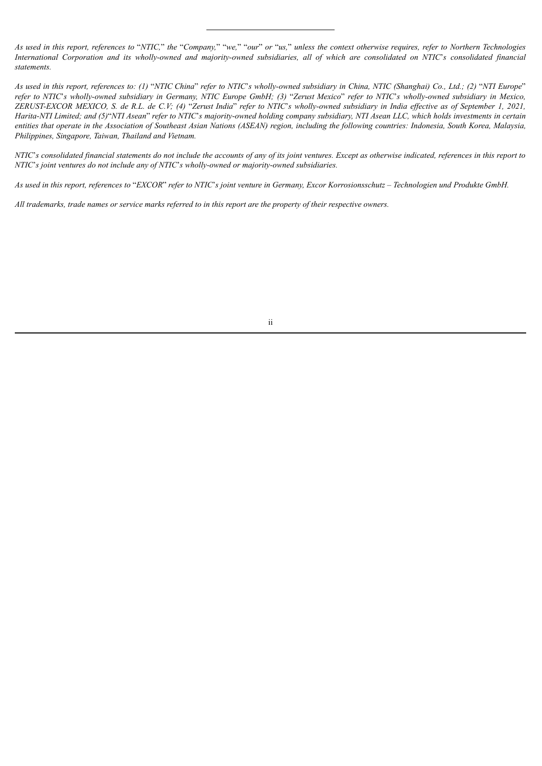*As used in this report, references to "NTIC," the "Company," "we," "our" or "us," unless the context otherwise requires, refer to Northern Technologies International Corporation and its wholly-owned and majority-owned subsidiaries, all of which are consolidated on NTIC's consolidated financial statements.*

*As used in this report, references to: (1) "NTIC China" refer to NTIC's wholly-owned subsidiary in China, NTIC (Shanghai) Co., Ltd.; (2) "NTI Europe" refer to NTIC's wholly-owned subsidiary in Germany, NTIC Europe GmbH; (3) "Zerust Mexico" refer to NTIC's wholly-owned subsidiary in Mexico, ZERUST-EXCOR MEXICO, S. de R.L. de C.V; (4) "Zerust India" refer to NTIC's wholly-owned subsidiary in India effective as of September 1, 2021, Harita-NTI Limited; and (5)"NTI Asean" refer to NTIC's majority-owned holding company subsidiary, NTI Asean LLC, which holds investments in certain entities that operate in the Association of Southeast Asian Nations (ASEAN) region, including the following countries: Indonesia, South Korea, Malaysia, Philippines, Singapore, Taiwan, Thailand and Vietnam.*

*NTIC's consolidated financial statements do not include the accounts of any of its joint ventures. Except as otherwise indicated, references in this report to NTIC's joint ventures do not include any of NTIC's wholly-owned or majority-owned subsidiaries.*

*As used in this report, references to "EXCOR" refer to NTIC's joint venture in Germany, Excor Korrosionsschutz – Technologien und Produkte GmbH.*

*All trademarks, trade names or service marks referred to in this report are the property of their respective owners.*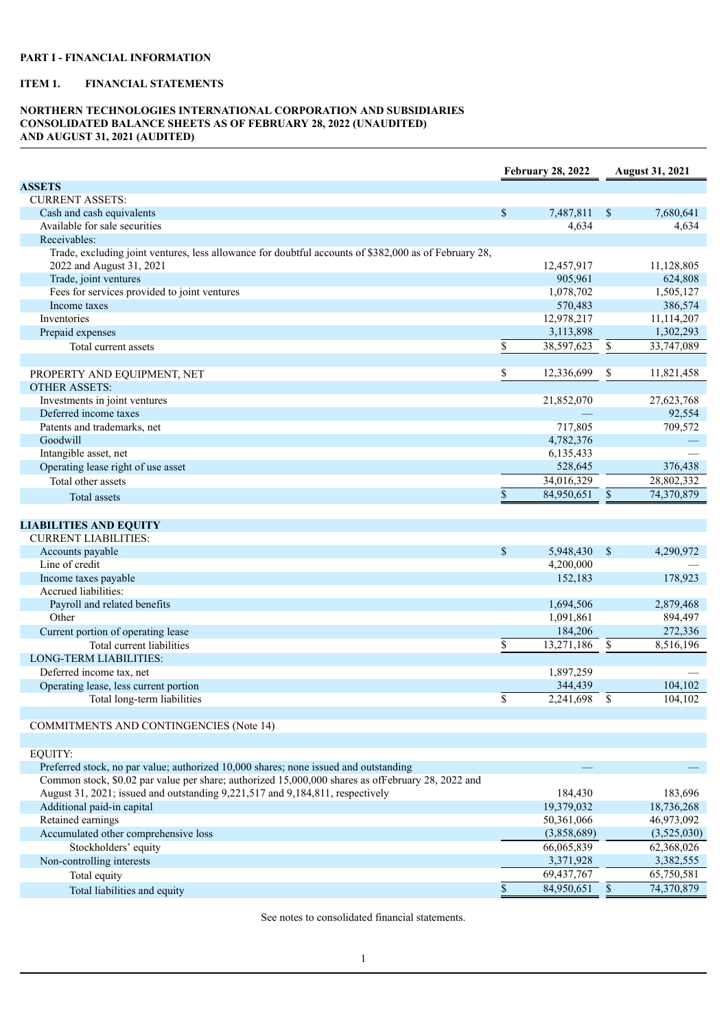**PART I - FINANCIAL INFORMATION**

**ITEM 1. FINANCIAL STATEMENTS**

**NORTHERN TECHNOLOGIES INTERNATIONAL CORPORATION AND SUBSIDIARIES**
**CONSOLIDATED BALANCE SHEETS AS OF FEBRUARY 28, 2022 (UNAUDITED)**
**AND AUGUST 31, 2021 (AUDITED)**

| | February 28, 2022 | August 31, 2021 |
|---|---|---|
| **ASSETS** | | |
| CURRENT ASSETS: | | |
| Cash and cash equivalents | $ 7,487,811 | $ 7,680,641 |
| Available for sale securities | 4,634 | 4,634 |
| Receivables: | | |
| Trade, excluding joint ventures, less allowance for doubtful accounts of $382,000 as of February 28, 2022 and August 31, 2021 | 12,457,917 | 11,128,805 |
| Trade, joint ventures | 905,961 | 624,808 |
| Fees for services provided to joint ventures | 1,078,702 | 1,505,127 |
| Income taxes | 570,483 | 386,574 |
| Inventories | 12,978,217 | 11,114,207 |
| Prepaid expenses | 3,113,898 | 1,302,293 |
| Total current assets | $ 38,597,623 | $ 33,747,089 |
| | | |
| PROPERTY AND EQUIPMENT, NET | $ 12,336,699 | $ 11,821,458 |
| OTHER ASSETS: | | |
| Investments in joint ventures | 21,852,070 | 27,623,768 |
| Deferred income taxes | — | 92,554 |
| Patents and trademarks, net | 717,805 | 709,572 |
| Goodwill | 4,782,376 | — |
| Intangible asset, net | 6,135,433 | — |
| Operating lease right of use asset | 528,645 | 376,438 |
| Total other assets | 34,016,329 | 28,802,332 |
| Total assets | $ 84,950,651 | $ 74,370,879 |
| | | |
| **LIABILITIES AND EQUITY** | | |
| CURRENT LIABILITIES: | | |
| Accounts payable | $ 5,948,430 | $ 4,290,972 |
| Line of credit | 4,200,000 | — |
| Income taxes payable | 152,183 | 178,923 |
| Accrued liabilities: | | |
| Payroll and related benefits | 1,694,506 | 2,879,468 |
| Other | 1,091,861 | 894,497 |
| Current portion of operating lease | 184,206 | 272,336 |
| Total current liabilities | $ 13,271,186 | $ 8,516,196 |
| LONG-TERM LIABILITIES: | | |
| Deferred income tax, net | 1,897,259 | — |
| Operating lease, less current portion | 344,439 | 104,102 |
| Total long-term liabilities | $ 2,241,698 | $ 104,102 |
| | | |
| COMMITMENTS AND CONTINGENCIES (Note 14) | | |
| | | |
| EQUITY: | | |
| Preferred stock, no par value; authorized 10,000 shares; none issued and outstanding | — | — |
| Common stock, $0.02 par value per share; authorized 15,000,000 shares as ofFebruary 28, 2022 and August 31, 2021; issued and outstanding 9,221,517 and 9,184,811, respectively | 184,430 | 183,696 |
| Additional paid-in capital | 19,379,032 | 18,736,268 |
| Retained earnings | 50,361,066 | 46,973,092 |
| Accumulated other comprehensive loss | (3,858,689) | (3,525,030) |
| Stockholders' equity | 66,065,839 | 62,368,026 |
| Non-controlling interests | 3,371,928 | 3,382,555 |
| Total equity | 69,437,767 | 65,750,581 |
| Total liabilities and equity | $ 84,950,651 | $ 74,370,879 |

See notes to consolidated financial statements.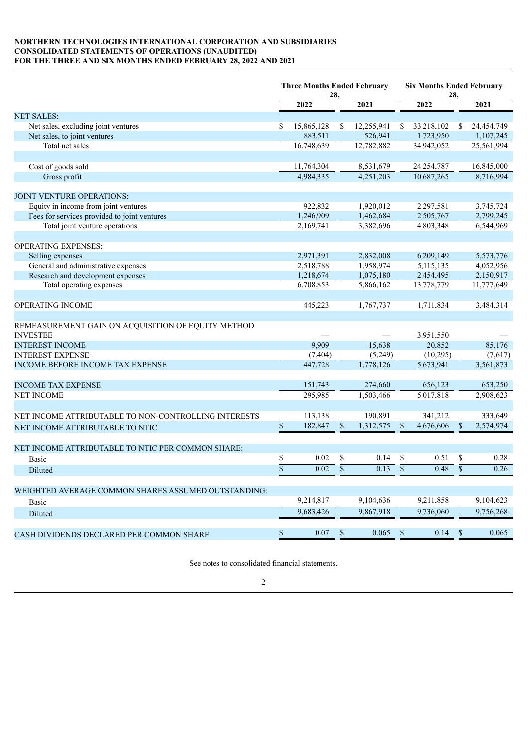**NORTHERN TECHNOLOGIES INTERNATIONAL CORPORATION AND SUBSIDIARIES**
**CONSOLIDATED STATEMENTS OF OPERATIONS (UNAUDITED)**
**FOR THE THREE AND SIX MONTHS ENDED FEBRUARY 28, 2022 AND 2021**

| | Three Months Ended February 28, | | Six Months Ended February 28, | |
|---|---|---|---|---|
| | 2022 | 2021 | 2022 | 2021 |
| NET SALES: | | | | |
| Net sales, excluding joint ventures | $ 15,865,128 | $ 12,255,941 | $ 33,218,102 | $ 24,454,749 |
| Net sales, to joint ventures | 883,511 | 526,941 | 1,723,950 | 1,107,245 |
| Total net sales | 16,748,639 | 12,782,882 | 34,942,052 | 25,561,994 |
| | | | | |
| Cost of goods sold | 11,764,304 | 8,531,679 | 24,254,787 | 16,845,000 |
| Gross profit | 4,984,335 | 4,251,203 | 10,687,265 | 8,716,994 |
| | | | | |
| JOINT VENTURE OPERATIONS: | | | | |
| Equity in income from joint ventures | 922,832 | 1,920,012 | 2,297,581 | 3,745,724 |
| Fees for services provided to joint ventures | 1,246,909 | 1,462,684 | 2,505,767 | 2,799,245 |
| Total joint venture operations | 2,169,741 | 3,382,696 | 4,803,348 | 6,544,969 |
| | | | | |
| OPERATING EXPENSES: | | | | |
| Selling expenses | 2,971,391 | 2,832,008 | 6,209,149 | 5,573,776 |
| General and administrative expenses | 2,518,788 | 1,958,974 | 5,115,135 | 4,052,956 |
| Research and development expenses | 1,218,674 | 1,075,180 | 2,454,495 | 2,150,917 |
| Total operating expenses | 6,708,853 | 5,866,162 | 13,778,779 | 11,777,649 |
| | | | | |
| OPERATING INCOME | 445,223 | 1,767,737 | 1,711,834 | 3,484,314 |
| | | | | |
| REMEASUREMENT GAIN ON ACQUISITION OF EQUITY METHOD INVESTEE | — | — | 3,951,550 | — |
| INTEREST INCOME | 9,909 | 15,638 | 20,852 | 85,176 |
| INTEREST EXPENSE | (7,404) | (5,249) | (10,295) | (7,617) |
| INCOME BEFORE INCOME TAX EXPENSE | 447,728 | 1,778,126 | 5,673,941 | 3,561,873 |
| | | | | |
| INCOME TAX EXPENSE | 151,743 | 274,660 | 656,123 | 653,250 |
| NET INCOME | 295,985 | 1,503,466 | 5,017,818 | 2,908,623 |
| | | | | |
| NET INCOME ATTRIBUTABLE TO NON-CONTROLLING INTERESTS | 113,138 | 190,891 | 341,212 | 333,649 |
| NET INCOME ATTRIBUTABLE TO NTIC | $ 182,847 | $ 1,312,575 | $ 4,676,606 | $ 2,574,974 |
| | | | | |
| NET INCOME ATTRIBUTABLE TO NTIC PER COMMON SHARE: | | | | |
| Basic | $ 0.02 | $ 0.14 | $ 0.51 | $ 0.28 |
| Diluted | $ 0.02 | $ 0.13 | $ 0.48 | $ 0.26 |
| | | | | |
| WEIGHTED AVERAGE COMMON SHARES ASSUMED OUTSTANDING: | | | | |
| Basic | 9,214,817 | 9,104,636 | 9,211,858 | 9,104,623 |
| Diluted | 9,683,426 | 9,867,918 | 9,736,060 | 9,756,268 |
| | | | | |
| CASH DIVIDENDS DECLARED PER COMMON SHARE | $ 0.07 | $ 0.065 | $ 0.14 | $ 0.065 |

See notes to consolidated financial statements.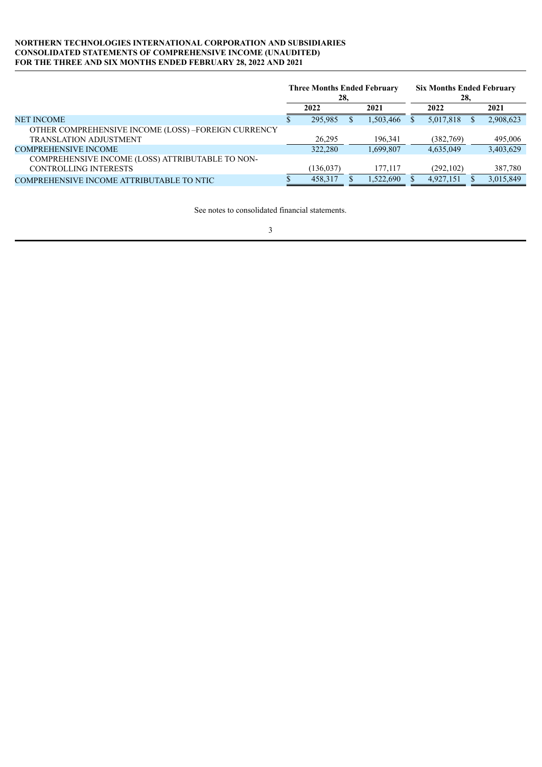**NORTHERN TECHNOLOGIES INTERNATIONAL CORPORATION AND SUBSIDIARIES**
**CONSOLIDATED STATEMENTS OF COMPREHENSIVE INCOME (UNAUDITED)**
**FOR THE THREE AND SIX MONTHS ENDED FEBRUARY 28, 2022 AND 2021**

| | Three Months Ended February 28, | | Six Months Ended February 28, | |
|---|---|---|---|---|
| | 2022 | 2021 | 2022 | 2021 |
| NET INCOME | $ 295,985 | $ 1,503,466 | $ 5,017,818 | $ 2,908,623 |
| OTHER COMPREHENSIVE INCOME (LOSS) –FOREIGN CURRENCY TRANSLATION ADJUSTMENT | 26,295 | 196,341 | (382,769) | 495,006 |
| COMPREHENSIVE INCOME | 322,280 | 1,699,807 | 4,635,049 | 3,403,629 |
| COMPREHENSIVE INCOME (LOSS) ATTRIBUTABLE TO NON-CONTROLLING INTERESTS | (136,037) | 177,117 | (292,102) | 387,780 |
| COMPREHENSIVE INCOME ATTRIBUTABLE TO NTIC | $ 458,317 | $ 1,522,690 | $ 4,927,151 | $ 3,015,849 |

See notes to consolidated financial statements.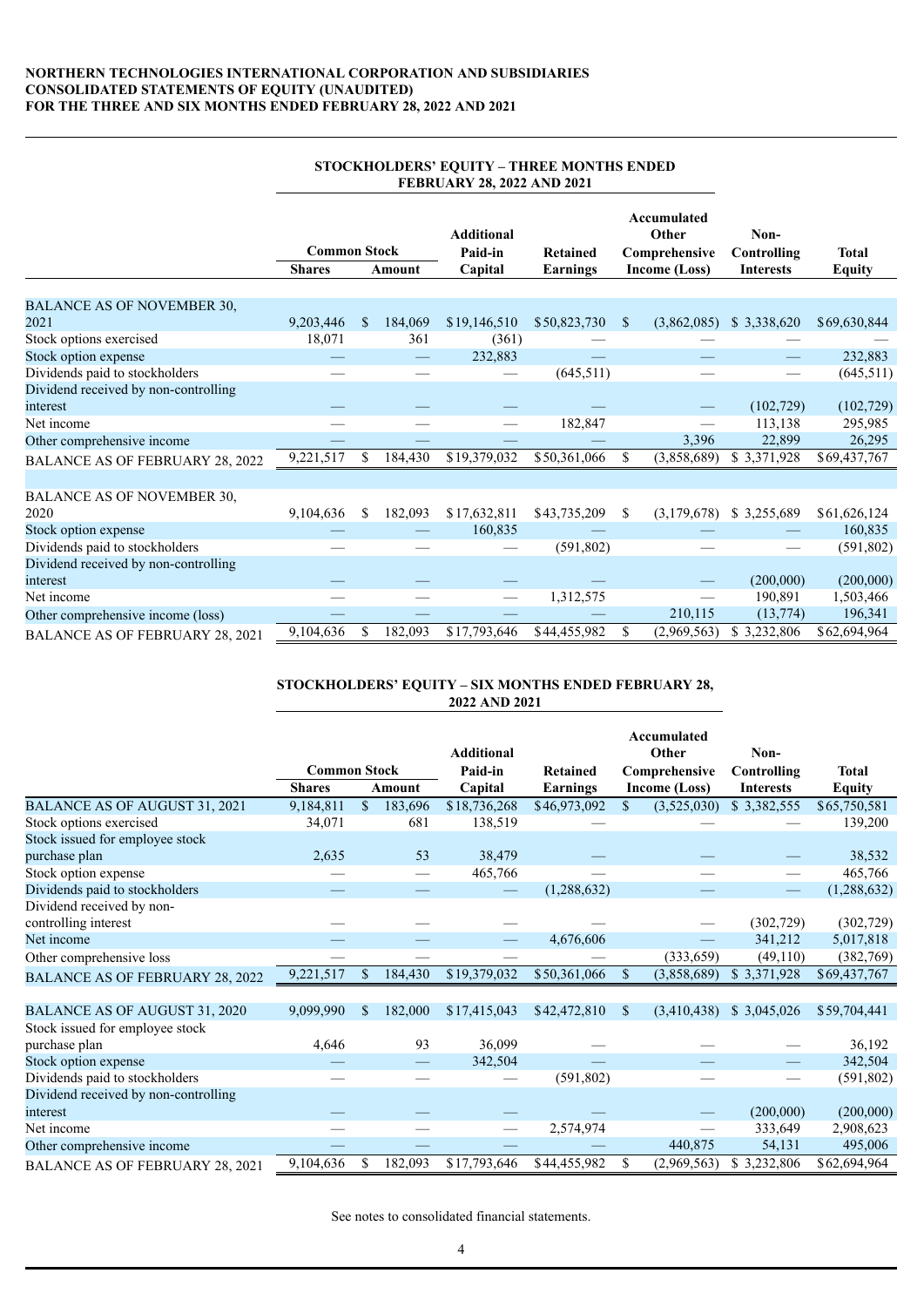**NORTHERN TECHNOLOGIES INTERNATIONAL CORPORATION AND SUBSIDIARIES**
**CONSOLIDATED STATEMENTS OF EQUITY (UNAUDITED)**
**FOR THE THREE AND SIX MONTHS ENDED FEBRUARY 28, 2022 AND 2021**

**STOCKHOLDERS' EQUITY – THREE MONTHS ENDED FEBRUARY 28, 2022 AND 2021**

| | Common Stock Shares | Common Stock Amount | Additional Paid-in Capital | Retained Earnings | Accumulated Other Comprehensive Income (Loss) | Non-Controlling Interests | Total Equity |
|---|---|---|---|---|---|---|---|
| BALANCE AS OF NOVEMBER 30, 2021 | 9,203,446 | $ 184,069 | $19,146,510 | $50,823,730 | $ (3,862,085) | $ 3,338,620 | $69,630,844 |
| Stock options exercised | 18,071 | 361 | (361) | — | — | — | — |
| Stock option expense | — | — | 232,883 | — | — | — | 232,883 |
| Dividends paid to stockholders | — | — | — | (645,511) | — | — | (645,511) |
| Dividend received by non-controlling interest | — | — | — | — | — | (102,729) | (102,729) |
| Net income | — | — | — | 182,847 | — | 113,138 | 295,985 |
| Other comprehensive income | — | — | — | — | 3,396 | 22,899 | 26,295 |
| BALANCE AS OF FEBRUARY 28, 2022 | 9,221,517 | $ 184,430 | $19,379,032 | $50,361,066 | $ (3,858,689) | $ 3,371,928 | $69,437,767 |
| | | | | | | | |
| BALANCE AS OF NOVEMBER 30, 2020 | 9,104,636 | $ 182,093 | $17,632,811 | $43,735,209 | $ (3,179,678) | $ 3,255,689 | $61,626,124 |
| Stock option expense | — | — | 160,835 | — | — | — | 160,835 |
| Dividends paid to stockholders | — | — | — | (591,802) | — | — | (591,802) |
| Dividend received by non-controlling interest | — | — | — | — | — | (200,000) | (200,000) |
| Net income | — | — | — | 1,312,575 | — | 190,891 | 1,503,466 |
| Other comprehensive income (loss) | — | — | — | — | 210,115 | (13,774) | 196,341 |
| BALANCE AS OF FEBRUARY 28, 2021 | 9,104,636 | $ 182,093 | $17,793,646 | $44,455,982 | $ (2,969,563) | $ 3,232,806 | $62,694,964 |

**STOCKHOLDERS' EQUITY – SIX MONTHS ENDED FEBRUARY 28, 2022 AND 2021**

| | Common Stock Shares | Common Stock Amount | Additional Paid-in Capital | Retained Earnings | Accumulated Other Comprehensive Income (Loss) | Non-Controlling Interests | Total Equity |
|---|---|---|---|---|---|---|---|
| BALANCE AS OF AUGUST 31, 2021 | 9,184,811 | $ 183,696 | $18,736,268 | $46,973,092 | $ (3,525,030) | $ 3,382,555 | $65,750,581 |
| Stock options exercised | 34,071 | 681 | 138,519 | — | — | — | 139,200 |
| Stock issued for employee stock purchase plan | 2,635 | 53 | 38,479 | — | — | — | 38,532 |
| Stock option expense | — | — | 465,766 | — | — | — | 465,766 |
| Dividends paid to stockholders | — | — | — | (1,288,632) | — | — | (1,288,632) |
| Dividend received by non-controlling interest | — | — | — | — | — | (302,729) | (302,729) |
| Net income | — | — | — | 4,676,606 | — | 341,212 | 5,017,818 |
| Other comprehensive loss | — | — | — | — | (333,659) | (49,110) | (382,769) |
| BALANCE AS OF FEBRUARY 28, 2022 | 9,221,517 | $ 184,430 | $19,379,032 | $50,361,066 | $ (3,858,689) | $ 3,371,928 | $69,437,767 |
| | | | | | | | |
| BALANCE AS OF AUGUST 31, 2020 | 9,099,990 | $ 182,000 | $17,415,043 | $42,472,810 | $ (3,410,438) | $ 3,045,026 | $59,704,441 |
| Stock issued for employee stock purchase plan | 4,646 | 93 | 36,099 | — | — | — | 36,192 |
| Stock option expense | — | — | 342,504 | — | — | — | 342,504 |
| Dividends paid to stockholders | — | — | — | (591,802) | — | — | (591,802) |
| Dividend received by non-controlling interest | — | — | — | — | — | (200,000) | (200,000) |
| Net income | — | — | — | 2,574,974 | — | 333,649 | 2,908,623 |
| Other comprehensive income | — | — | — | — | 440,875 | 54,131 | 495,006 |
| BALANCE AS OF FEBRUARY 28, 2021 | 9,104,636 | $ 182,093 | $17,793,646 | $44,455,982 | $ (2,969,563) | $ 3,232,806 | $62,694,964 |

See notes to consolidated financial statements.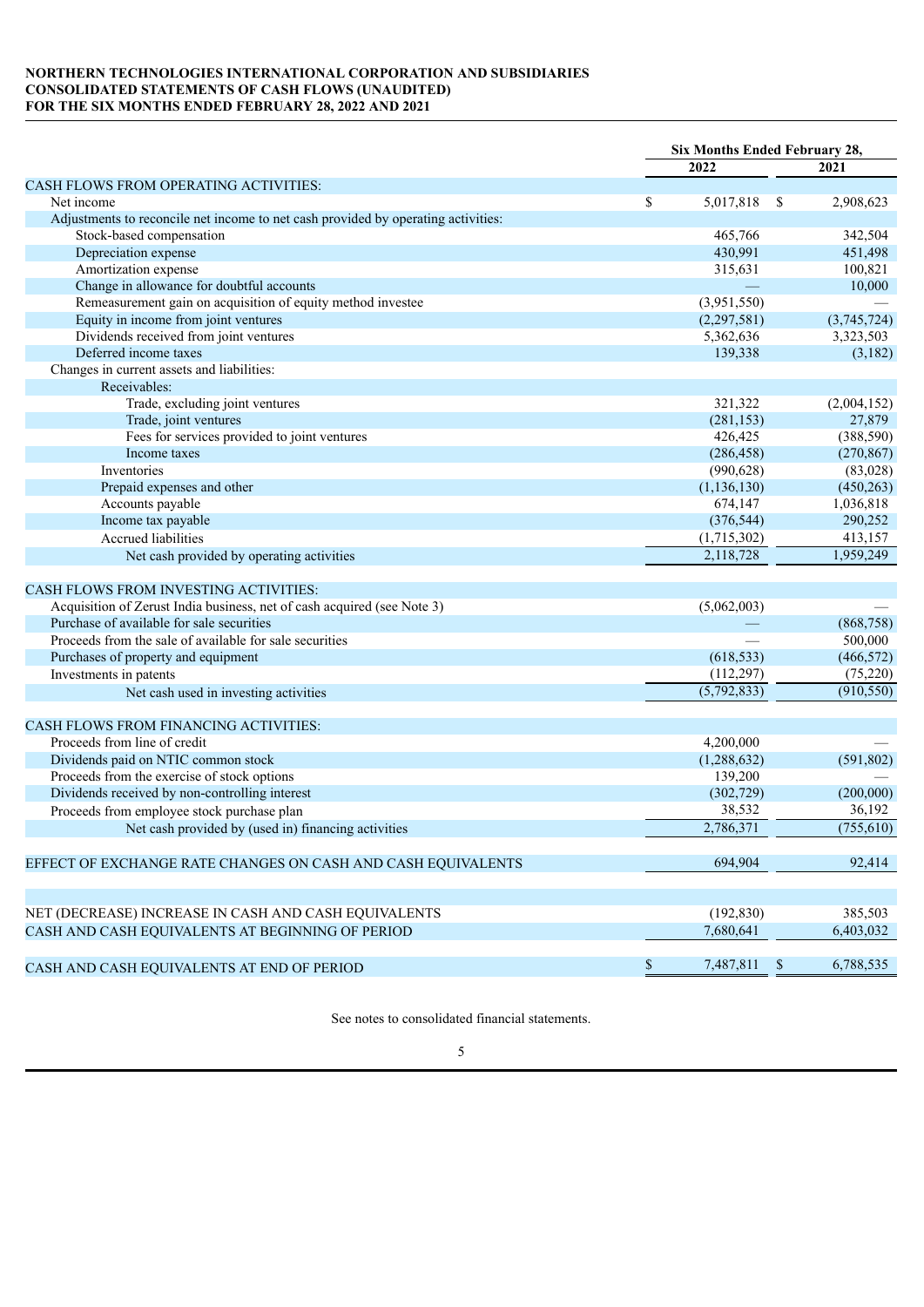**NORTHERN TECHNOLOGIES INTERNATIONAL CORPORATION AND SUBSIDIARIES**
**CONSOLIDATED STATEMENTS OF CASH FLOWS (UNAUDITED)**
**FOR THE SIX MONTHS ENDED FEBRUARY 28, 2022 AND 2021**

| | Six Months Ended February 28, | |
|---|---|---|
| | 2022 | 2021 |
| CASH FLOWS FROM OPERATING ACTIVITIES: | | |
| Net income | $ 5,017,818 | $ 2,908,623 |
| Adjustments to reconcile net income to net cash provided by operating activities: | | |
| Stock-based compensation | 465,766 | 342,504 |
| Depreciation expense | 430,991 | 451,498 |
| Amortization expense | 315,631 | 100,821 |
| Change in allowance for doubtful accounts | — | 10,000 |
| Remeasurement gain on acquisition of equity method investee | (3,951,550) | — |
| Equity in income from joint ventures | (2,297,581) | (3,745,724) |
| Dividends received from joint ventures | 5,362,636 | 3,323,503 |
| Deferred income taxes | 139,338 | (3,182) |
| Changes in current assets and liabilities: | | |
| Receivables: | | |
| Trade, excluding joint ventures | 321,322 | (2,004,152) |
| Trade, joint ventures | (281,153) | 27,879 |
| Fees for services provided to joint ventures | 426,425 | (388,590) |
| Income taxes | (286,458) | (270,867) |
| Inventories | (990,628) | (83,028) |
| Prepaid expenses and other | (1,136,130) | (450,263) |
| Accounts payable | 674,147 | 1,036,818 |
| Income tax payable | (376,544) | 290,252 |
| Accrued liabilities | (1,715,302) | 413,157 |
| Net cash provided by operating activities | 2,118,728 | 1,959,249 |
| | | |
| CASH FLOWS FROM INVESTING ACTIVITIES: | | |
| Acquisition of Zerust India business, net of cash acquired (see Note 3) | (5,062,003) | — |
| Purchase of available for sale securities | — | (868,758) |
| Proceeds from the sale of available for sale securities | — | 500,000 |
| Purchases of property and equipment | (618,533) | (466,572) |
| Investments in patents | (112,297) | (75,220) |
| Net cash used in investing activities | (5,792,833) | (910,550) |
| | | |
| CASH FLOWS FROM FINANCING ACTIVITIES: | | |
| Proceeds from line of credit | 4,200,000 | — |
| Dividends paid on NTIC common stock | (1,288,632) | (591,802) |
| Proceeds from the exercise of stock options | 139,200 | — |
| Dividends received by non-controlling interest | (302,729) | (200,000) |
| Proceeds from employee stock purchase plan | 38,532 | 36,192 |
| Net cash provided by (used in) financing activities | 2,786,371 | (755,610) |
| | | |
| EFFECT OF EXCHANGE RATE CHANGES ON CASH AND CASH EQUIVALENTS | 694,904 | 92,414 |
| | | |
| NET (DECREASE) INCREASE IN CASH AND CASH EQUIVALENTS | (192,830) | 385,503 |
| CASH AND CASH EQUIVALENTS AT BEGINNING OF PERIOD | 7,680,641 | 6,403,032 |
| | | |
| CASH AND CASH EQUIVALENTS AT END OF PERIOD | $ 7,487,811 | $ 6,788,535 |

See notes to consolidated financial statements.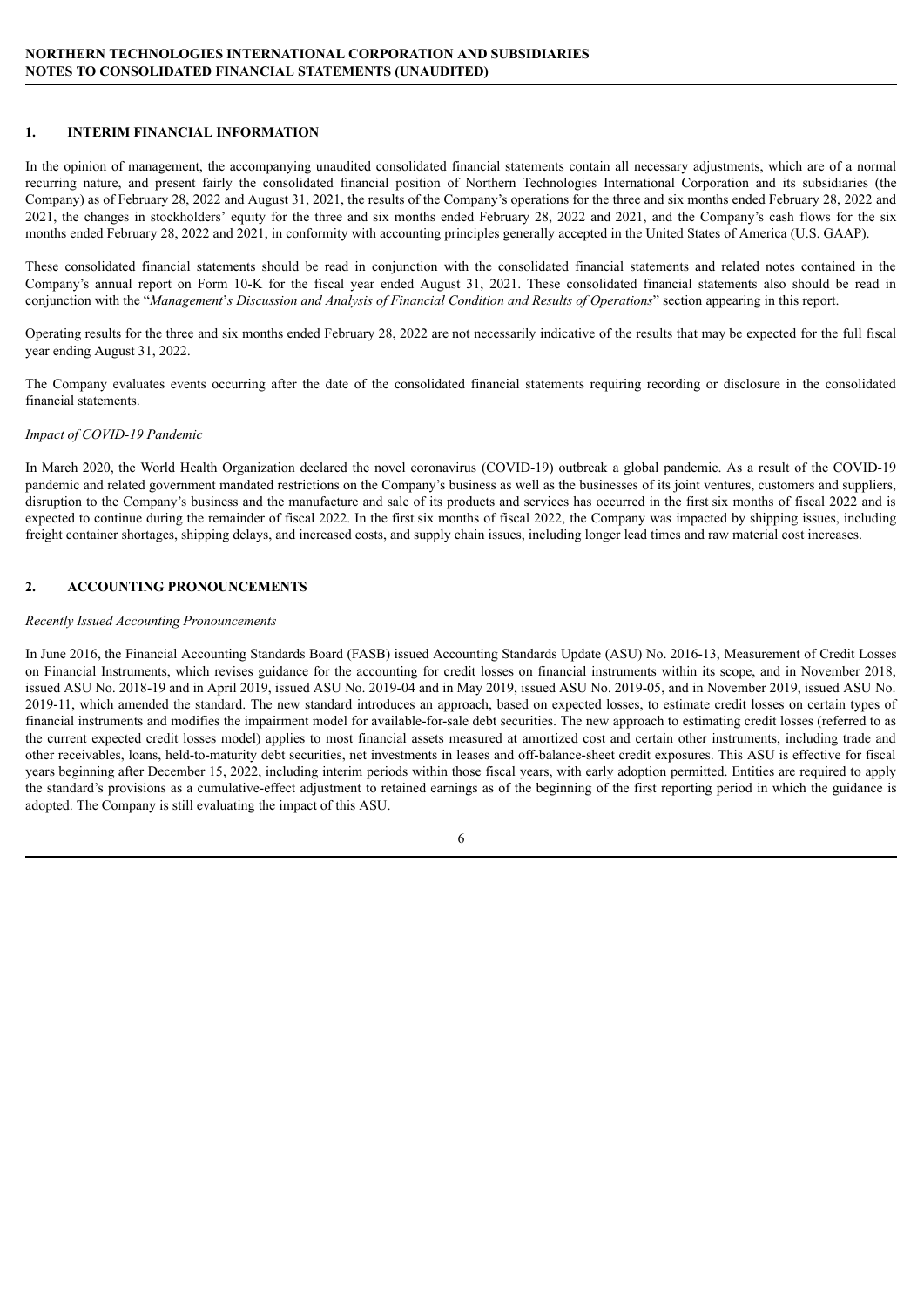**NORTHERN TECHNOLOGIES INTERNATIONAL CORPORATION AND SUBSIDIARIES**
**NOTES TO CONSOLIDATED FINANCIAL STATEMENTS (UNAUDITED)**

## 1. INTERIM FINANCIAL INFORMATION

In the opinion of management, the accompanying unaudited consolidated financial statements contain all necessary adjustments, which are of a normal recurring nature, and present fairly the consolidated financial position of Northern Technologies International Corporation and its subsidiaries (the Company) as of February 28, 2022 and August 31, 2021, the results of the Company's operations for the three and six months ended February 28, 2022 and 2021, the changes in stockholders' equity for the three and six months ended February 28, 2022 and 2021, and the Company's cash flows for the six months ended February 28, 2022 and 2021, in conformity with accounting principles generally accepted in the United States of America (U.S. GAAP).

These consolidated financial statements should be read in conjunction with the consolidated financial statements and related notes contained in the Company's annual report on Form 10-K for the fiscal year ended August 31, 2021. These consolidated financial statements also should be read in conjunction with the "*Management*'*s Discussion and Analysis of Financial Condition and Results of Operations*" section appearing in this report.

Operating results for the three and six months ended February 28, 2022 are not necessarily indicative of the results that may be expected for the full fiscal year ending August 31, 2022.

The Company evaluates events occurring after the date of the consolidated financial statements requiring recording or disclosure in the consolidated financial statements.

*Impact of COVID-19 Pandemic*

In March 2020, the World Health Organization declared the novel coronavirus (COVID-19) outbreak a global pandemic. As a result of the COVID-19 pandemic and related government mandated restrictions on the Company's business as well as the businesses of its joint ventures, customers and suppliers, disruption to the Company's business and the manufacture and sale of its products and services has occurred in the first six months of fiscal 2022 and is expected to continue during the remainder of fiscal 2022. In the first six months of fiscal 2022, the Company was impacted by shipping issues, including freight container shortages, shipping delays, and increased costs, and supply chain issues, including longer lead times and raw material cost increases.

## 2. ACCOUNTING PRONOUNCEMENTS

*Recently Issued Accounting Pronouncements*

In June 2016, the Financial Accounting Standards Board (FASB) issued Accounting Standards Update (ASU) No. 2016-13, Measurement of Credit Losses on Financial Instruments, which revises guidance for the accounting for credit losses on financial instruments within its scope, and in November 2018, issued ASU No. 2018-19 and in April 2019, issued ASU No. 2019-04 and in May 2019, issued ASU No. 2019-05, and in November 2019, issued ASU No. 2019-11, which amended the standard. The new standard introduces an approach, based on expected losses, to estimate credit losses on certain types of financial instruments and modifies the impairment model for available-for-sale debt securities. The new approach to estimating credit losses (referred to as the current expected credit losses model) applies to most financial assets measured at amortized cost and certain other instruments, including trade and other receivables, loans, held-to-maturity debt securities, net investments in leases and off-balance-sheet credit exposures. This ASU is effective for fiscal years beginning after December 15, 2022, including interim periods within those fiscal years, with early adoption permitted. Entities are required to apply the standard's provisions as a cumulative-effect adjustment to retained earnings as of the beginning of the first reporting period in which the guidance is adopted. The Company is still evaluating the impact of this ASU.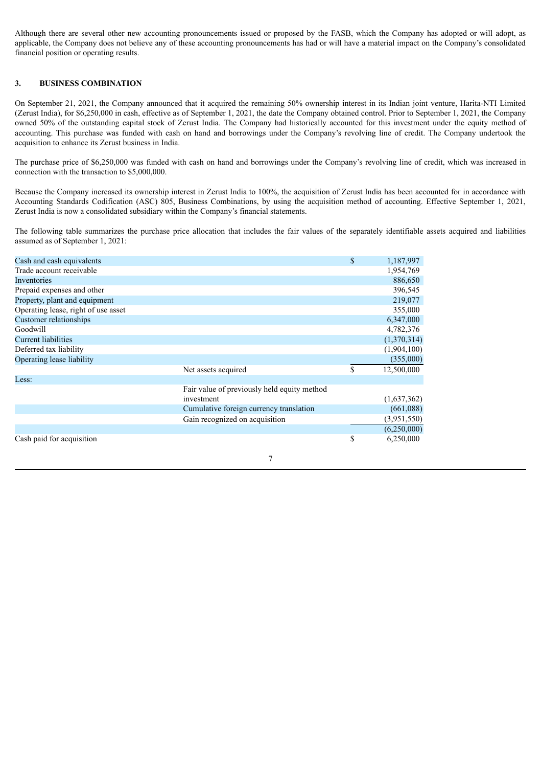Although there are several other new accounting pronouncements issued or proposed by the FASB, which the Company has adopted or will adopt, as applicable, the Company does not believe any of these accounting pronouncements has had or will have a material impact on the Company's consolidated financial position or operating results.

### 3. BUSINESS COMBINATION

On September 21, 2021, the Company announced that it acquired the remaining 50% ownership interest in its Indian joint venture, Harita-NTI Limited (Zerust India), for $6,250,000 in cash, effective as of September 1, 2021, the date the Company obtained control. Prior to September 1, 2021, the Company owned 50% of the outstanding capital stock of Zerust India. The Company had historically accounted for this investment under the equity method of accounting. This purchase was funded with cash on hand and borrowings under the Company's revolving line of credit. The Company undertook the acquisition to enhance its Zerust business in India.

The purchase price of $6,250,000 was funded with cash on hand and borrowings under the Company's revolving line of credit, which was increased in connection with the transaction to $5,000,000.

Because the Company increased its ownership interest in Zerust India to 100%, the acquisition of Zerust India has been accounted for in accordance with Accounting Standards Codification (ASC) 805, Business Combinations, by using the acquisition method of accounting. Effective September 1, 2021, Zerust India is now a consolidated subsidiary within the Company's financial statements.

The following table summarizes the purchase price allocation that includes the fair values of the separately identifiable assets acquired and liabilities assumed as of September 1, 2021:

| | | | |
|---|---|---|---|
| Cash and cash equivalents | | $ | 1,187,997 |
| Trade account receivable | | | 1,954,769 |
| Inventories | | | 886,650 |
| Prepaid expenses and other | | | 396,545 |
| Property, plant and equipment | | | 219,077 |
| Operating lease, right of use asset | | | 355,000 |
| Customer relationships | | | 6,347,000 |
| Goodwill | | | 4,782,376 |
| Current liabilities | | | (1,370,314) |
| Deferred tax liability | | | (1,904,100) |
| Operating lease liability | | | (355,000) |
| | Net assets acquired | $ | 12,500,000 |
| Less: | | | |
| | Fair value of previously held equity method investment | | (1,637,362) |
| | Cumulative foreign currency translation | | (661,088) |
| | Gain recognized on acquisition | | (3,951,550) |
| | | | (6,250,000) |
| Cash paid for acquisition | | $ | 6,250,000 |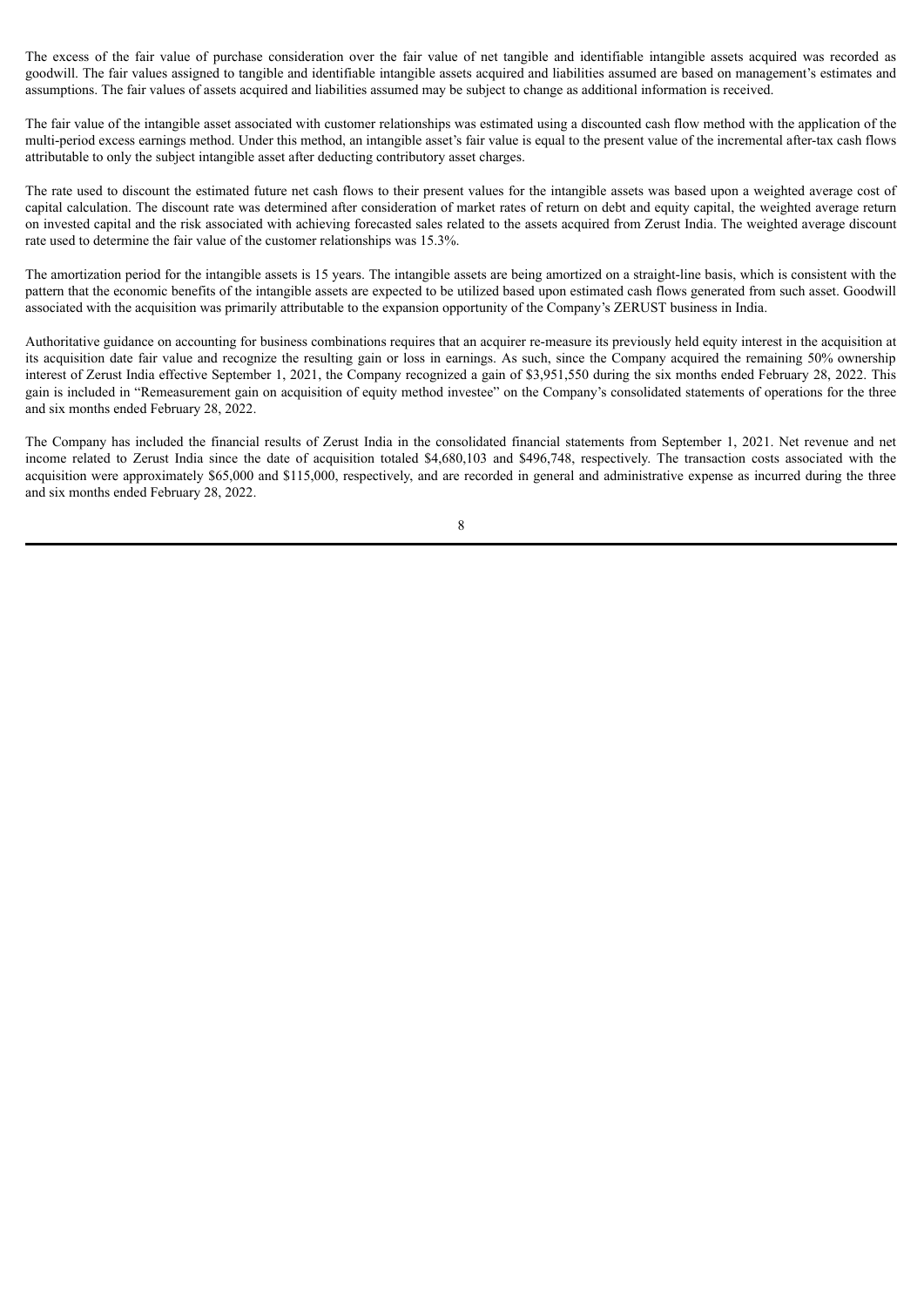The excess of the fair value of purchase consideration over the fair value of net tangible and identifiable intangible assets acquired was recorded as goodwill. The fair values assigned to tangible and identifiable intangible assets acquired and liabilities assumed are based on management's estimates and assumptions. The fair values of assets acquired and liabilities assumed may be subject to change as additional information is received.

The fair value of the intangible asset associated with customer relationships was estimated using a discounted cash flow method with the application of the multi-period excess earnings method. Under this method, an intangible asset's fair value is equal to the present value of the incremental after-tax cash flows attributable to only the subject intangible asset after deducting contributory asset charges.

The rate used to discount the estimated future net cash flows to their present values for the intangible assets was based upon a weighted average cost of capital calculation. The discount rate was determined after consideration of market rates of return on debt and equity capital, the weighted average return on invested capital and the risk associated with achieving forecasted sales related to the assets acquired from Zerust India. The weighted average discount rate used to determine the fair value of the customer relationships was 15.3%.

The amortization period for the intangible assets is 15 years. The intangible assets are being amortized on a straight-line basis, which is consistent with the pattern that the economic benefits of the intangible assets are expected to be utilized based upon estimated cash flows generated from such asset. Goodwill associated with the acquisition was primarily attributable to the expansion opportunity of the Company's ZERUST business in India.

Authoritative guidance on accounting for business combinations requires that an acquirer re-measure its previously held equity interest in the acquisition at its acquisition date fair value and recognize the resulting gain or loss in earnings. As such, since the Company acquired the remaining 50% ownership interest of Zerust India effective September 1, 2021, the Company recognized a gain of $3,951,550 during the six months ended February 28, 2022. This gain is included in "Remeasurement gain on acquisition of equity method investee" on the Company's consolidated statements of operations for the three and six months ended February 28, 2022.

The Company has included the financial results of Zerust India in the consolidated financial statements from September 1, 2021. Net revenue and net income related to Zerust India since the date of acquisition totaled $4,680,103 and $496,748, respectively. The transaction costs associated with the acquisition were approximately $65,000 and $115,000, respectively, and are recorded in general and administrative expense as incurred during the three and six months ended February 28, 2022.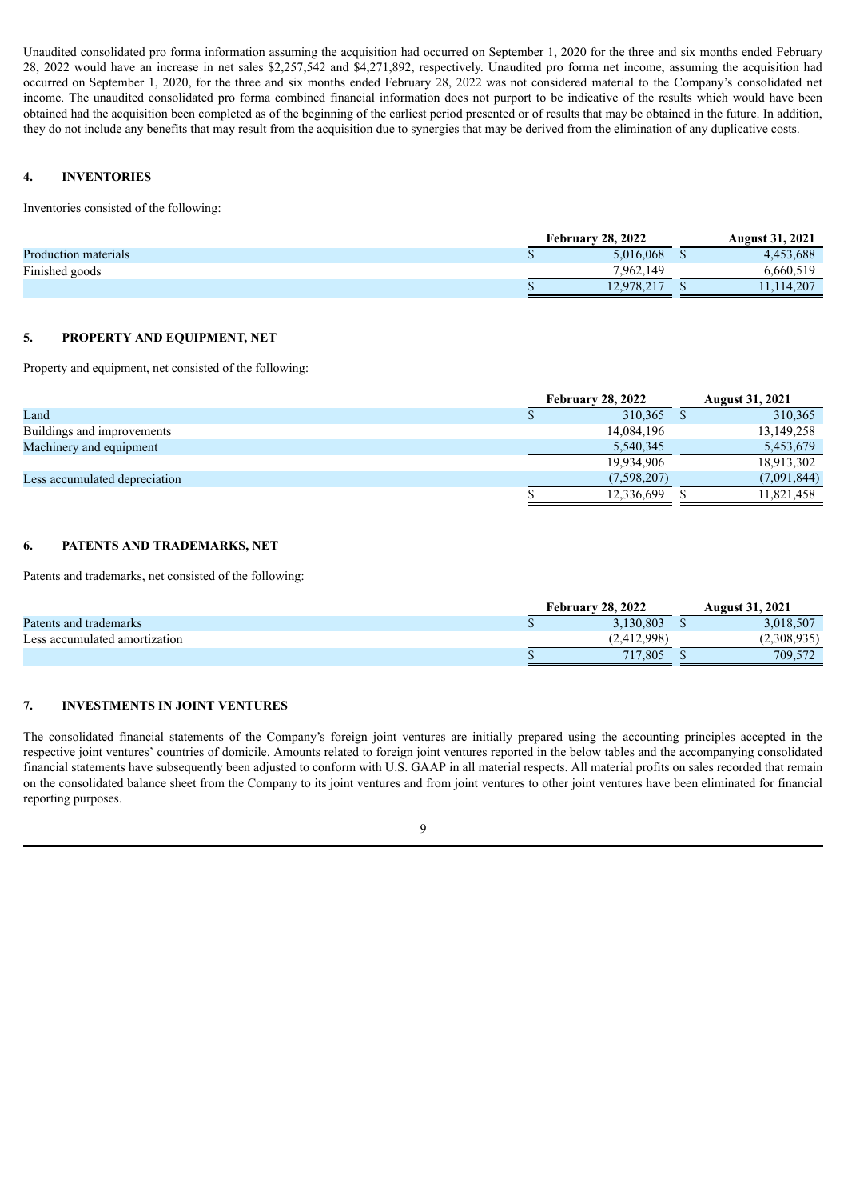Unaudited consolidated pro forma information assuming the acquisition had occurred on September 1, 2020 for the three and six months ended February 28, 2022 would have an increase in net sales $2,257,542 and $4,271,892, respectively. Unaudited pro forma net income, assuming the acquisition had occurred on September 1, 2020, for the three and six months ended February 28, 2022 was not considered material to the Company's consolidated net income. The unaudited consolidated pro forma combined financial information does not purport to be indicative of the results which would have been obtained had the acquisition been completed as of the beginning of the earliest period presented or of results that may be obtained in the future. In addition, they do not include any benefits that may result from the acquisition due to synergies that may be derived from the elimination of any duplicative costs.

## 4. INVENTORIES

Inventories consisted of the following:

| | February 28, 2022 | August 31, 2021 |
|---|---|---|
| Production materials | $ 5,016,068 | $ 4,453,688 |
| Finished goods | 7,962,149 | 6,660,519 |
| | $ 12,978,217 | $ 11,114,207 |

## 5. PROPERTY AND EQUIPMENT, NET

Property and equipment, net consisted of the following:

| | February 28, 2022 | August 31, 2021 |
|---|---|---|
| Land | $ 310,365 | $ 310,365 |
| Buildings and improvements | 14,084,196 | 13,149,258 |
| Machinery and equipment | 5,540,345 | 5,453,679 |
| | 19,934,906 | 18,913,302 |
| Less accumulated depreciation | (7,598,207) | (7,091,844) |
| | $ 12,336,699 | $ 11,821,458 |

## 6. PATENTS AND TRADEMARKS, NET

Patents and trademarks, net consisted of the following:

| | February 28, 2022 | August 31, 2021 |
|---|---|---|
| Patents and trademarks | $ 3,130,803 | $ 3,018,507 |
| Less accumulated amortization | (2,412,998) | (2,308,935) |
| | $ 717,805 | $ 709,572 |

## 7. INVESTMENTS IN JOINT VENTURES

The consolidated financial statements of the Company's foreign joint ventures are initially prepared using the accounting principles accepted in the respective joint ventures' countries of domicile. Amounts related to foreign joint ventures reported in the below tables and the accompanying consolidated financial statements have subsequently been adjusted to conform with U.S. GAAP in all material respects. All material profits on sales recorded that remain on the consolidated balance sheet from the Company to its joint ventures and from joint ventures to other joint ventures have been eliminated for financial reporting purposes.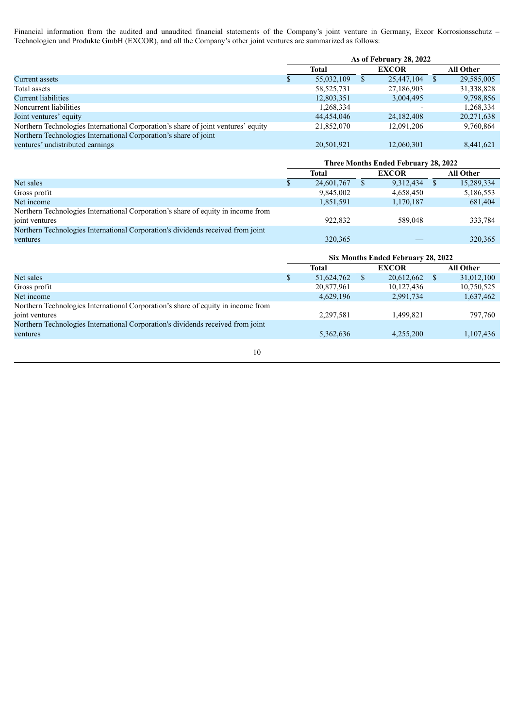Financial information from the audited and unaudited financial statements of the Company's joint venture in Germany, Excor Korrosionsschutz – Technologien und Produkte GmbH (EXCOR), and all the Company's other joint ventures are summarized as follows:

| | As of February 28, 2022 | | |
|---|---|---|---|
| | Total | EXCOR | All Other |
| Current assets | $ 55,032,109 | $ 25,447,104 | $ 29,585,005 |
| Total assets | 58,525,731 | 27,186,903 | 31,338,828 |
| Current liabilities | 12,803,351 | 3,004,495 | 9,798,856 |
| Noncurrent liabilities | 1,268,334 | - | 1,268,334 |
| Joint ventures' equity | 44,454,046 | 24,182,408 | 20,271,638 |
| Northern Technologies International Corporation's share of joint ventures' equity | 21,852,070 | 12,091,206 | 9,760,864 |
| Northern Technologies International Corporation's share of joint ventures' undistributed earnings | 20,501,921 | 12,060,301 | 8,441,621 |

| | Three Months Ended February 28, 2022 | | |
|---|---|---|---|
| | Total | EXCOR | All Other |
| Net sales | $ 24,601,767 | $ 9,312,434 | $ 15,289,334 |
| Gross profit | 9,845,002 | 4,658,450 | 5,186,553 |
| Net income | 1,851,591 | 1,170,187 | 681,404 |
| Northern Technologies International Corporation's share of equity in income from joint ventures | 922,832 | 589,048 | 333,784 |
| Northern Technologies International Corporation's dividends received from joint ventures | 320,365 | — | 320,365 |

| | Six Months Ended February 28, 2022 | | |
|---|---|---|---|
| | Total | EXCOR | All Other |
| Net sales | $ 51,624,762 | $ 20,612,662 | $ 31,012,100 |
| Gross profit | 20,877,961 | 10,127,436 | 10,750,525 |
| Net income | 4,629,196 | 2,991,734 | 1,637,462 |
| Northern Technologies International Corporation's share of equity in income from joint ventures | 2,297,581 | 1,499,821 | 797,760 |
| Northern Technologies International Corporation's dividends received from joint ventures | 5,362,636 | 4,255,200 | 1,107,436 |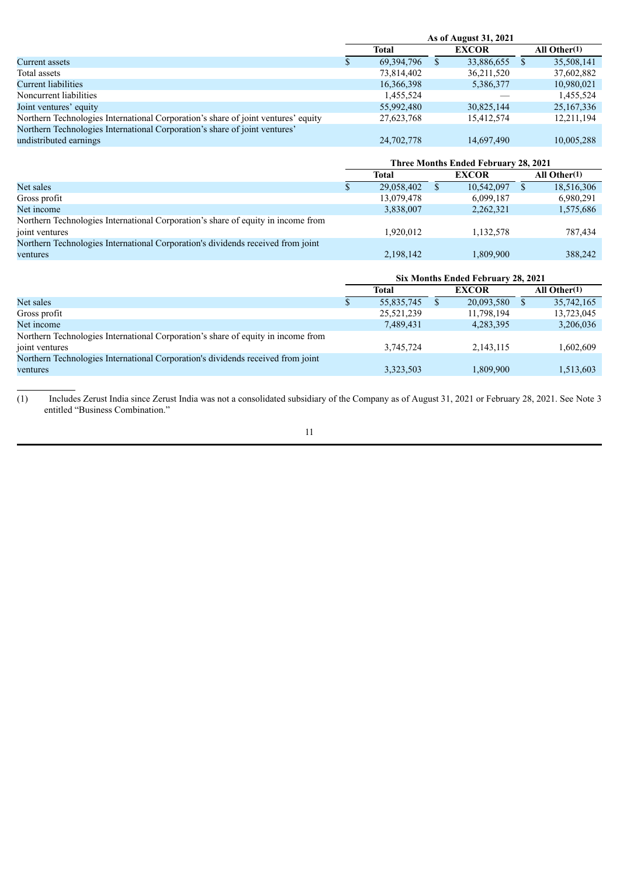| | As of August 31, 2021 | | |
|---|---|---|---|
| | Total | EXCOR | All Other(1) |
| Current assets | $ 69,394,796 | $ 33,886,655 | $ 35,508,141 |
| Total assets | 73,814,402 | 36,211,520 | 37,602,882 |
| Current liabilities | 16,366,398 | 5,386,377 | 10,980,021 |
| Noncurrent liabilities | 1,455,524 | — | 1,455,524 |
| Joint ventures' equity | 55,992,480 | 30,825,144 | 25,167,336 |
| Northern Technologies International Corporation's share of joint ventures' equity | 27,623,768 | 15,412,574 | 12,211,194 |
| Northern Technologies International Corporation's share of joint ventures' undistributed earnings | 24,702,778 | 14,697,490 | 10,005,288 |

| | Three Months Ended February 28, 2021 | | |
|---|---|---|---|
| | Total | EXCOR | All Other(1) |
| Net sales | $ 29,058,402 | $ 10,542,097 | $ 18,516,306 |
| Gross profit | 13,079,478 | 6,099,187 | 6,980,291 |
| Net income | 3,838,007 | 2,262,321 | 1,575,686 |
| Northern Technologies International Corporation's share of equity in income from joint ventures | 1,920,012 | 1,132,578 | 787,434 |
| Northern Technologies International Corporation's dividends received from joint ventures | 2,198,142 | 1,809,900 | 388,242 |

| | Six Months Ended February 28, 2021 | | |
|---|---|---|---|
| | Total | EXCOR | All Other(1) |
| Net sales | $ 55,835,745 | $ 20,093,580 | $ 35,742,165 |
| Gross profit | 25,521,239 | 11,798,194 | 13,723,045 |
| Net income | 7,489,431 | 4,283,395 | 3,206,036 |
| Northern Technologies International Corporation's share of equity in income from joint ventures | 3,745,724 | 2,143,115 | 1,602,609 |
| Northern Technologies International Corporation's dividends received from joint ventures | 3,323,503 | 1,809,900 | 1,513,603 |

(1) Includes Zerust India since Zerust India was not a consolidated subsidiary of the Company as of August 31, 2021 or February 28, 2021. See Note 3 entitled "Business Combination."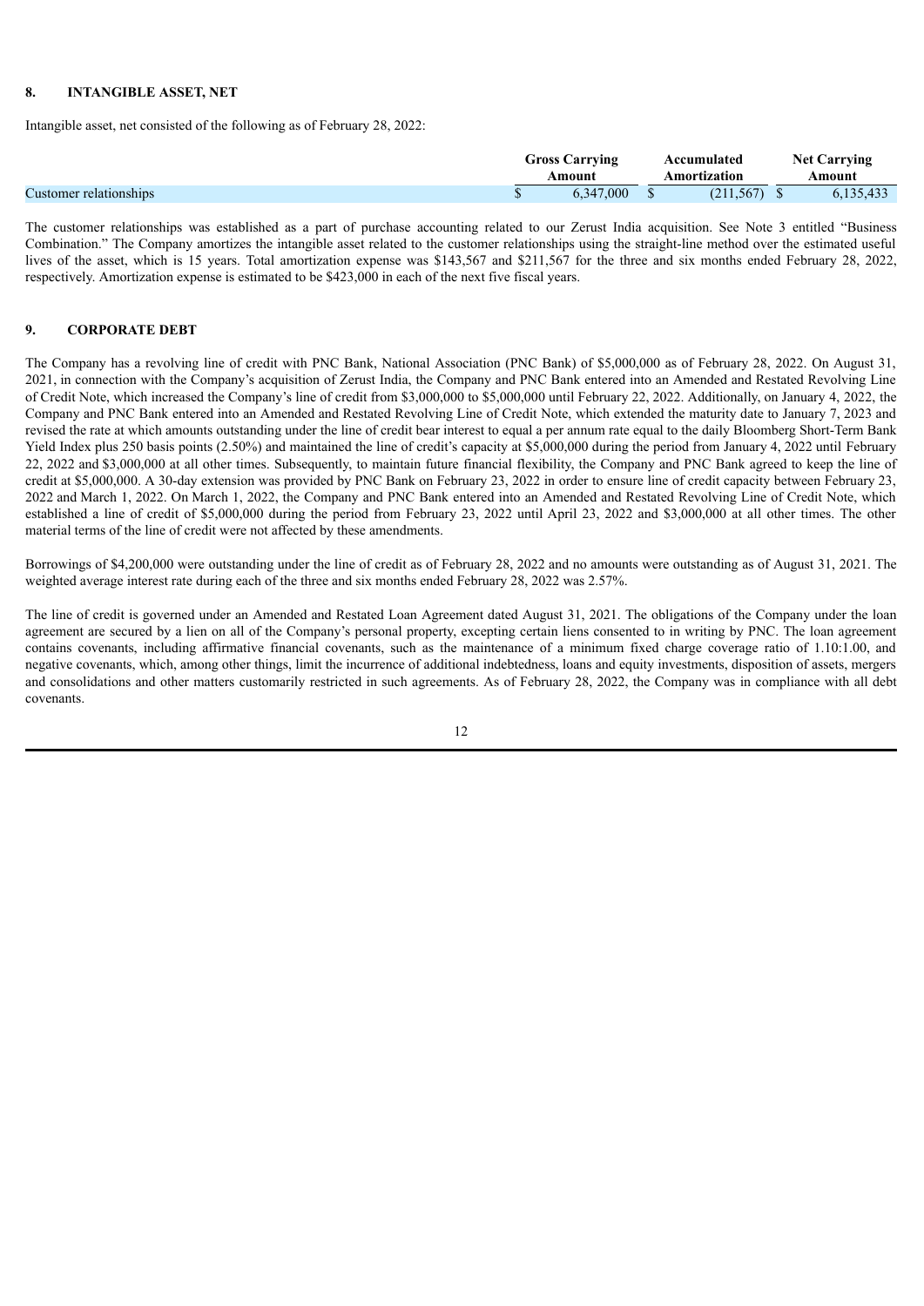## 8. INTANGIBLE ASSET, NET

Intangible asset, net consisted of the following as of February 28, 2022:

| | Gross Carrying Amount | Accumulated Amortization | Net Carrying Amount |
|---|---|---|---|
| Customer relationships | $ 6,347,000 | $ (211,567) | $ 6,135,433 |

The customer relationships was established as a part of purchase accounting related to our Zerust India acquisition. See Note 3 entitled "Business Combination." The Company amortizes the intangible asset related to the customer relationships using the straight-line method over the estimated useful lives of the asset, which is 15 years. Total amortization expense was $143,567 and $211,567 for the three and six months ended February 28, 2022, respectively. Amortization expense is estimated to be $423,000 in each of the next five fiscal years.

## 9. CORPORATE DEBT

The Company has a revolving line of credit with PNC Bank, National Association (PNC Bank) of $5,000,000 as of February 28, 2022. On August 31, 2021, in connection with the Company's acquisition of Zerust India, the Company and PNC Bank entered into an Amended and Restated Revolving Line of Credit Note, which increased the Company's line of credit from $3,000,000 to $5,000,000 until February 22, 2022. Additionally, on January 4, 2022, the Company and PNC Bank entered into an Amended and Restated Revolving Line of Credit Note, which extended the maturity date to January 7, 2023 and revised the rate at which amounts outstanding under the line of credit bear interest to equal a per annum rate equal to the daily Bloomberg Short-Term Bank Yield Index plus 250 basis points (2.50%) and maintained the line of credit's capacity at $5,000,000 during the period from January 4, 2022 until February 22, 2022 and $3,000,000 at all other times. Subsequently, to maintain future financial flexibility, the Company and PNC Bank agreed to keep the line of credit at $5,000,000. A 30-day extension was provided by PNC Bank on February 23, 2022 in order to ensure line of credit capacity between February 23, 2022 and March 1, 2022. On March 1, 2022, the Company and PNC Bank entered into an Amended and Restated Revolving Line of Credit Note, which established a line of credit of $5,000,000 during the period from February 23, 2022 until April 23, 2022 and $3,000,000 at all other times. The other material terms of the line of credit were not affected by these amendments.

Borrowings of $4,200,000 were outstanding under the line of credit as of February 28, 2022 and no amounts were outstanding as of August 31, 2021. The weighted average interest rate during each of the three and six months ended February 28, 2022 was 2.57%.

The line of credit is governed under an Amended and Restated Loan Agreement dated August 31, 2021. The obligations of the Company under the loan agreement are secured by a lien on all of the Company's personal property, excepting certain liens consented to in writing by PNC. The loan agreement contains covenants, including affirmative financial covenants, such as the maintenance of a minimum fixed charge coverage ratio of 1.10:1.00, and negative covenants, which, among other things, limit the incurrence of additional indebtedness, loans and equity investments, disposition of assets, mergers and consolidations and other matters customarily restricted in such agreements. As of February 28, 2022, the Company was in compliance with all debt covenants.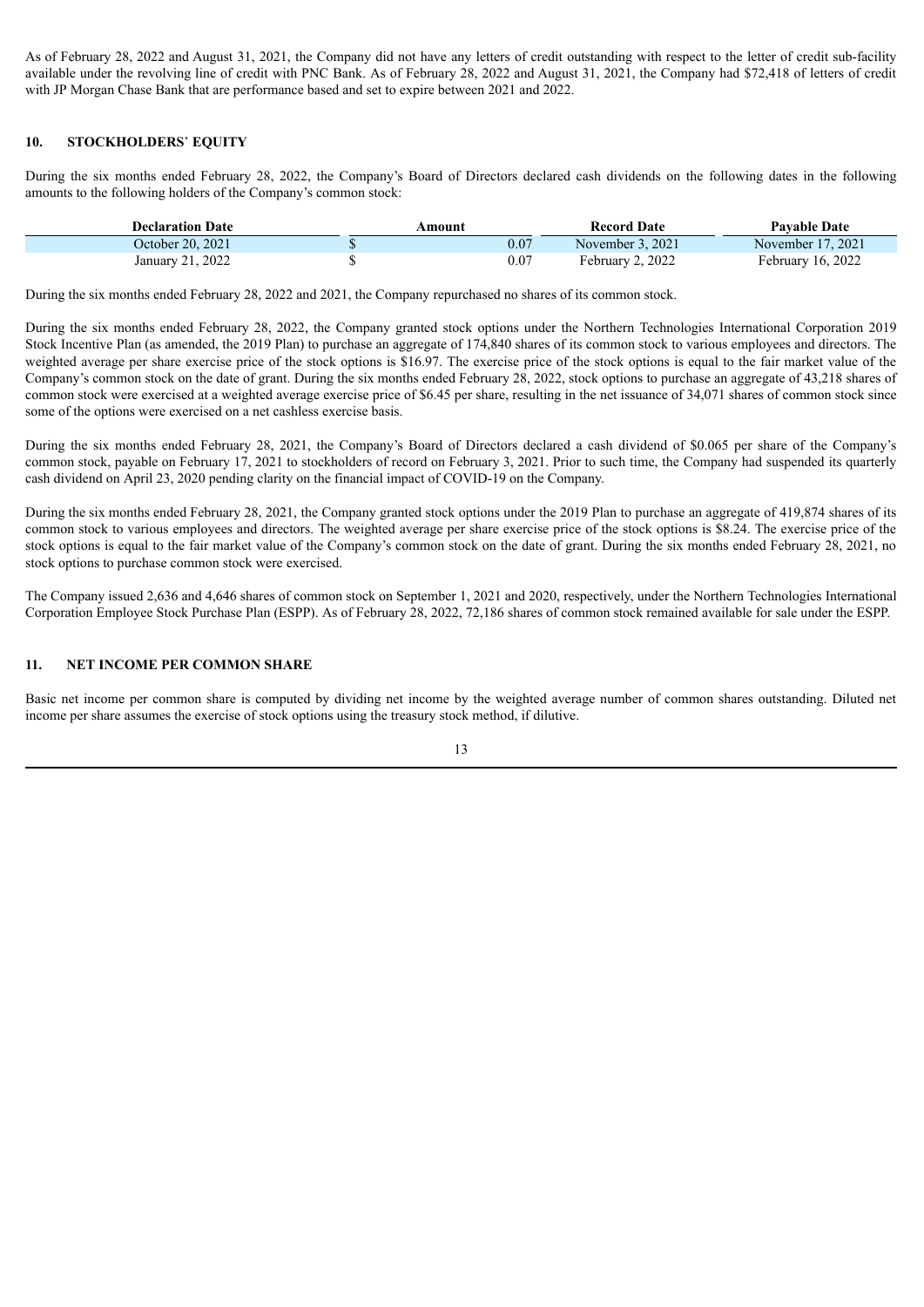As of February 28, 2022 and August 31, 2021, the Company did not have any letters of credit outstanding with respect to the letter of credit sub-facility available under the revolving line of credit with PNC Bank. As of February 28, 2022 and August 31, 2021, the Company had $72,418 of letters of credit with JP Morgan Chase Bank that are performance based and set to expire between 2021 and 2022.

## 10. STOCKHOLDERS' EQUITY

During the six months ended February 28, 2022, the Company's Board of Directors declared cash dividends on the following dates in the following amounts to the following holders of the Company's common stock:

| Declaration Date | Amount | Record Date | Payable Date |
|---|---|---|---|
| October 20, 2021 | $ 0.07 | November 3, 2021 | November 17, 2021 |
| January 21, 2022 | $ 0.07 | February 2, 2022 | February 16, 2022 |

During the six months ended February 28, 2022 and 2021, the Company repurchased no shares of its common stock.

During the six months ended February 28, 2022, the Company granted stock options under the Northern Technologies International Corporation 2019 Stock Incentive Plan (as amended, the 2019 Plan) to purchase an aggregate of 174,840 shares of its common stock to various employees and directors. The weighted average per share exercise price of the stock options is $16.97. The exercise price of the stock options is equal to the fair market value of the Company's common stock on the date of grant. During the six months ended February 28, 2022, stock options to purchase an aggregate of 43,218 shares of common stock were exercised at a weighted average exercise price of $6.45 per share, resulting in the net issuance of 34,071 shares of common stock since some of the options were exercised on a net cashless exercise basis.

During the six months ended February 28, 2021, the Company's Board of Directors declared a cash dividend of $0.065 per share of the Company's common stock, payable on February 17, 2021 to stockholders of record on February 3, 2021. Prior to such time, the Company had suspended its quarterly cash dividend on April 23, 2020 pending clarity on the financial impact of COVID-19 on the Company.

During the six months ended February 28, 2021, the Company granted stock options under the 2019 Plan to purchase an aggregate of 419,874 shares of its common stock to various employees and directors. The weighted average per share exercise price of the stock options is $8.24. The exercise price of the stock options is equal to the fair market value of the Company's common stock on the date of grant. During the six months ended February 28, 2021, no stock options to purchase common stock were exercised.

The Company issued 2,636 and 4,646 shares of common stock on September 1, 2021 and 2020, respectively, under the Northern Technologies International Corporation Employee Stock Purchase Plan (ESPP). As of February 28, 2022, 72,186 shares of common stock remained available for sale under the ESPP.

## 11. NET INCOME PER COMMON SHARE

Basic net income per common share is computed by dividing net income by the weighted average number of common shares outstanding. Diluted net income per share assumes the exercise of stock options using the treasury stock method, if dilutive.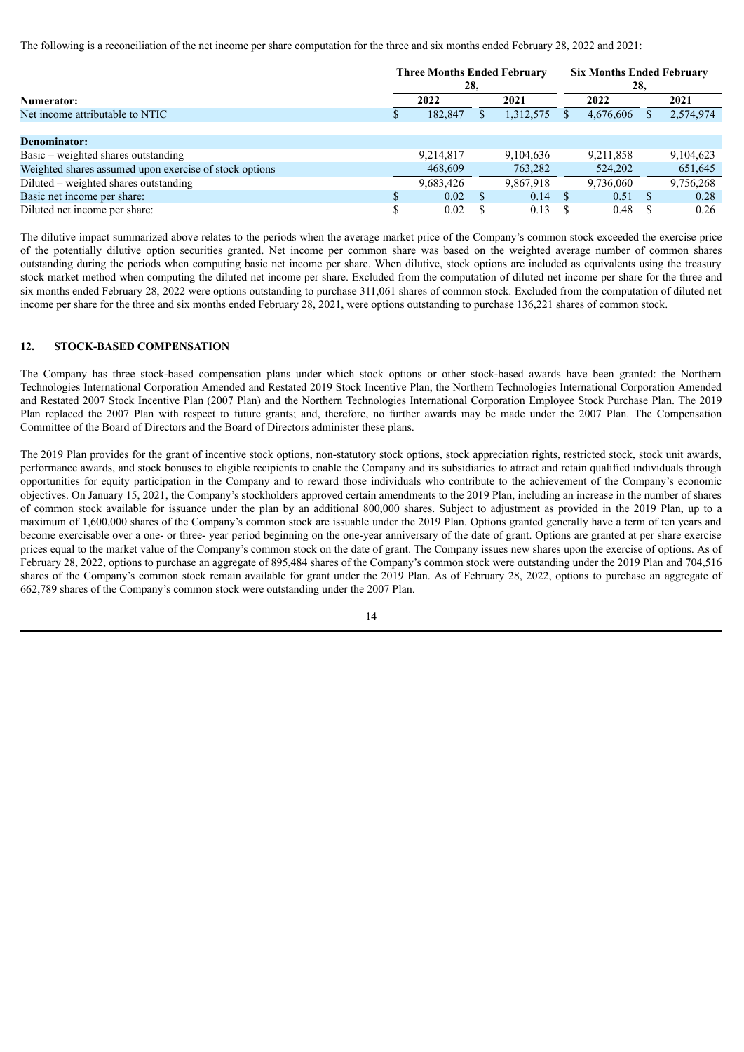The following is a reconciliation of the net income per share computation for the three and six months ended February 28, 2022 and 2021:

| | Three Months Ended February 28, | | Six Months Ended February 28, | |
|---|---|---|---|---|
| **Numerator:** | **2022** | **2021** | **2022** | **2021** |
| Net income attributable to NTIC | $ 182,847 | $ 1,312,575 | $ 4,676,606 | $ 2,574,974 |
| | | | | |
| **Denominator:** | | | | |
| Basic – weighted shares outstanding | 9,214,817 | 9,104,636 | 9,211,858 | 9,104,623 |
| Weighted shares assumed upon exercise of stock options | 468,609 | 763,282 | 524,202 | 651,645 |
| Diluted – weighted shares outstanding | 9,683,426 | 9,867,918 | 9,736,060 | 9,756,268 |
| Basic net income per share: | $ 0.02 | $ 0.14 | $ 0.51 | $ 0.28 |
| Diluted net income per share: | $ 0.02 | $ 0.13 | $ 0.48 | $ 0.26 |

The dilutive impact summarized above relates to the periods when the average market price of the Company's common stock exceeded the exercise price of the potentially dilutive option securities granted. Net income per common share was based on the weighted average number of common shares outstanding during the periods when computing basic net income per share. When dilutive, stock options are included as equivalents using the treasury stock market method when computing the diluted net income per share. Excluded from the computation of diluted net income per share for the three and six months ended February 28, 2022 were options outstanding to purchase 311,061 shares of common stock. Excluded from the computation of diluted net income per share for the three and six months ended February 28, 2021, were options outstanding to purchase 136,221 shares of common stock.

## 12. STOCK-BASED COMPENSATION

The Company has three stock-based compensation plans under which stock options or other stock-based awards have been granted: the Northern Technologies International Corporation Amended and Restated 2019 Stock Incentive Plan, the Northern Technologies International Corporation Amended and Restated 2007 Stock Incentive Plan (2007 Plan) and the Northern Technologies International Corporation Employee Stock Purchase Plan. The 2019 Plan replaced the 2007 Plan with respect to future grants; and, therefore, no further awards may be made under the 2007 Plan. The Compensation Committee of the Board of Directors and the Board of Directors administer these plans.

The 2019 Plan provides for the grant of incentive stock options, non-statutory stock options, stock appreciation rights, restricted stock, stock unit awards, performance awards, and stock bonuses to eligible recipients to enable the Company and its subsidiaries to attract and retain qualified individuals through opportunities for equity participation in the Company and to reward those individuals who contribute to the achievement of the Company's economic objectives. On January 15, 2021, the Company's stockholders approved certain amendments to the 2019 Plan, including an increase in the number of shares of common stock available for issuance under the plan by an additional 800,000 shares. Subject to adjustment as provided in the 2019 Plan, up to a maximum of 1,600,000 shares of the Company's common stock are issuable under the 2019 Plan. Options granted generally have a term of ten years and become exercisable over a one- or three- year period beginning on the one-year anniversary of the date of grant. Options are granted at per share exercise prices equal to the market value of the Company's common stock on the date of grant. The Company issues new shares upon the exercise of options. As of February 28, 2022, options to purchase an aggregate of 895,484 shares of the Company's common stock were outstanding under the 2019 Plan and 704,516 shares of the Company's common stock remain available for grant under the 2019 Plan. As of February 28, 2022, options to purchase an aggregate of 662,789 shares of the Company's common stock were outstanding under the 2007 Plan.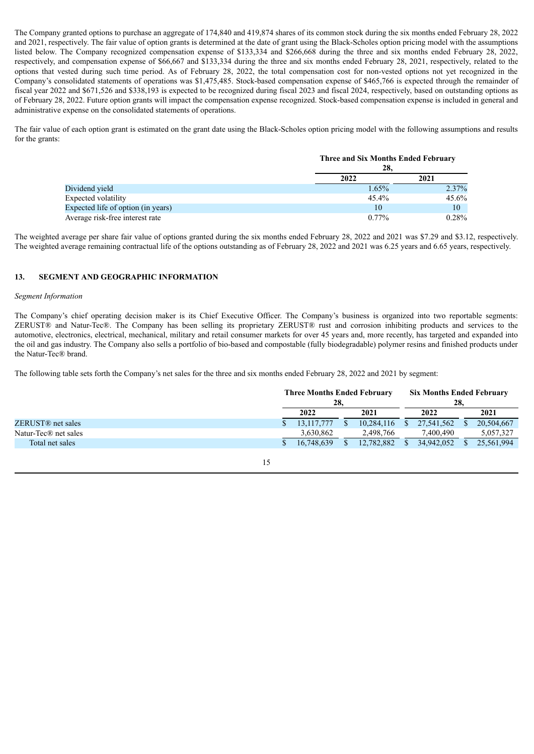The Company granted options to purchase an aggregate of 174,840 and 419,874 shares of its common stock during the six months ended February 28, 2022 and 2021, respectively. The fair value of option grants is determined at the date of grant using the Black-Scholes option pricing model with the assumptions listed below. The Company recognized compensation expense of $133,334 and $266,668 during the three and six months ended February 28, 2022, respectively, and compensation expense of $66,667 and $133,334 during the three and six months ended February 28, 2021, respectively, related to the options that vested during such time period. As of February 28, 2022, the total compensation cost for non-vested options not yet recognized in the Company's consolidated statements of operations was $1,475,485. Stock-based compensation expense of $465,766 is expected through the remainder of fiscal year 2022 and $671,526 and $338,193 is expected to be recognized during fiscal 2023 and fiscal 2024, respectively, based on outstanding options as of February 28, 2022. Future option grants will impact the compensation expense recognized. Stock-based compensation expense is included in general and administrative expense on the consolidated statements of operations.

The fair value of each option grant is estimated on the grant date using the Black-Scholes option pricing model with the following assumptions and results for the grants:

| | Three and Six Months Ended February 28, | |
|---|---|---|
| | 2022 | 2021 |
| Dividend yield | 1.65% | 2.37% |
| Expected volatility | 45.4% | 45.6% |
| Expected life of option (in years) | 10 | 10 |
| Average risk-free interest rate | 0.77% | 0.28% |

The weighted average per share fair value of options granted during the six months ended February 28, 2022 and 2021 was $7.29 and $3.12, respectively. The weighted average remaining contractual life of the options outstanding as of February 28, 2022 and 2021 was 6.25 years and 6.65 years, respectively.

## 13. SEGMENT AND GEOGRAPHIC INFORMATION

*Segment Information*

The Company's chief operating decision maker is its Chief Executive Officer. The Company's business is organized into two reportable segments: ZERUST® and Natur-Tec®. The Company has been selling its proprietary ZERUST® rust and corrosion inhibiting products and services to the automotive, electronics, electrical, mechanical, military and retail consumer markets for over 45 years and, more recently, has targeted and expanded into the oil and gas industry. The Company also sells a portfolio of bio-based and compostable (fully biodegradable) polymer resins and finished products under the Natur-Tec® brand.

The following table sets forth the Company's net sales for the three and six months ended February 28, 2022 and 2021 by segment:

| | Three Months Ended February 28, | | Six Months Ended February 28, | |
|---|---|---|---|---|
| | 2022 | 2021 | 2022 | 2021 |
| ZERUST® net sales | $ 13,117,777 | $ 10,284,116 | $ 27,541,562 | $ 20,504,667 |
| Natur-Tec® net sales | 3,630,862 | 2,498,766 | 7,400,490 | 5,057,327 |
| Total net sales | $ 16,748,639 | $ 12,782,882 | $ 34,942,052 | $ 25,561,994 |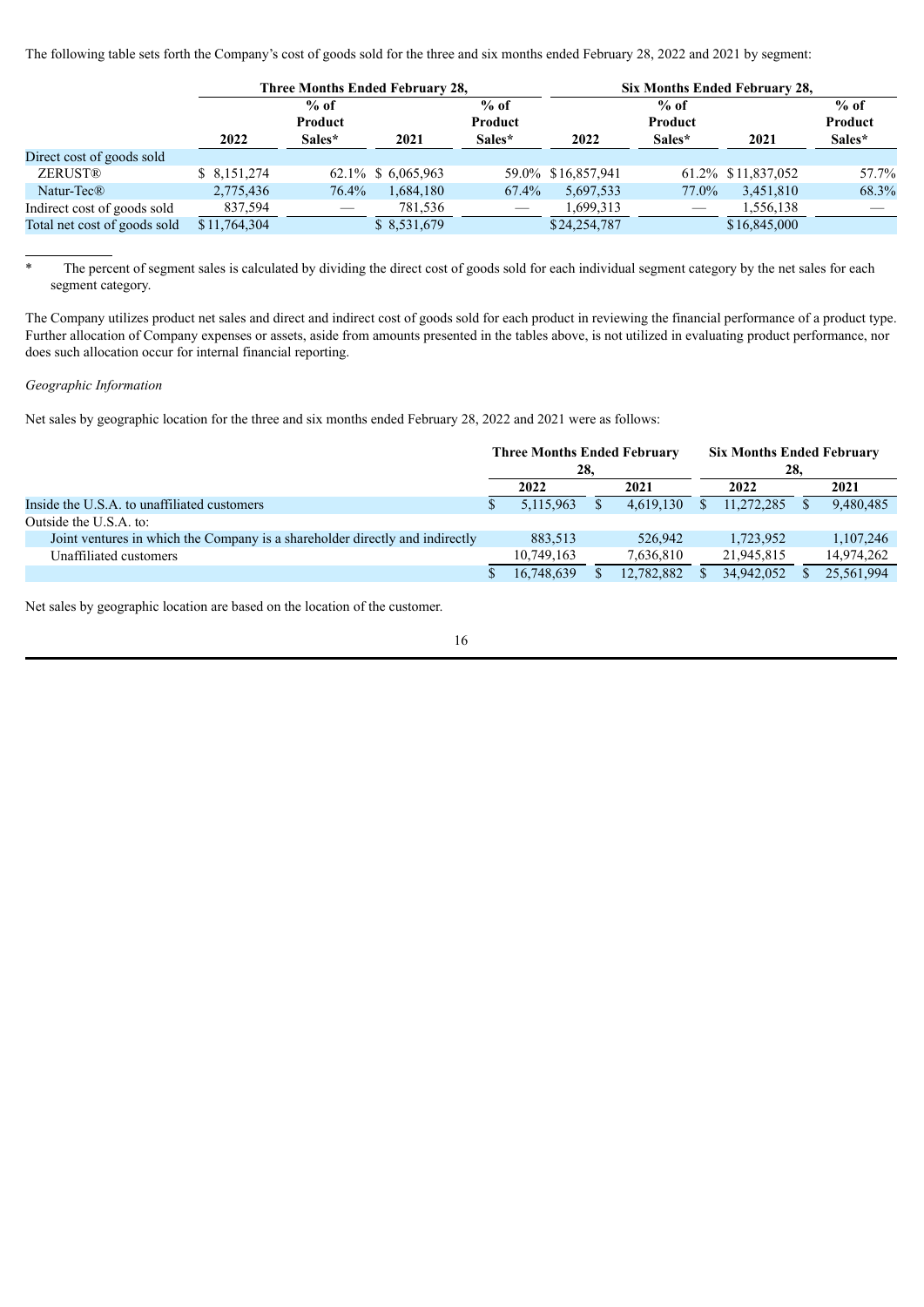The following table sets forth the Company's cost of goods sold for the three and six months ended February 28, 2022 and 2021 by segment:

| | Three Months Ended February 28, | | | | Six Months Ended February 28, | | | |
|---|---|---|---|---|---|---|---|---|
| | 2022 | % of Product Sales* | 2021 | % of Product Sales* | 2022 | % of Product Sales* | 2021 | % of Product Sales* |
| Direct cost of goods sold | | | | | | | | |
| ZERUST® | $ 8,151,274 | 62.1% | $ 6,065,963 | 59.0% | $16,857,941 | 61.2% | $11,837,052 | 57.7% |
| Natur-Tec® | 2,775,436 | 76.4% | 1,684,180 | 67.4% | 5,697,533 | 77.0% | 3,451,810 | 68.3% |
| Indirect cost of goods sold | 837,594 | — | 781,536 | — | 1,699,313 | — | 1,556,138 | — |
| Total net cost of goods sold | $11,764,304 | | $ 8,531,679 | | $24,254,787 | | $16,845,000 | |

\* The percent of segment sales is calculated by dividing the direct cost of goods sold for each individual segment category by the net sales for each segment category.

The Company utilizes product net sales and direct and indirect cost of goods sold for each product in reviewing the financial performance of a product type. Further allocation of Company expenses or assets, aside from amounts presented in the tables above, is not utilized in evaluating product performance, nor does such allocation occur for internal financial reporting.

*Geographic Information*

Net sales by geographic location for the three and six months ended February 28, 2022 and 2021 were as follows:

| | Three Months Ended February 28, | | Six Months Ended February 28, | |
|---|---|---|---|---|
| | 2022 | 2021 | 2022 | 2021 |
| Inside the U.S.A. to unaffiliated customers | $ 5,115,963 | $ 4,619,130 | $ 11,272,285 | $ 9,480,485 |
| Outside the U.S.A. to: | | | | |
| Joint ventures in which the Company is a shareholder directly and indirectly | 883,513 | 526,942 | 1,723,952 | 1,107,246 |
| Unaffiliated customers | 10,749,163 | 7,636,810 | 21,945,815 | 14,974,262 |
| | $ 16,748,639 | $ 12,782,882 | $ 34,942,052 | $ 25,561,994 |

Net sales by geographic location are based on the location of the customer.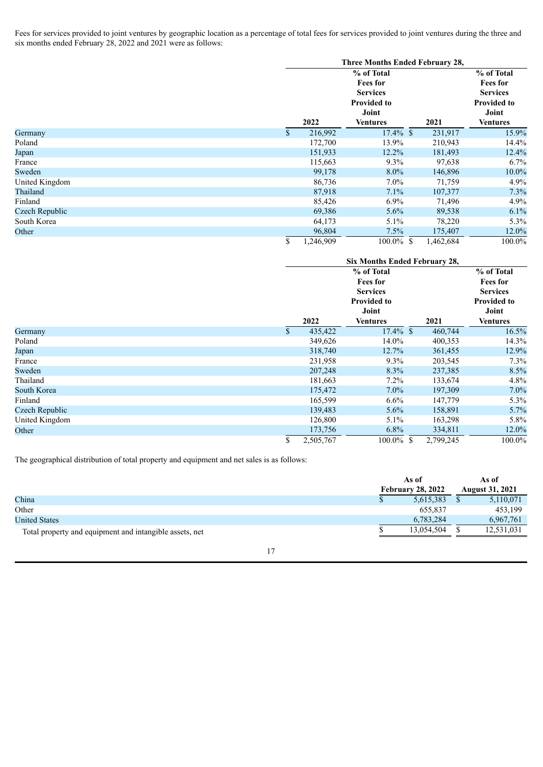Fees for services provided to joint ventures by geographic location as a percentage of total fees for services provided to joint ventures during the three and six months ended February 28, 2022 and 2021 were as follows:

| | Three Months Ended February 28, | | | |
|---|---|---|---|---|
| | 2022 | % of Total Fees for Services Provided to Joint Ventures | 2021 | % of Total Fees for Services Provided to Joint Ventures |
| Germany | $ 216,992 | 17.4% | $ 231,917 | 15.9% |
| Poland | 172,700 | 13.9% | 210,943 | 14.4% |
| Japan | 151,933 | 12.2% | 181,493 | 12.4% |
| France | 115,663 | 9.3% | 97,638 | 6.7% |
| Sweden | 99,178 | 8.0% | 146,896 | 10.0% |
| United Kingdom | 86,736 | 7.0% | 71,759 | 4.9% |
| Thailand | 87,918 | 7.1% | 107,377 | 7.3% |
| Finland | 85,426 | 6.9% | 71,496 | 4.9% |
| Czech Republic | 69,386 | 5.6% | 89,538 | 6.1% |
| South Korea | 64,173 | 5.1% | 78,220 | 5.3% |
| Other | 96,804 | 7.5% | 175,407 | 12.0% |
| | $ 1,246,909 | 100.0% | $ 1,462,684 | 100.0% |

| | Six Months Ended February 28, | | | |
|---|---|---|---|---|
| | 2022 | % of Total Fees for Services Provided to Joint Ventures | 2021 | % of Total Fees for Services Provided to Joint Ventures |
| Germany | $ 435,422 | 17.4% | $ 460,744 | 16.5% |
| Poland | 349,626 | 14.0% | 400,353 | 14.3% |
| Japan | 318,740 | 12.7% | 361,455 | 12.9% |
| France | 231,958 | 9.3% | 203,545 | 7.3% |
| Sweden | 207,248 | 8.3% | 237,385 | 8.5% |
| Thailand | 181,663 | 7.2% | 133,674 | 4.8% |
| South Korea | 175,472 | 7.0% | 197,309 | 7.0% |
| Finland | 165,599 | 6.6% | 147,779 | 5.3% |
| Czech Republic | 139,483 | 5.6% | 158,891 | 5.7% |
| United Kingdom | 126,800 | 5.1% | 163,298 | 5.8% |
| Other | 173,756 | 6.8% | 334,811 | 12.0% |
| | $ 2,505,767 | 100.0% | $ 2,799,245 | 100.0% |

The geographical distribution of total property and equipment and net sales is as follows:

| | As of February 28, 2022 | As of August 31, 2021 |
|---|---|---|
| China | $ 5,615,383 | $ 5,110,071 |
| Other | 655,837 | 453,199 |
| United States | 6,783,284 | 6,967,761 |
| Total property and equipment and intangible assets, net | $ 13,054,504 | $ 12,531,031 |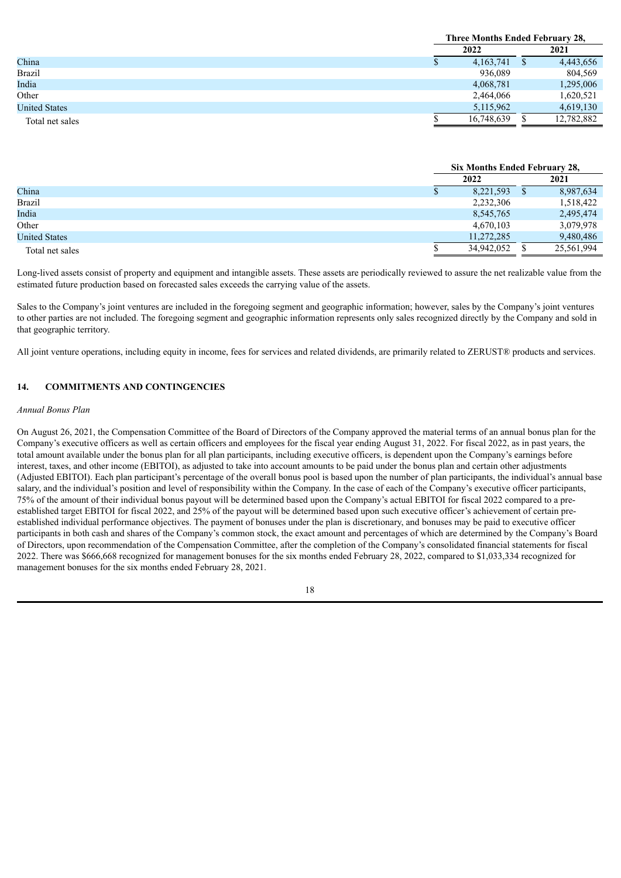| | Three Months Ended February 28, | |
|---|---|---|
| | 2022 | 2021 |
| China | $ 4,163,741 | $ 4,443,656 |
| Brazil | 936,089 | 804,569 |
| India | 4,068,781 | 1,295,006 |
| Other | 2,464,066 | 1,620,521 |
| United States | 5,115,962 | 4,619,130 |
| Total net sales | $ 16,748,639 | $ 12,782,882 |

| | Six Months Ended February 28, | |
|---|---|---|
| | 2022 | 2021 |
| China | $ 8,221,593 | $ 8,987,634 |
| Brazil | 2,232,306 | 1,518,422 |
| India | 8,545,765 | 2,495,474 |
| Other | 4,670,103 | 3,079,978 |
| United States | 11,272,285 | 9,480,486 |
| Total net sales | $ 34,942,052 | $ 25,561,994 |

Long-lived assets consist of property and equipment and intangible assets. These assets are periodically reviewed to assure the net realizable value from the estimated future production based on forecasted sales exceeds the carrying value of the assets.

Sales to the Company's joint ventures are included in the foregoing segment and geographic information; however, sales by the Company's joint ventures to other parties are not included. The foregoing segment and geographic information represents only sales recognized directly by the Company and sold in that geographic territory.

All joint venture operations, including equity in income, fees for services and related dividends, are primarily related to ZERUST® products and services.

## 14. COMMITMENTS AND CONTINGENCIES

*Annual Bonus Plan*

On August 26, 2021, the Compensation Committee of the Board of Directors of the Company approved the material terms of an annual bonus plan for the Company's executive officers as well as certain officers and employees for the fiscal year ending August 31, 2022. For fiscal 2022, as in past years, the total amount available under the bonus plan for all plan participants, including executive officers, is dependent upon the Company's earnings before interest, taxes, and other income (EBITOI), as adjusted to take into account amounts to be paid under the bonus plan and certain other adjustments (Adjusted EBITOI). Each plan participant's percentage of the overall bonus pool is based upon the number of plan participants, the individual's annual base salary, and the individual's position and level of responsibility within the Company. In the case of each of the Company's executive officer participants, 75% of the amount of their individual bonus payout will be determined based upon the Company's actual EBITOI for fiscal 2022 compared to a pre-established target EBITOI for fiscal 2022, and 25% of the payout will be determined based upon such executive officer's achievement of certain pre-established individual performance objectives. The payment of bonuses under the plan is discretionary, and bonuses may be paid to executive officer participants in both cash and shares of the Company's common stock, the exact amount and percentages of which are determined by the Company's Board of Directors, upon recommendation of the Compensation Committee, after the completion of the Company's consolidated financial statements for fiscal 2022. There was $666,668 recognized for management bonuses for the six months ended February 28, 2022, compared to $1,033,334 recognized for management bonuses for the six months ended February 28, 2021.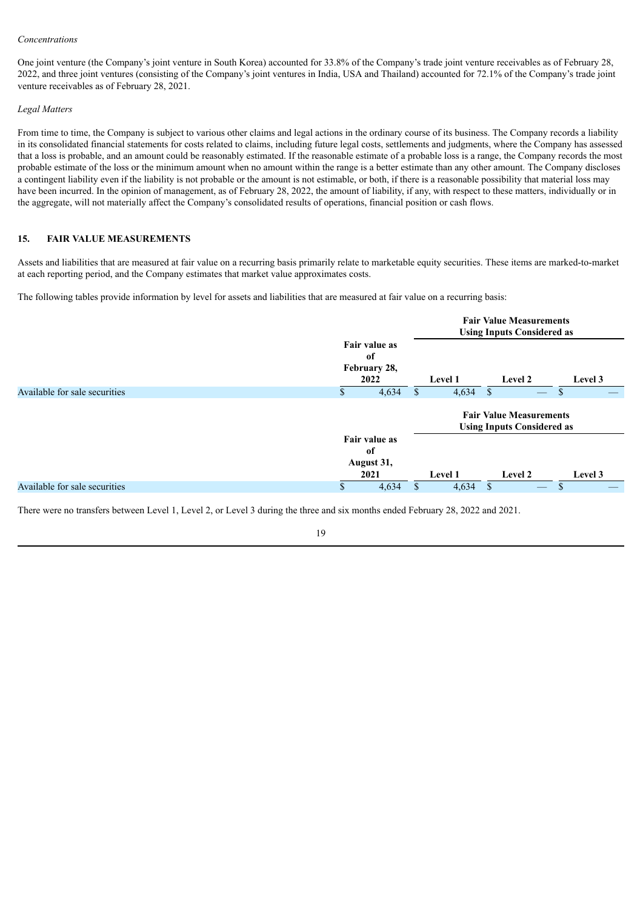*Concentrations*

One joint venture (the Company's joint venture in South Korea) accounted for 33.8% of the Company's trade joint venture receivables as of February 28, 2022, and three joint ventures (consisting of the Company's joint ventures in India, USA and Thailand) accounted for 72.1% of the Company's trade joint venture receivables as of February 28, 2021.

*Legal Matters*

From time to time, the Company is subject to various other claims and legal actions in the ordinary course of its business. The Company records a liability in its consolidated financial statements for costs related to claims, including future legal costs, settlements and judgments, where the Company has assessed that a loss is probable, and an amount could be reasonably estimated. If the reasonable estimate of a probable loss is a range, the Company records the most probable estimate of the loss or the minimum amount when no amount within the range is a better estimate than any other amount. The Company discloses a contingent liability even if the liability is not probable or the amount is not estimable, or both, if there is a reasonable possibility that material loss may have been incurred. In the opinion of management, as of February 28, 2022, the amount of liability, if any, with respect to these matters, individually or in the aggregate, will not materially affect the Company's consolidated results of operations, financial position or cash flows.

## 15. FAIR VALUE MEASUREMENTS

Assets and liabilities that are measured at fair value on a recurring basis primarily relate to marketable equity securities. These items are marked-to-market at each reporting period, and the Company estimates that market value approximates costs.

The following tables provide information by level for assets and liabilities that are measured at fair value on a recurring basis:

| | | Fair Value Measurements Using Inputs Considered as | | |
|---|---|---|---|---|
| | **Fair value as of February 28, 2022** | **Level 1** | **Level 2** | **Level 3** |
| Available for sale securities | $ 4,634 | $ 4,634 | $ — | $ — |

| | | Fair Value Measurements Using Inputs Considered as | | |
|---|---|---|---|---|
| | **Fair value as of August 31, 2021** | **Level 1** | **Level 2** | **Level 3** |
| Available for sale securities | $ 4,634 | $ 4,634 | $ — | $ — |

There were no transfers between Level 1, Level 2, or Level 3 during the three and six months ended February 28, 2022 and 2021.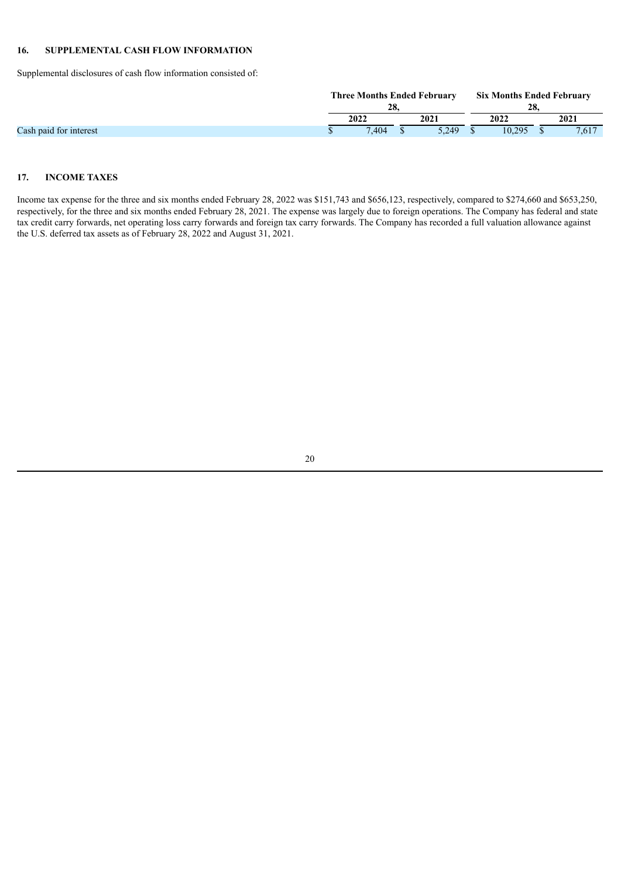## 16. SUPPLEMENTAL CASH FLOW INFORMATION

Supplemental disclosures of cash flow information consisted of:

| | Three Months Ended February 28, | | Six Months Ended February 28, | |
|---|---|---|---|---|
| | 2022 | 2021 | 2022 | 2021 |
| Cash paid for interest | $ 7,404 | $ 5,249 | $ 10,295 | $ 7,617 |

## 17. INCOME TAXES

Income tax expense for the three and six months ended February 28, 2022 was $151,743 and $656,123, respectively, compared to $274,660 and $653,250, respectively, for the three and six months ended February 28, 2021. The expense was largely due to foreign operations. The Company has federal and state tax credit carry forwards, net operating loss carry forwards and foreign tax carry forwards. The Company has recorded a full valuation allowance against the U.S. deferred tax assets as of February 28, 2022 and August 31, 2021.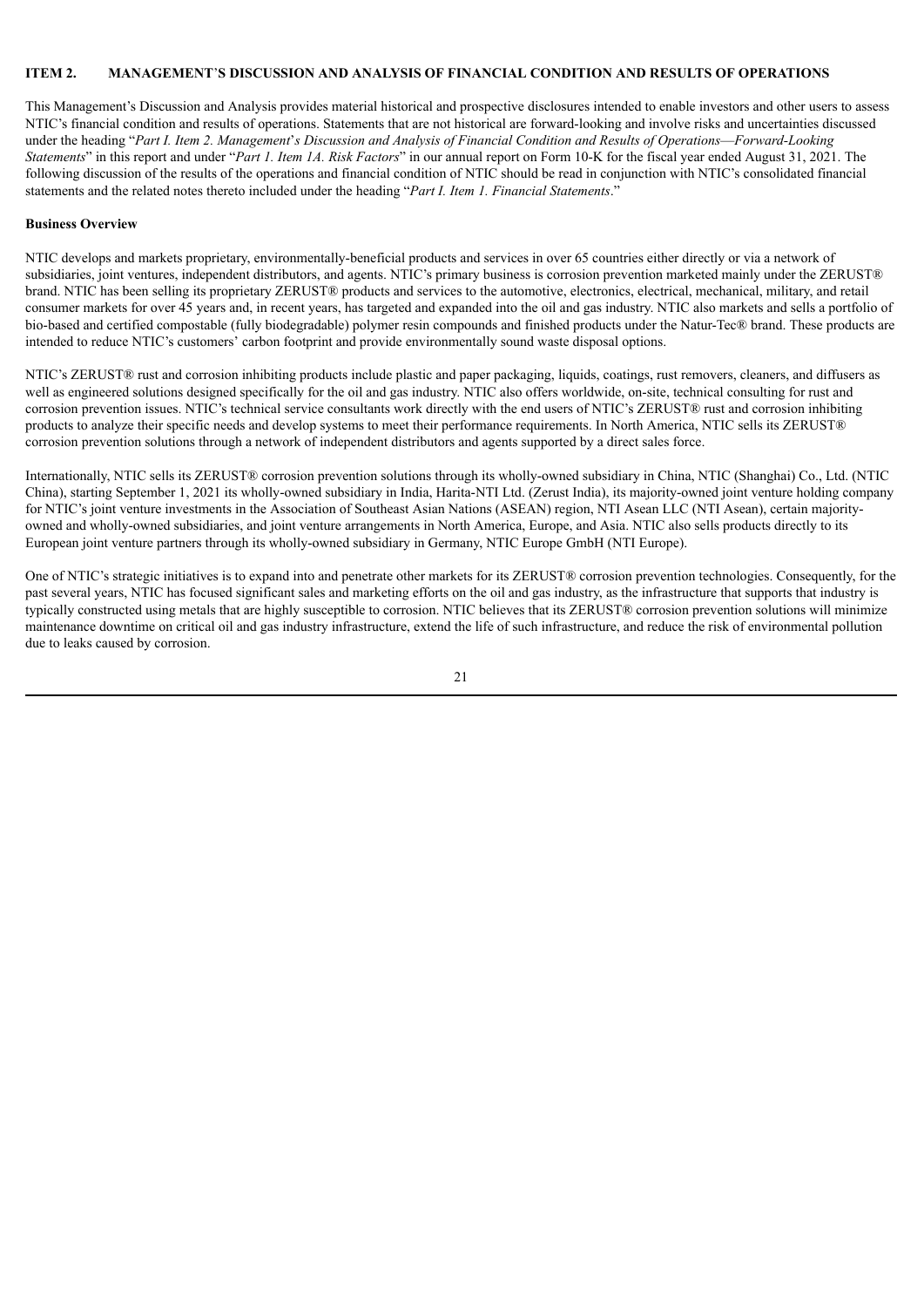## ITEM 2. MANAGEMENT'S DISCUSSION AND ANALYSIS OF FINANCIAL CONDITION AND RESULTS OF OPERATIONS

This Management's Discussion and Analysis provides material historical and prospective disclosures intended to enable investors and other users to assess NTIC's financial condition and results of operations. Statements that are not historical are forward-looking and involve risks and uncertainties discussed under the heading "*Part I. Item 2. Management*'*s Discussion and Analysis of Financial Condition and Results of Operations*—*Forward-Looking Statements*" in this report and under "*Part 1. Item 1A. Risk Factors*" in our annual report on Form 10-K for the fiscal year ended August 31, 2021. The following discussion of the results of the operations and financial condition of NTIC should be read in conjunction with NTIC's consolidated financial statements and the related notes thereto included under the heading "*Part I. Item 1. Financial Statements*."

**Business Overview**

NTIC develops and markets proprietary, environmentally-beneficial products and services in over 65 countries either directly or via a network of subsidiaries, joint ventures, independent distributors, and agents. NTIC's primary business is corrosion prevention marketed mainly under the ZERUST® brand. NTIC has been selling its proprietary ZERUST® products and services to the automotive, electronics, electrical, mechanical, military, and retail consumer markets for over 45 years and, in recent years, has targeted and expanded into the oil and gas industry. NTIC also markets and sells a portfolio of bio-based and certified compostable (fully biodegradable) polymer resin compounds and finished products under the Natur-Tec® brand. These products are intended to reduce NTIC's customers' carbon footprint and provide environmentally sound waste disposal options.

NTIC's ZERUST® rust and corrosion inhibiting products include plastic and paper packaging, liquids, coatings, rust removers, cleaners, and diffusers as well as engineered solutions designed specifically for the oil and gas industry. NTIC also offers worldwide, on-site, technical consulting for rust and corrosion prevention issues. NTIC's technical service consultants work directly with the end users of NTIC's ZERUST® rust and corrosion inhibiting products to analyze their specific needs and develop systems to meet their performance requirements. In North America, NTIC sells its ZERUST® corrosion prevention solutions through a network of independent distributors and agents supported by a direct sales force.

Internationally, NTIC sells its ZERUST® corrosion prevention solutions through its wholly-owned subsidiary in China, NTIC (Shanghai) Co., Ltd. (NTIC China), starting September 1, 2021 its wholly-owned subsidiary in India, Harita-NTI Ltd. (Zerust India), its majority-owned joint venture holding company for NTIC's joint venture investments in the Association of Southeast Asian Nations (ASEAN) region, NTI Asean LLC (NTI Asean), certain majority-owned and wholly-owned subsidiaries, and joint venture arrangements in North America, Europe, and Asia. NTIC also sells products directly to its European joint venture partners through its wholly-owned subsidiary in Germany, NTIC Europe GmbH (NTI Europe).

One of NTIC's strategic initiatives is to expand into and penetrate other markets for its ZERUST® corrosion prevention technologies. Consequently, for the past several years, NTIC has focused significant sales and marketing efforts on the oil and gas industry, as the infrastructure that supports that industry is typically constructed using metals that are highly susceptible to corrosion. NTIC believes that its ZERUST® corrosion prevention solutions will minimize maintenance downtime on critical oil and gas industry infrastructure, extend the life of such infrastructure, and reduce the risk of environmental pollution due to leaks caused by corrosion.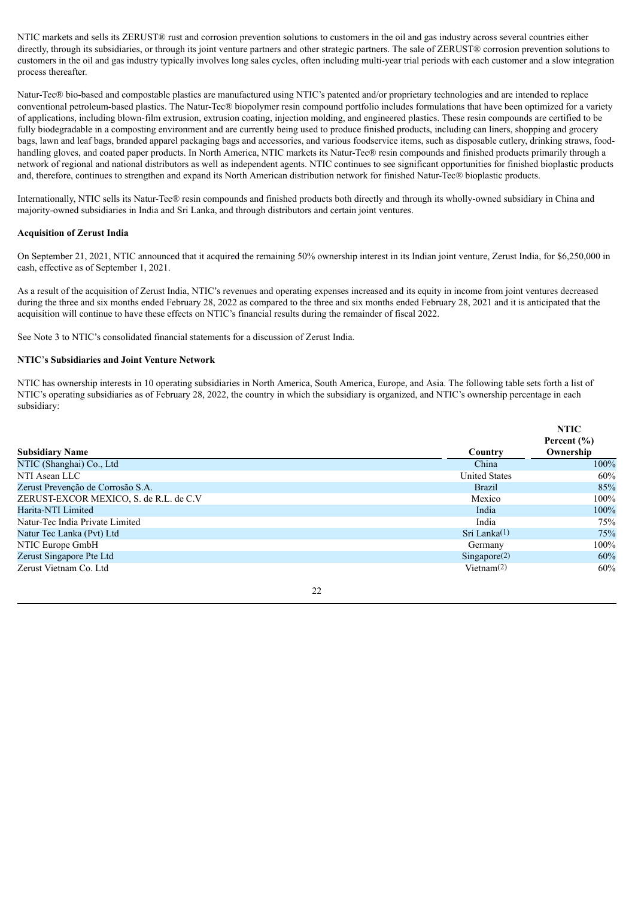NTIC markets and sells its ZERUST® rust and corrosion prevention solutions to customers in the oil and gas industry across several countries either directly, through its subsidiaries, or through its joint venture partners and other strategic partners. The sale of ZERUST® corrosion prevention solutions to customers in the oil and gas industry typically involves long sales cycles, often including multi-year trial periods with each customer and a slow integration process thereafter.

Natur-Tec® bio-based and compostable plastics are manufactured using NTIC's patented and/or proprietary technologies and are intended to replace conventional petroleum-based plastics. The Natur-Tec® biopolymer resin compound portfolio includes formulations that have been optimized for a variety of applications, including blown-film extrusion, extrusion coating, injection molding, and engineered plastics. These resin compounds are certified to be fully biodegradable in a composting environment and are currently being used to produce finished products, including can liners, shopping and grocery bags, lawn and leaf bags, branded apparel packaging bags and accessories, and various foodservice items, such as disposable cutlery, drinking straws, food-handling gloves, and coated paper products. In North America, NTIC markets its Natur-Tec® resin compounds and finished products primarily through a network of regional and national distributors as well as independent agents. NTIC continues to see significant opportunities for finished bioplastic products and, therefore, continues to strengthen and expand its North American distribution network for finished Natur-Tec® bioplastic products.

Internationally, NTIC sells its Natur-Tec® resin compounds and finished products both directly and through its wholly-owned subsidiary in China and majority-owned subsidiaries in India and Sri Lanka, and through distributors and certain joint ventures.

**Acquisition of Zerust India**

On September 21, 2021, NTIC announced that it acquired the remaining 50% ownership interest in its Indian joint venture, Zerust India, for $6,250,000 in cash, effective as of September 1, 2021.

As a result of the acquisition of Zerust India, NTIC's revenues and operating expenses increased and its equity in income from joint ventures decreased during the three and six months ended February 28, 2022 as compared to the three and six months ended February 28, 2021 and it is anticipated that the acquisition will continue to have these effects on NTIC's financial results during the remainder of fiscal 2022.

See Note 3 to NTIC's consolidated financial statements for a discussion of Zerust India.

**NTIC's Subsidiaries and Joint Venture Network**

NTIC has ownership interests in 10 operating subsidiaries in North America, South America, Europe, and Asia. The following table sets forth a list of NTIC's operating subsidiaries as of February 28, 2022, the country in which the subsidiary is organized, and NTIC's ownership percentage in each subsidiary:

| Subsidiary Name | Country | NTIC Percent (%) Ownership |
|---|---|---|
| NTIC (Shanghai) Co., Ltd | China | 100% |
| NTI Asean LLC | United States | 60% |
| Zerust Prevenção de Corrosão S.A. | Brazil | 85% |
| ZERUST-EXCOR MEXICO, S. de R.L. de C.V | Mexico | 100% |
| Harita-NTI Limited | India | 100% |
| Natur-Tec India Private Limited | India | 75% |
| Natur Tec Lanka (Pvt) Ltd | Sri Lanka(1) | 75% |
| NTIC Europe GmbH | Germany | 100% |
| Zerust Singapore Pte Ltd | Singapore(2) | 60% |
| Zerust Vietnam Co. Ltd | Vietnam(2) | 60% |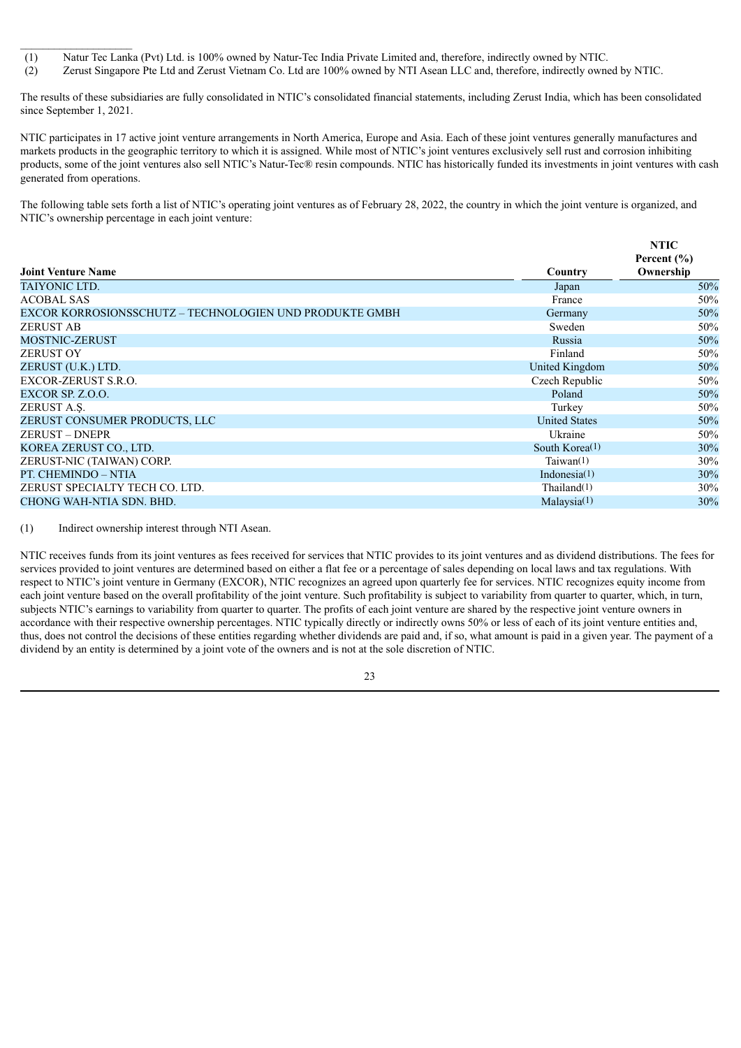(1) Natur Tec Lanka (Pvt) Ltd. is 100% owned by Natur-Tec India Private Limited and, therefore, indirectly owned by NTIC.
(2) Zerust Singapore Pte Ltd and Zerust Vietnam Co. Ltd are 100% owned by NTI Asean LLC and, therefore, indirectly owned by NTIC.

The results of these subsidiaries are fully consolidated in NTIC's consolidated financial statements, including Zerust India, which has been consolidated since September 1, 2021.

NTIC participates in 17 active joint venture arrangements in North America, Europe and Asia. Each of these joint ventures generally manufactures and markets products in the geographic territory to which it is assigned. While most of NTIC's joint ventures exclusively sell rust and corrosion inhibiting products, some of the joint ventures also sell NTIC's Natur-Tec® resin compounds. NTIC has historically funded its investments in joint ventures with cash generated from operations.

The following table sets forth a list of NTIC's operating joint ventures as of February 28, 2022, the country in which the joint venture is organized, and NTIC's ownership percentage in each joint venture:

| Joint Venture Name | Country | NTIC Percent (%) Ownership |
|---|---|---|
| TAIYONIC LTD. | Japan | 50% |
| ACOBAL SAS | France | 50% |
| EXCOR KORROSIONSSCHUTZ – TECHNOLOGIEN UND PRODUKTE GMBH | Germany | 50% |
| ZERUST AB | Sweden | 50% |
| MOSTNIC-ZERUST | Russia | 50% |
| ZERUST OY | Finland | 50% |
| ZERUST (U.K.) LTD. | United Kingdom | 50% |
| EXCOR-ZERUST S.R.O. | Czech Republic | 50% |
| EXCOR SP. Z.O.O. | Poland | 50% |
| ZERUST A.Ş. | Turkey | 50% |
| ZERUST CONSUMER PRODUCTS, LLC | United States | 50% |
| ZERUST – DNEPR | Ukraine | 50% |
| KOREA ZERUST CO., LTD. | South Korea(1) | 30% |
| ZERUST-NIC (TAIWAN) CORP. | Taiwan(1) | 30% |
| PT. CHEMINDO – NTIA | Indonesia(1) | 30% |
| ZERUST SPECIALTY TECH CO. LTD. | Thailand(1) | 30% |
| CHONG WAH-NTIA SDN. BHD. | Malaysia(1) | 30% |

(1) Indirect ownership interest through NTI Asean.

NTIC receives funds from its joint ventures as fees received for services that NTIC provides to its joint ventures and as dividend distributions. The fees for services provided to joint ventures are determined based on either a flat fee or a percentage of sales depending on local laws and tax regulations. With respect to NTIC's joint venture in Germany (EXCOR), NTIC recognizes an agreed upon quarterly fee for services. NTIC recognizes equity income from each joint venture based on the overall profitability of the joint venture. Such profitability is subject to variability from quarter to quarter, which, in turn, subjects NTIC's earnings to variability from quarter to quarter. The profits of each joint venture are shared by the respective joint venture owners in accordance with their respective ownership percentages. NTIC typically directly or indirectly owns 50% or less of each of its joint venture entities and, thus, does not control the decisions of these entities regarding whether dividends are paid and, if so, what amount is paid in a given year. The payment of a dividend by an entity is determined by a joint vote of the owners and is not at the sole discretion of NTIC.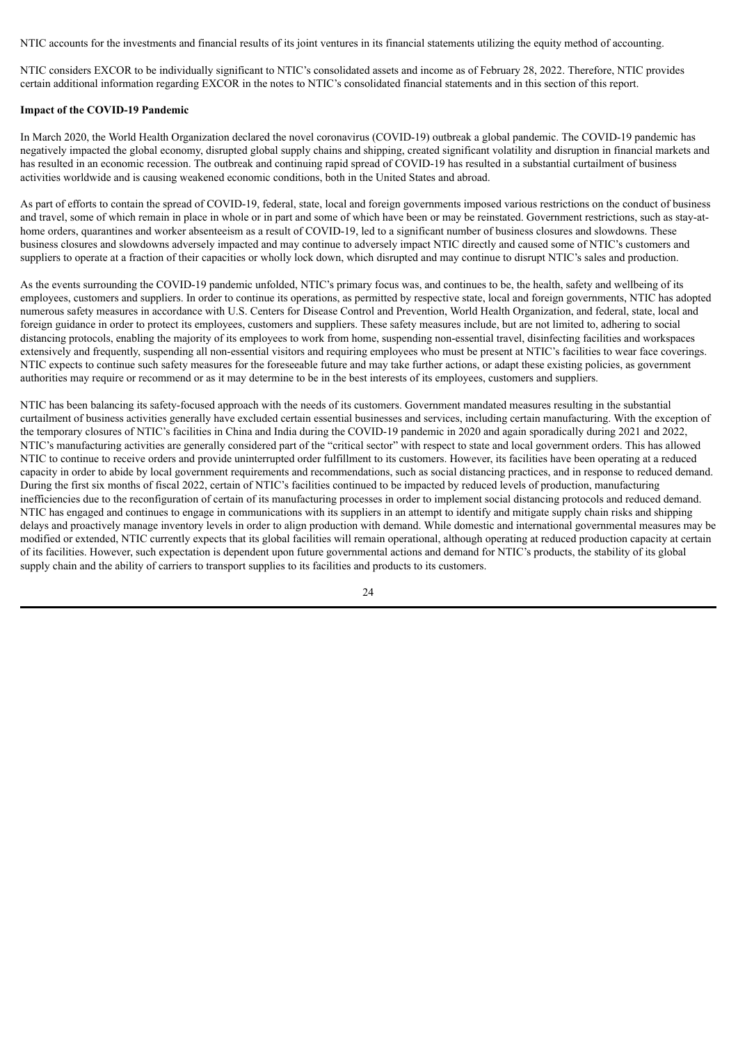NTIC accounts for the investments and financial results of its joint ventures in its financial statements utilizing the equity method of accounting.

NTIC considers EXCOR to be individually significant to NTIC's consolidated assets and income as of February 28, 2022. Therefore, NTIC provides certain additional information regarding EXCOR in the notes to NTIC's consolidated financial statements and in this section of this report.

**Impact of the COVID-19 Pandemic**

In March 2020, the World Health Organization declared the novel coronavirus (COVID-19) outbreak a global pandemic. The COVID-19 pandemic has negatively impacted the global economy, disrupted global supply chains and shipping, created significant volatility and disruption in financial markets and has resulted in an economic recession. The outbreak and continuing rapid spread of COVID-19 has resulted in a substantial curtailment of business activities worldwide and is causing weakened economic conditions, both in the United States and abroad.

As part of efforts to contain the spread of COVID-19, federal, state, local and foreign governments imposed various restrictions on the conduct of business and travel, some of which remain in place in whole or in part and some of which have been or may be reinstated. Government restrictions, such as stay-at-home orders, quarantines and worker absenteeism as a result of COVID-19, led to a significant number of business closures and slowdowns. These business closures and slowdowns adversely impacted and may continue to adversely impact NTIC directly and caused some of NTIC's customers and suppliers to operate at a fraction of their capacities or wholly lock down, which disrupted and may continue to disrupt NTIC's sales and production.

As the events surrounding the COVID-19 pandemic unfolded, NTIC's primary focus was, and continues to be, the health, safety and wellbeing of its employees, customers and suppliers. In order to continue its operations, as permitted by respective state, local and foreign governments, NTIC has adopted numerous safety measures in accordance with U.S. Centers for Disease Control and Prevention, World Health Organization, and federal, state, local and foreign guidance in order to protect its employees, customers and suppliers. These safety measures include, but are not limited to, adhering to social distancing protocols, enabling the majority of its employees to work from home, suspending non-essential travel, disinfecting facilities and workspaces extensively and frequently, suspending all non-essential visitors and requiring employees who must be present at NTIC's facilities to wear face coverings. NTIC expects to continue such safety measures for the foreseeable future and may take further actions, or adapt these existing policies, as government authorities may require or recommend or as it may determine to be in the best interests of its employees, customers and suppliers.

NTIC has been balancing its safety-focused approach with the needs of its customers. Government mandated measures resulting in the substantial curtailment of business activities generally have excluded certain essential businesses and services, including certain manufacturing. With the exception of the temporary closures of NTIC's facilities in China and India during the COVID-19 pandemic in 2020 and again sporadically during 2021 and 2022, NTIC's manufacturing activities are generally considered part of the "critical sector" with respect to state and local government orders. This has allowed NTIC to continue to receive orders and provide uninterrupted order fulfillment to its customers. However, its facilities have been operating at a reduced capacity in order to abide by local government requirements and recommendations, such as social distancing practices, and in response to reduced demand. During the first six months of fiscal 2022, certain of NTIC's facilities continued to be impacted by reduced levels of production, manufacturing inefficiencies due to the reconfiguration of certain of its manufacturing processes in order to implement social distancing protocols and reduced demand. NTIC has engaged and continues to engage in communications with its suppliers in an attempt to identify and mitigate supply chain risks and shipping delays and proactively manage inventory levels in order to align production with demand. While domestic and international governmental measures may be modified or extended, NTIC currently expects that its global facilities will remain operational, although operating at reduced production capacity at certain of its facilities. However, such expectation is dependent upon future governmental actions and demand for NTIC's products, the stability of its global supply chain and the ability of carriers to transport supplies to its facilities and products to its customers.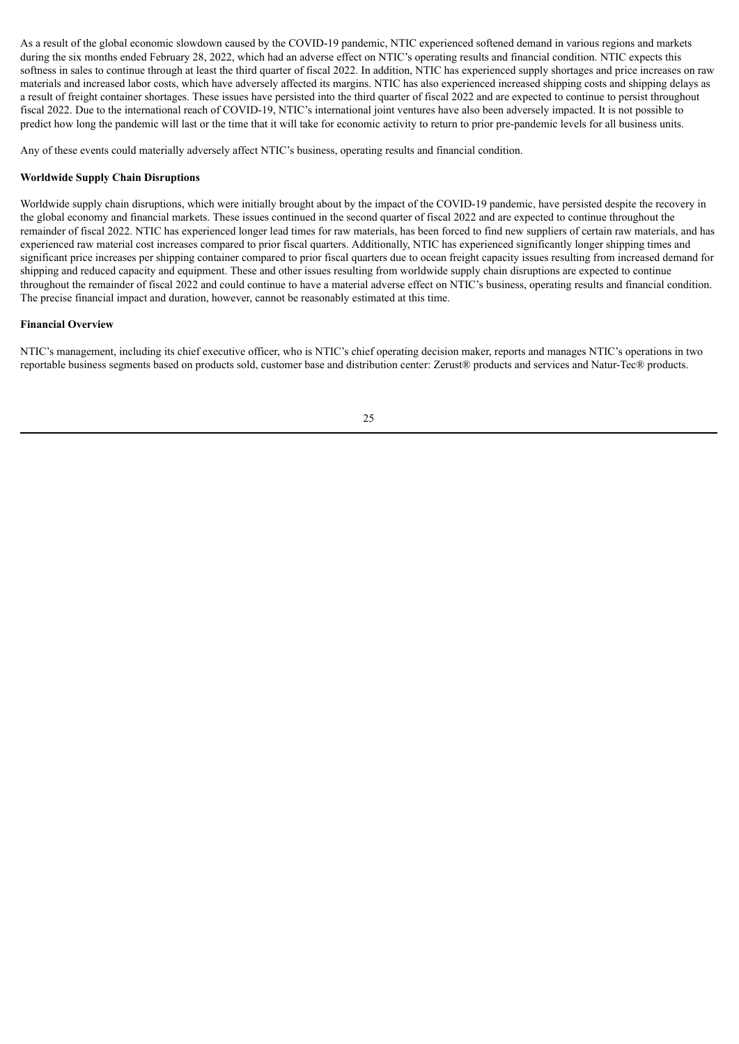As a result of the global economic slowdown caused by the COVID-19 pandemic, NTIC experienced softened demand in various regions and markets during the six months ended February 28, 2022, which had an adverse effect on NTIC's operating results and financial condition. NTIC expects this softness in sales to continue through at least the third quarter of fiscal 2022. In addition, NTIC has experienced supply shortages and price increases on raw materials and increased labor costs, which have adversely affected its margins. NTIC has also experienced increased shipping costs and shipping delays as a result of freight container shortages. These issues have persisted into the third quarter of fiscal 2022 and are expected to continue to persist throughout fiscal 2022. Due to the international reach of COVID-19, NTIC's international joint ventures have also been adversely impacted. It is not possible to predict how long the pandemic will last or the time that it will take for economic activity to return to prior pre-pandemic levels for all business units.

Any of these events could materially adversely affect NTIC's business, operating results and financial condition.

**Worldwide Supply Chain Disruptions**

Worldwide supply chain disruptions, which were initially brought about by the impact of the COVID-19 pandemic, have persisted despite the recovery in the global economy and financial markets. These issues continued in the second quarter of fiscal 2022 and are expected to continue throughout the remainder of fiscal 2022. NTIC has experienced longer lead times for raw materials, has been forced to find new suppliers of certain raw materials, and has experienced raw material cost increases compared to prior fiscal quarters. Additionally, NTIC has experienced significantly longer shipping times and significant price increases per shipping container compared to prior fiscal quarters due to ocean freight capacity issues resulting from increased demand for shipping and reduced capacity and equipment. These and other issues resulting from worldwide supply chain disruptions are expected to continue throughout the remainder of fiscal 2022 and could continue to have a material adverse effect on NTIC's business, operating results and financial condition. The precise financial impact and duration, however, cannot be reasonably estimated at this time.

**Financial Overview**

NTIC's management, including its chief executive officer, who is NTIC's chief operating decision maker, reports and manages NTIC's operations in two reportable business segments based on products sold, customer base and distribution center: Zerust® products and services and Natur-Tec® products.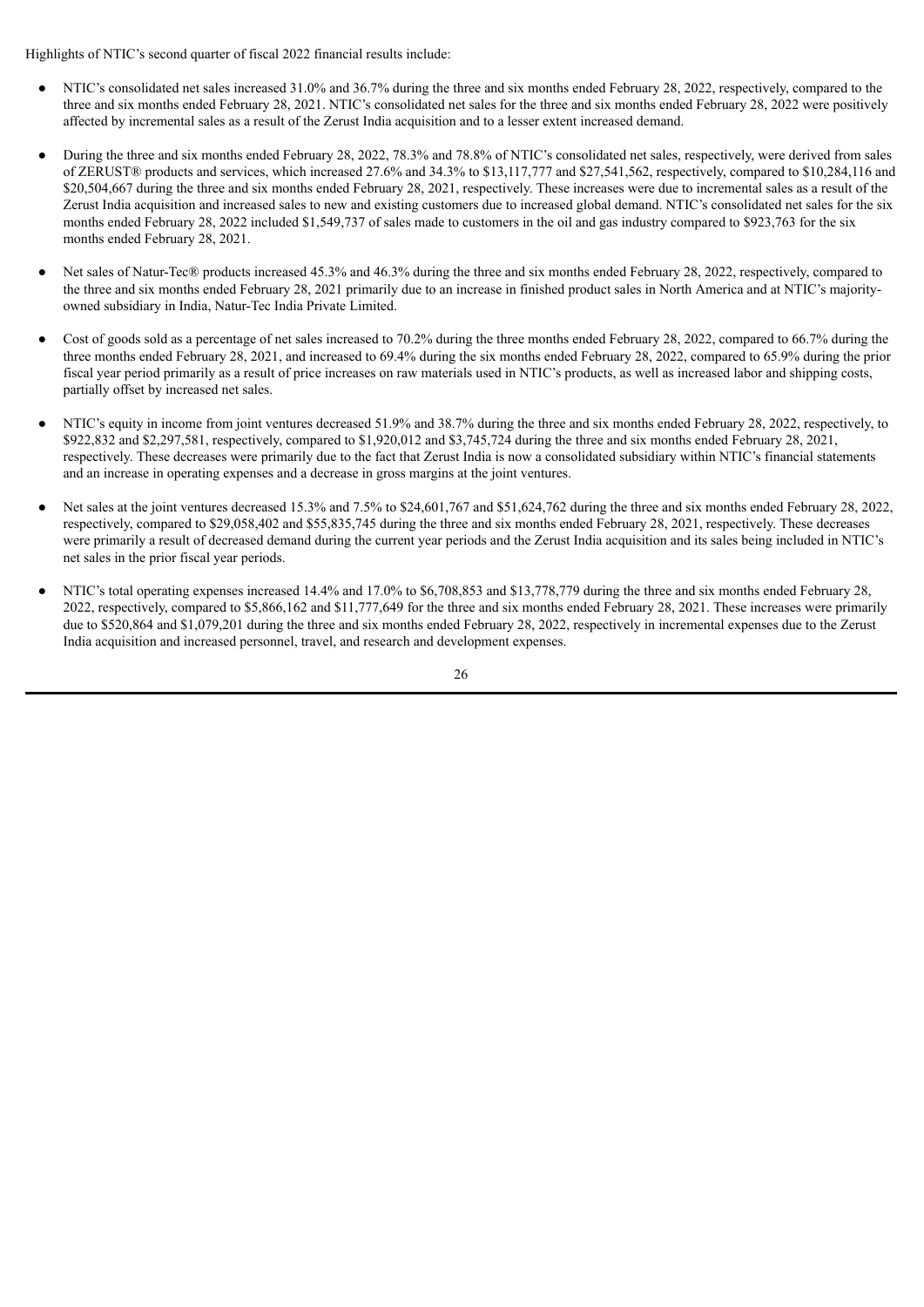Highlights of NTIC's second quarter of fiscal 2022 financial results include:

- NTIC's consolidated net sales increased 31.0% and 36.7% during the three and six months ended February 28, 2022, respectively, compared to the three and six months ended February 28, 2021. NTIC's consolidated net sales for the three and six months ended February 28, 2022 were positively affected by incremental sales as a result of the Zerust India acquisition and to a lesser extent increased demand.
- During the three and six months ended February 28, 2022, 78.3% and 78.8% of NTIC's consolidated net sales, respectively, were derived from sales of ZERUST® products and services, which increased 27.6% and 34.3% to $13,117,777 and $27,541,562, respectively, compared to $10,284,116 and $20,504,667 during the three and six months ended February 28, 2021, respectively. These increases were due to incremental sales as a result of the Zerust India acquisition and increased sales to new and existing customers due to increased global demand. NTIC's consolidated net sales for the six months ended February 28, 2022 included $1,549,737 of sales made to customers in the oil and gas industry compared to $923,763 for the six months ended February 28, 2021.
- Net sales of Natur-Tec® products increased 45.3% and 46.3% during the three and six months ended February 28, 2022, respectively, compared to the three and six months ended February 28, 2021 primarily due to an increase in finished product sales in North America and at NTIC's majority-owned subsidiary in India, Natur-Tec India Private Limited.
- Cost of goods sold as a percentage of net sales increased to 70.2% during the three months ended February 28, 2022, compared to 66.7% during the three months ended February 28, 2021, and increased to 69.4% during the six months ended February 28, 2022, compared to 65.9% during the prior fiscal year period primarily as a result of price increases on raw materials used in NTIC's products, as well as increased labor and shipping costs, partially offset by increased net sales.
- NTIC's equity in income from joint ventures decreased 51.9% and 38.7% during the three and six months ended February 28, 2022, respectively, to $922,832 and $2,297,581, respectively, compared to $1,920,012 and $3,745,724 during the three and six months ended February 28, 2021, respectively. These decreases were primarily due to the fact that Zerust India is now a consolidated subsidiary within NTIC's financial statements and an increase in operating expenses and a decrease in gross margins at the joint ventures.
- Net sales at the joint ventures decreased 15.3% and 7.5% to $24,601,767 and $51,624,762 during the three and six months ended February 28, 2022, respectively, compared to $29,058,402 and $55,835,745 during the three and six months ended February 28, 2021, respectively. These decreases were primarily a result of decreased demand during the current year periods and the Zerust India acquisition and its sales being included in NTIC's net sales in the prior fiscal year periods.
- NTIC's total operating expenses increased 14.4% and 17.0% to $6,708,853 and $13,778,779 during the three and six months ended February 28, 2022, respectively, compared to $5,866,162 and $11,777,649 for the three and six months ended February 28, 2021. These increases were primarily due to $520,864 and $1,079,201 during the three and six months ended February 28, 2022, respectively in incremental expenses due to the Zerust India acquisition and increased personnel, travel, and research and development expenses.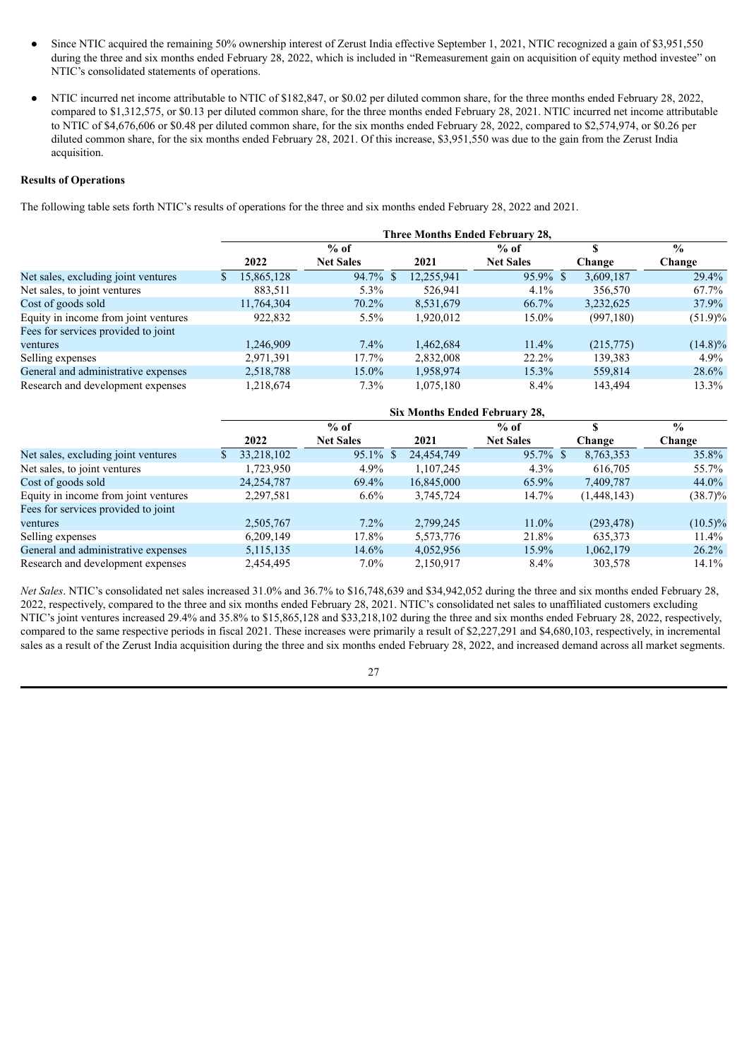- Since NTIC acquired the remaining 50% ownership interest of Zerust India effective September 1, 2021, NTIC recognized a gain of $3,951,550 during the three and six months ended February 28, 2022, which is included in "Remeasurement gain on acquisition of equity method investee" on NTIC's consolidated statements of operations.

- NTIC incurred net income attributable to NTIC of $182,847, or $0.02 per diluted common share, for the three months ended February 28, 2022, compared to $1,312,575, or $0.13 per diluted common share, for the three months ended February 28, 2021. NTIC incurred net income attributable to NTIC of $4,676,606 or $0.48 per diluted common share, for the six months ended February 28, 2022, compared to $2,574,974, or $0.26 per diluted common share, for the six months ended February 28, 2021. Of this increase, $3,951,550 was due to the gain from the Zerust India acquisition.

**Results of Operations**

The following table sets forth NTIC's results of operations for the three and six months ended February 28, 2022 and 2021.

| | Three Months Ended February 28, | | | | | |
|---|---|---|---|---|---|---|
| | 2022 | % of Net Sales | 2021 | % of Net Sales | $ Change | % Change |
| Net sales, excluding joint ventures | $ 15,865,128 | 94.7% | $ 12,255,941 | 95.9% | $ 3,609,187 | 29.4% |
| Net sales, to joint ventures | 883,511 | 5.3% | 526,941 | 4.1% | 356,570 | 67.7% |
| Cost of goods sold | 11,764,304 | 70.2% | 8,531,679 | 66.7% | 3,232,625 | 37.9% |
| Equity in income from joint ventures | 922,832 | 5.5% | 1,920,012 | 15.0% | (997,180) | (51.9)% |
| Fees for services provided to joint ventures | 1,246,909 | 7.4% | 1,462,684 | 11.4% | (215,775) | (14.8)% |
| Selling expenses | 2,971,391 | 17.7% | 2,832,008 | 22.2% | 139,383 | 4.9% |
| General and administrative expenses | 2,518,788 | 15.0% | 1,958,974 | 15.3% | 559,814 | 28.6% |
| Research and development expenses | 1,218,674 | 7.3% | 1,075,180 | 8.4% | 143,494 | 13.3% |

| | Six Months Ended February 28, | | | | | |
|---|---|---|---|---|---|---|
| | 2022 | % of Net Sales | 2021 | % of Net Sales | $ Change | % Change |
| Net sales, excluding joint ventures | $ 33,218,102 | 95.1% | $ 24,454,749 | 95.7% | $ 8,763,353 | 35.8% |
| Net sales, to joint ventures | 1,723,950 | 4.9% | 1,107,245 | 4.3% | 616,705 | 55.7% |
| Cost of goods sold | 24,254,787 | 69.4% | 16,845,000 | 65.9% | 7,409,787 | 44.0% |
| Equity in income from joint ventures | 2,297,581 | 6.6% | 3,745,724 | 14.7% | (1,448,143) | (38.7)% |
| Fees for services provided to joint ventures | 2,505,767 | 7.2% | 2,799,245 | 11.0% | (293,478) | (10.5)% |
| Selling expenses | 6,209,149 | 17.8% | 5,573,776 | 21.8% | 635,373 | 11.4% |
| General and administrative expenses | 5,115,135 | 14.6% | 4,052,956 | 15.9% | 1,062,179 | 26.2% |
| Research and development expenses | 2,454,495 | 7.0% | 2,150,917 | 8.4% | 303,578 | 14.1% |

*Net Sales*. NTIC's consolidated net sales increased 31.0% and 36.7% to $16,748,639 and $34,942,052 during the three and six months ended February 28, 2022, respectively, compared to the three and six months ended February 28, 2021. NTIC's consolidated net sales to unaffiliated customers excluding NTIC's joint ventures increased 29.4% and 35.8% to $15,865,128 and $33,218,102 during the three and six months ended February 28, 2022, respectively, compared to the same respective periods in fiscal 2021. These increases were primarily a result of $2,227,291 and $4,680,103, respectively, in incremental sales as a result of the Zerust India acquisition during the three and six months ended February 28, 2022, and increased demand across all market segments.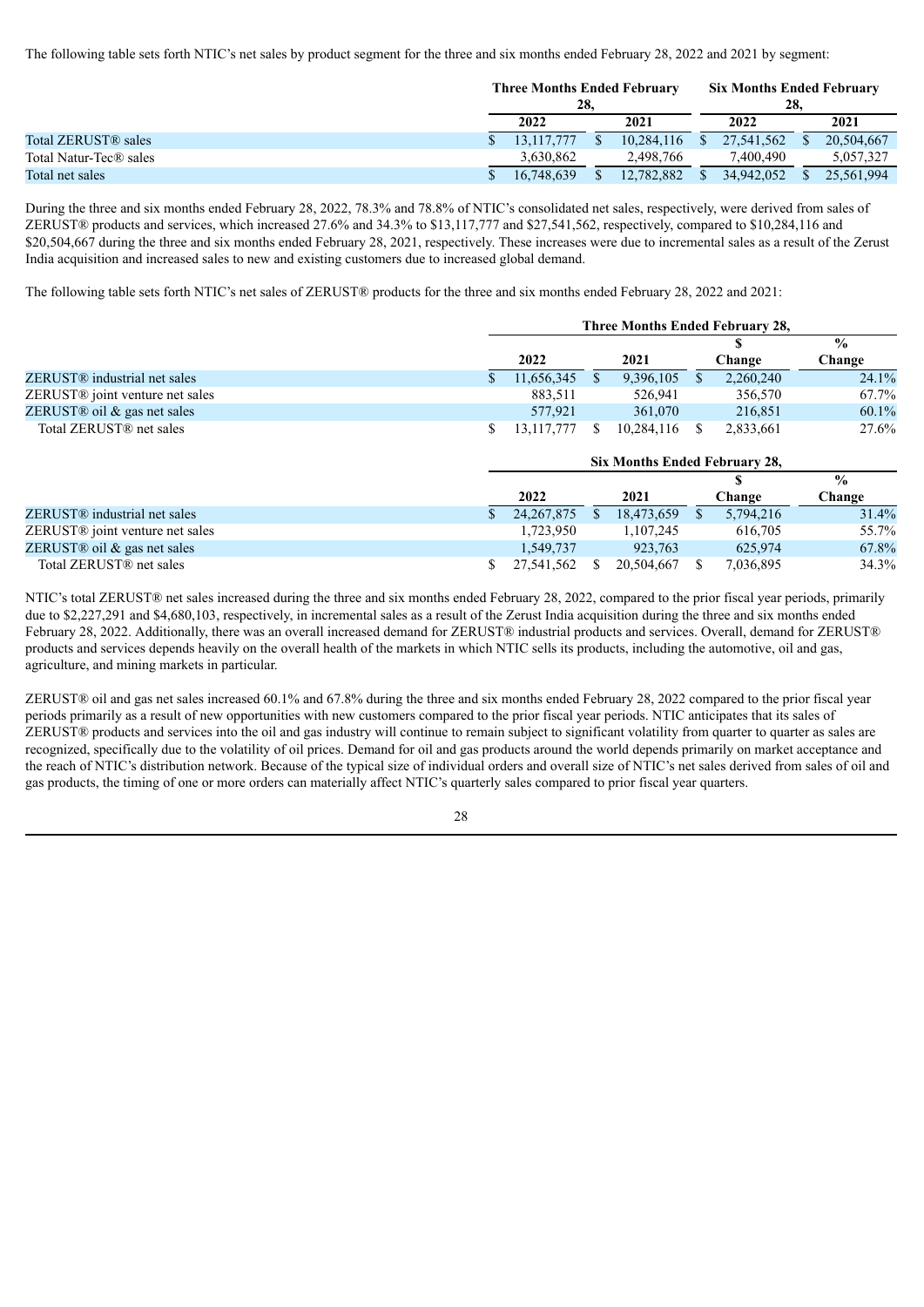The following table sets forth NTIC's net sales by product segment for the three and six months ended February 28, 2022 and 2021 by segment:

| | Three Months Ended February 28, | | Six Months Ended February 28, | |
|---|---|---|---|---|
| | 2022 | 2021 | 2022 | 2021 |
| Total ZERUST® sales | $ 13,117,777 | $ 10,284,116 | $ 27,541,562 | $ 20,504,667 |
| Total Natur-Tec® sales | 3,630,862 | 2,498,766 | 7,400,490 | 5,057,327 |
| Total net sales | $ 16,748,639 | $ 12,782,882 | $ 34,942,052 | $ 25,561,994 |

During the three and six months ended February 28, 2022, 78.3% and 78.8% of NTIC's consolidated net sales, respectively, were derived from sales of ZERUST® products and services, which increased 27.6% and 34.3% to $13,117,777 and $27,541,562, respectively, during the three and six months ended February 28, 2022, compared to $10,284,116 and $20,504,667 during the three and six months ended February 28, 2021, respectively. These increases were due to incremental sales as a result of the Zerust India acquisition and increased sales to new and existing customers due to increased global demand.

The following table sets forth NTIC's net sales of ZERUST® products for the three and six months ended February 28, 2022 and 2021:

| | Three Months Ended February 28, | | | |
|---|---|---|---|---|
| | 2022 | 2021 | $ Change | % Change |
| ZERUST® industrial net sales | $ 11,656,345 | $ 9,396,105 | $ 2,260,240 | 24.1% |
| ZERUST® joint venture net sales | 883,511 | 526,941 | 356,570 | 67.7% |
| ZERUST® oil & gas net sales | 577,921 | 361,070 | 216,851 | 60.1% |
| Total ZERUST® net sales | $ 13,117,777 | $ 10,284,116 | $ 2,833,661 | 27.6% |

| | Six Months Ended February 28, | | | |
|---|---|---|---|---|
| | 2022 | 2021 | $ Change | % Change |
| ZERUST® industrial net sales | $ 24,267,875 | $ 18,473,659 | $ 5,794,216 | 31.4% |
| ZERUST® joint venture net sales | 1,723,950 | 1,107,245 | 616,705 | 55.7% |
| ZERUST® oil & gas net sales | 1,549,737 | 923,763 | 625,974 | 67.8% |
| Total ZERUST® net sales | $ 27,541,562 | $ 20,504,667 | $ 7,036,895 | 34.3% |

NTIC's total ZERUST® net sales increased during the three and six months ended February 28, 2022, compared to the prior fiscal year periods, primarily due to $2,227,291 and $4,680,103, respectively, in incremental sales as a result of the Zerust India acquisition during the three and six months ended February 28, 2022. Additionally, there was an overall increased demand for ZERUST® industrial products and services. Overall, demand for ZERUST® products and services depends heavily on the overall health of the markets in which NTIC sells its products, including the automotive, oil and gas, agriculture, and mining markets in particular.

ZERUST® oil and gas net sales increased 60.1% and 67.8% during the three and six months ended February 28, 2022 compared to the prior fiscal year periods primarily as a result of new opportunities with new customers compared to the prior fiscal year periods. NTIC anticipates that its sales of ZERUST® products and services into the oil and gas industry will continue to remain subject to significant volatility from quarter to quarter as sales are recognized, specifically due to the volatility of oil prices. Demand for oil and gas products around the world depends primarily on market acceptance and the reach of NTIC's distribution network. Because of the typical size of individual orders and overall size of NTIC's net sales derived from sales of oil and gas products, the timing of one or more orders can materially affect NTIC's quarterly sales compared to prior fiscal year quarters.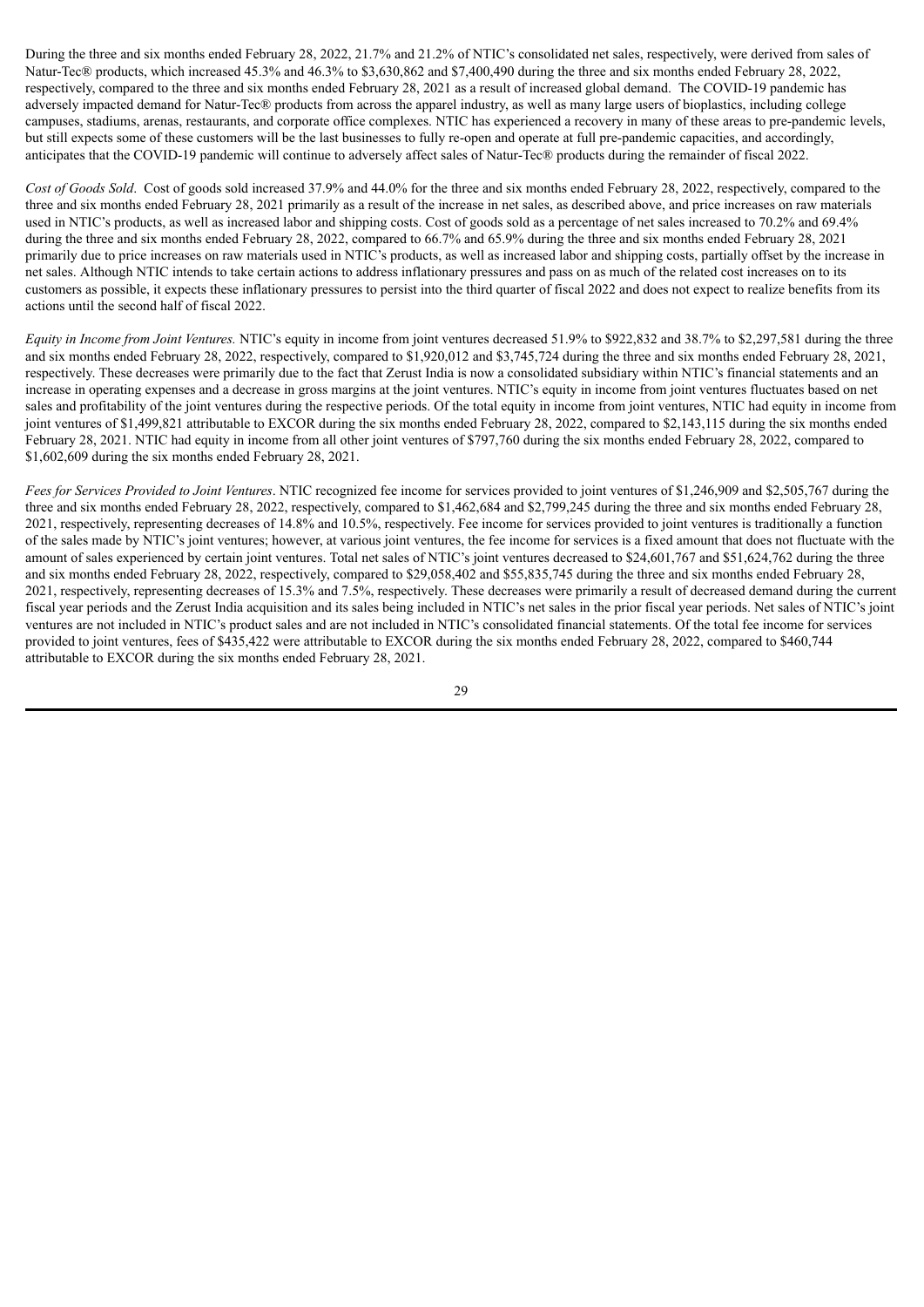During the three and six months ended February 28, 2022, 21.7% and 21.2% of NTIC's consolidated net sales, respectively, were derived from sales of Natur-Tec® products, which increased 45.3% and 46.3% to $3,630,862 and $7,400,490 during the three and six months ended February 28, 2022, respectively, compared to the three and six months ended February 28, 2021 as a result of increased global demand. The COVID-19 pandemic has adversely impacted demand for Natur-Tec® products from across the apparel industry, as well as many large users of bioplastics, including college campuses, stadiums, arenas, restaurants, and corporate office complexes. NTIC has experienced a recovery in many of these areas to pre-pandemic levels, but still expects some of these customers will be the last businesses to fully re-open and operate at full pre-pandemic capacities, and accordingly, anticipates that the COVID-19 pandemic will continue to adversely affect sales of Natur-Tec® products during the remainder of fiscal 2022.

*Cost of Goods Sold*. Cost of goods sold increased 37.9% and 44.0% for the three and six months ended February 28, 2022, respectively, compared to the three and six months ended February 28, 2021 primarily as a result of the increase in net sales, as described above, and price increases on raw materials used in NTIC's products, as well as increased labor and shipping costs. Cost of goods sold as a percentage of net sales increased to 70.2% and 69.4% during the three and six months ended February 28, 2022, compared to 66.7% and 65.9% during the three and six months ended February 28, 2021 primarily due to price increases on raw materials used in NTIC's products, as well as increased labor and shipping costs, partially offset by the increase in net sales. Although NTIC intends to take certain actions to address inflationary pressures and pass on as much of the related cost increases on to its customers as possible, it expects these inflationary pressures to persist into the third quarter of fiscal 2022 and does not expect to realize benefits from its actions until the second half of fiscal 2022.

*Equity in Income from Joint Ventures.* NTIC's equity in income from joint ventures decreased 51.9% to $922,832 and 38.7% to $2,297,581 during the three and six months ended February 28, 2022, respectively, compared to $1,920,012 and $3,745,724 during the three and six months ended February 28, 2021, respectively. These decreases were primarily due to the fact that Zerust India is now a consolidated subsidiary within NTIC's financial statements and an increase in operating expenses and a decrease in gross margins at the joint ventures. NTIC's equity in income from joint ventures fluctuates based on net sales and profitability of the joint ventures during the respective periods. Of the total equity in income from joint ventures, NTIC had equity in income from joint ventures of $1,499,821 attributable to EXCOR during the six months ended February 28, 2022, compared to $2,143,115 during the six months ended February 28, 2021. NTIC had equity in income from all other joint ventures of $797,760 during the six months ended February 28, 2022, compared to $1,602,609 during the six months ended February 28, 2021.

*Fees for Services Provided to Joint Ventures*. NTIC recognized fee income for services provided to joint ventures of $1,246,909 and $2,505,767 during the three and six months ended February 28, 2022, respectively, compared to $1,462,684 and $2,799,245 during the three and six months ended February 28, 2021, respectively, representing decreases of 14.8% and 10.5%, respectively. Fee income for services provided to joint ventures is traditionally a function of the sales made by NTIC's joint ventures; however, at various joint ventures, the fee income for services is a fixed amount that does not fluctuate with the amount of sales experienced by certain joint ventures. Total net sales of NTIC's joint ventures decreased to $24,601,767 and $51,624,762 during the three and six months ended February 28, 2022, respectively, compared to $29,058,402 and $55,835,745 during the three and six months ended February 28, 2021, respectively, representing decreases of 15.3% and 7.5%, respectively. These decreases were primarily a result of decreased demand during the current fiscal year periods and the Zerust India acquisition and its sales being included in NTIC's net sales in the prior fiscal year periods. Net sales of NTIC's joint ventures are not included in NTIC's product sales and are not included in NTIC's consolidated financial statements. Of the total fee income for services provided to joint ventures, fees of $435,422 were attributable to EXCOR during the six months ended February 28, 2022, compared to $460,744 attributable to EXCOR during the six months ended February 28, 2021.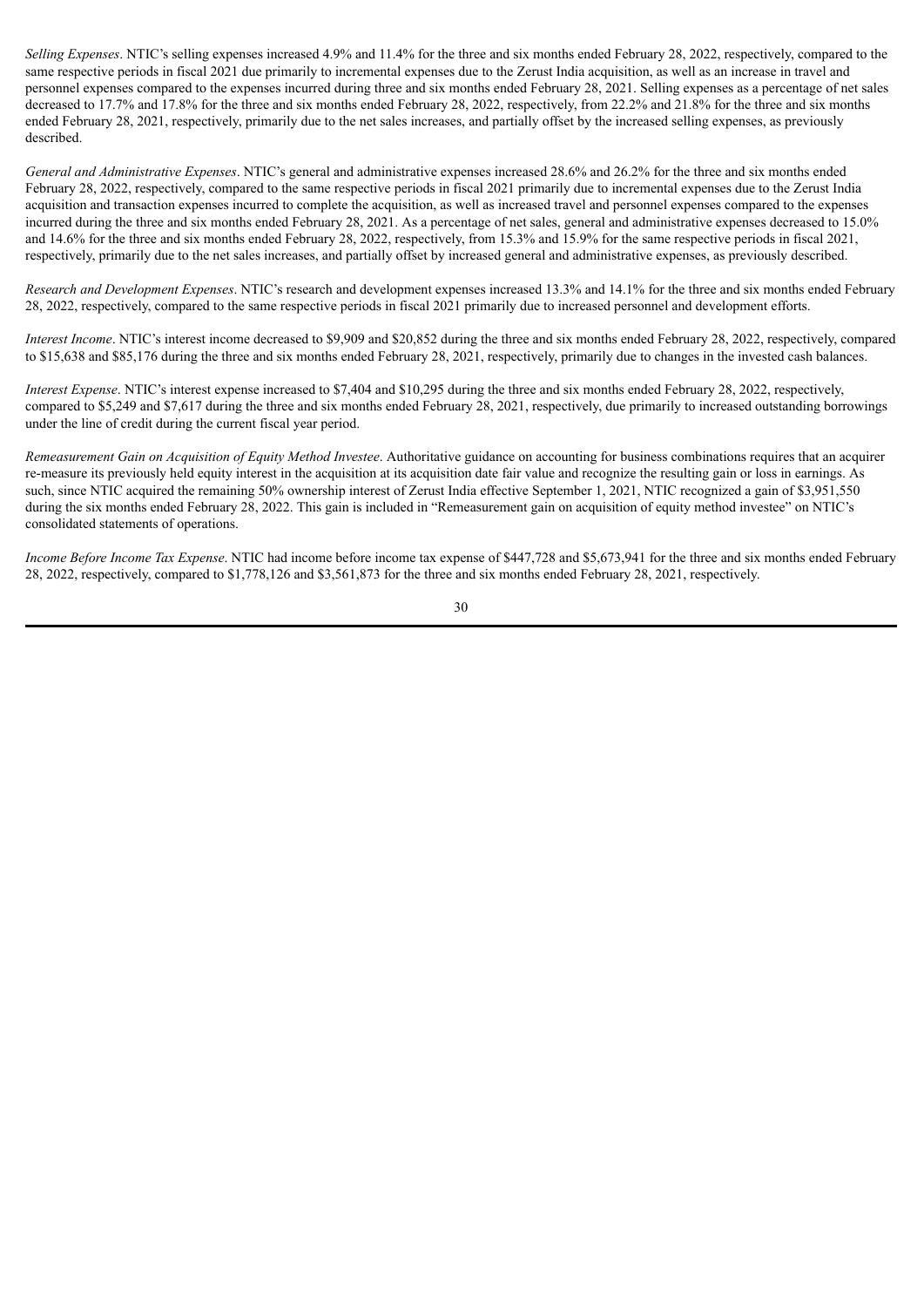*Selling Expenses*. NTIC's selling expenses increased 4.9% and 11.4% for the three and six months ended February 28, 2022, respectively, compared to the same respective periods in fiscal 2021 due primarily to incremental expenses due to the Zerust India acquisition, as well as an increase in travel and personnel expenses compared to the expenses incurred during three and six months ended February 28, 2021. Selling expenses as a percentage of net sales decreased to 17.7% and 17.8% for the three and six months ended February 28, 2022, respectively, from 22.2% and 21.8% for the three and six months ended February 28, 2021, respectively, primarily due to the net sales increases, and partially offset by the increased selling expenses, as previously described.

*General and Administrative Expenses*. NTIC's general and administrative expenses increased 28.6% and 26.2% for the three and six months ended February 28, 2022, respectively, compared to the same respective periods in fiscal 2021 primarily due to incremental expenses due to the Zerust India acquisition and transaction expenses incurred to complete the acquisition, as well as increased travel and personnel expenses compared to the expenses incurred during the three and six months ended February 28, 2021. As a percentage of net sales, general and administrative expenses decreased to 15.0% and 14.6% for the three and six months ended February 28, 2022, respectively, from 15.3% and 15.9% for the same respective periods in fiscal 2021, respectively, primarily due to the net sales increases, and partially offset by increased general and administrative expenses, as previously described.

*Research and Development Expenses*. NTIC's research and development expenses increased 13.3% and 14.1% for the three and six months ended February 28, 2022, respectively, compared to the same respective periods in fiscal 2021 primarily due to increased personnel and development efforts.

*Interest Income*. NTIC's interest income decreased to $9,909 and $20,852 during the three and six months ended February 28, 2022, respectively, compared to $15,638 and $85,176 during the three and six months ended February 28, 2021, respectively, primarily due to changes in the invested cash balances.

*Interest Expense*. NTIC's interest expense increased to $7,404 and $10,295 during the three and six months ended February 28, 2022, respectively, compared to $5,249 and $7,617 during the three and six months ended February 28, 2021, respectively, due primarily to increased outstanding borrowings under the line of credit during the current fiscal year period.

*Remeasurement Gain on Acquisition of Equity Method Investee*. Authoritative guidance on accounting for business combinations requires that an acquirer re-measure its previously held equity interest in the acquisition at its acquisition date fair value and recognize the resulting gain or loss in earnings. As such, since NTIC acquired the remaining 50% ownership interest of Zerust India effective September 1, 2021, NTIC recognized a gain of $3,951,550 during the six months ended February 28, 2022. This gain is included in "Remeasurement gain on acquisition of equity method investee" on NTIC's consolidated statements of operations.

*Income Before Income Tax Expense*. NTIC had income before income tax expense of $447,728 and $5,673,941 for the three and six months ended February 28, 2022, respectively, compared to $1,778,126 and $3,561,873 for the three and six months ended February 28, 2021, respectively.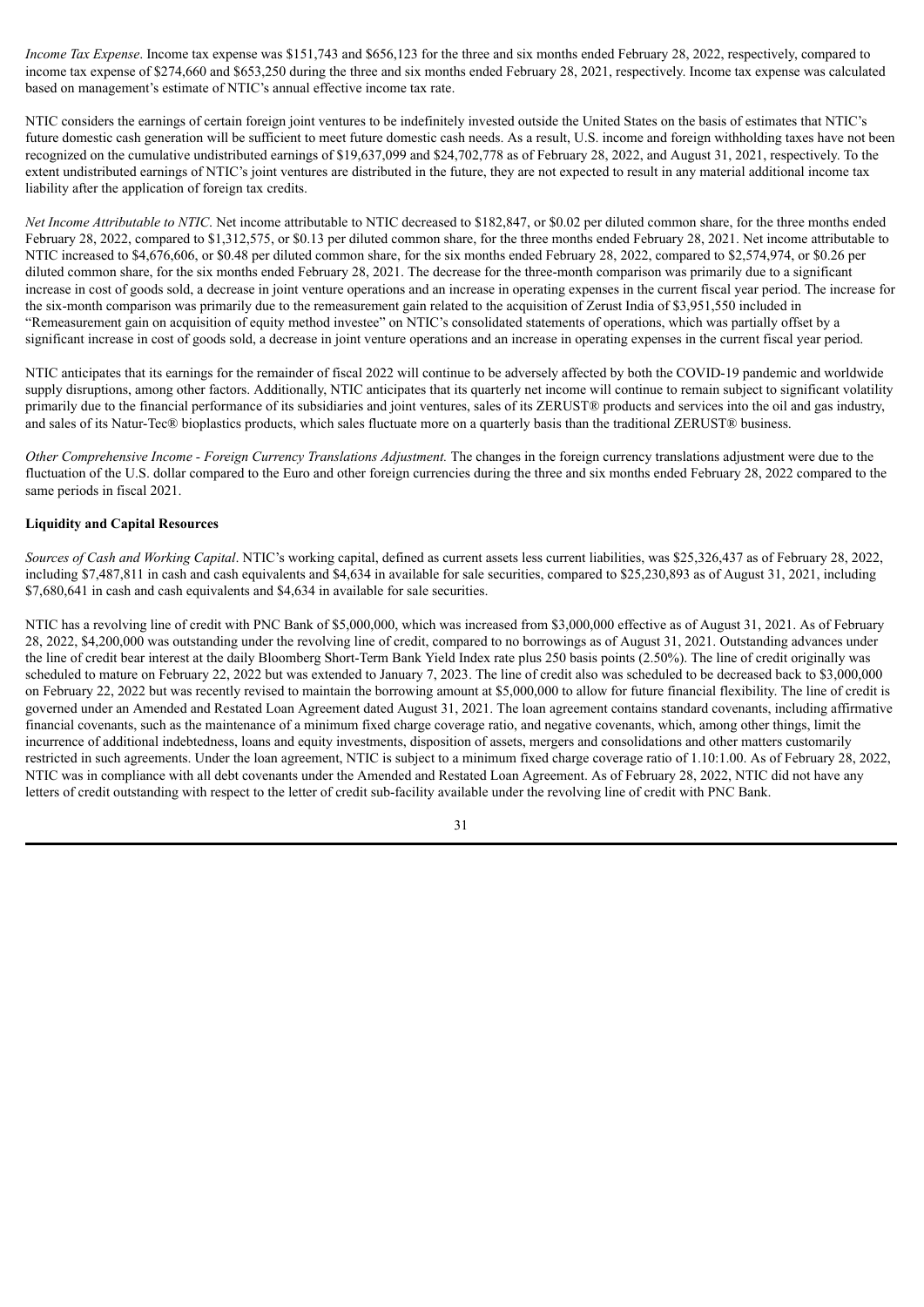*Income Tax Expense*. Income tax expense was $151,743 and $656,123 for the three and six months ended February 28, 2022, respectively, compared to income tax expense of $274,660 and $653,250 during the three and six months ended February 28, 2021, respectively. Income tax expense was calculated based on management's estimate of NTIC's annual effective income tax rate.

NTIC considers the earnings of certain foreign joint ventures to be indefinitely invested outside the United States on the basis of estimates that NTIC's future domestic cash generation will be sufficient to meet future domestic cash needs. As a result, U.S. income and foreign withholding taxes have not been recognized on the cumulative undistributed earnings of $19,637,099 and $24,702,778 as of February 28, 2022, and August 31, 2021, respectively. To the extent undistributed earnings of NTIC's joint ventures are distributed in the future, they are not expected to result in any material additional income tax liability after the application of foreign tax credits.

*Net Income Attributable to NTIC*. Net income attributable to NTIC decreased to $182,847, or $0.02 per diluted common share, for the three months ended February 28, 2022, compared to $1,312,575, or $0.13 per diluted common share, for the three months ended February 28, 2021. Net income attributable to NTIC increased to $4,676,606, or $0.48 per diluted common share, for the six months ended February 28, 2022, compared to $2,574,974, or $0.26 per diluted common share, for the six months ended February 28, 2021. The decrease for the three-month comparison was primarily due to a significant increase in cost of goods sold, a decrease in joint venture operations and an increase in operating expenses in the current fiscal year period. The increase for the six-month comparison was primarily due to the remeasurement gain related to the acquisition of Zerust India of $3,951,550 included in "Remeasurement gain on acquisition of equity method investee" on NTIC's consolidated statements of operations, which was partially offset by a significant increase in cost of goods sold, a decrease in joint venture operations and an increase in operating expenses in the current fiscal year period.

NTIC anticipates that its earnings for the remainder of fiscal 2022 will continue to be adversely affected by both the COVID-19 pandemic and worldwide supply disruptions, among other factors. Additionally, NTIC anticipates that its quarterly net income will continue to remain subject to significant volatility primarily due to the financial performance of its subsidiaries and joint ventures, sales of its ZERUST® products and services into the oil and gas industry, and sales of its Natur-Tec® bioplastics products, which sales fluctuate more on a quarterly basis than the traditional ZERUST® business.

*Other Comprehensive Income - Foreign Currency Translations Adjustment.* The changes in the foreign currency translations adjustment were due to the fluctuation of the U.S. dollar compared to the Euro and other foreign currencies during the three and six months ended February 28, 2022 compared to the same periods in fiscal 2021.

**Liquidity and Capital Resources**

*Sources of Cash and Working Capital*. NTIC's working capital, defined as current assets less current liabilities, was $25,326,437 as of February 28, 2022, including $7,487,811 in cash and cash equivalents and $4,634 in available for sale securities, compared to $25,230,893 as of August 31, 2021, including $7,680,641 in cash and cash equivalents and $4,634 in available for sale securities.

NTIC has a revolving line of credit with PNC Bank of $5,000,000, which was increased from $3,000,000 effective as of August 31, 2021. As of February 28, 2022, $4,200,000 was outstanding under the revolving line of credit, compared to no borrowings as of August 31, 2021. Outstanding advances under the line of credit bear interest at the daily Bloomberg Short-Term Bank Yield Index rate plus 250 basis points (2.50%). The line of credit originally was scheduled to mature on February 22, 2022 but was extended to January 7, 2023. The line of credit also was scheduled to be decreased back to $3,000,000 on February 22, 2022 but was recently revised to maintain the borrowing amount at $5,000,000 to allow for future financial flexibility. The line of credit is governed under an Amended and Restated Loan Agreement dated August 31, 2021. The loan agreement contains standard covenants, including affirmative financial covenants, such as the maintenance of a minimum fixed charge coverage ratio, and negative covenants, which, among other things, limit the incurrence of additional indebtedness, loans and equity investments, disposition of assets, mergers and consolidations and other matters customarily restricted in such agreements. Under the loan agreement, NTIC is subject to a minimum fixed charge coverage ratio of 1.10:1.00. As of February 28, 2022, NTIC was in compliance with all debt covenants under the Amended and Restated Loan Agreement. As of February 28, 2022, NTIC did not have any letters of credit outstanding with respect to the letter of credit sub-facility available under the revolving line of credit with PNC Bank.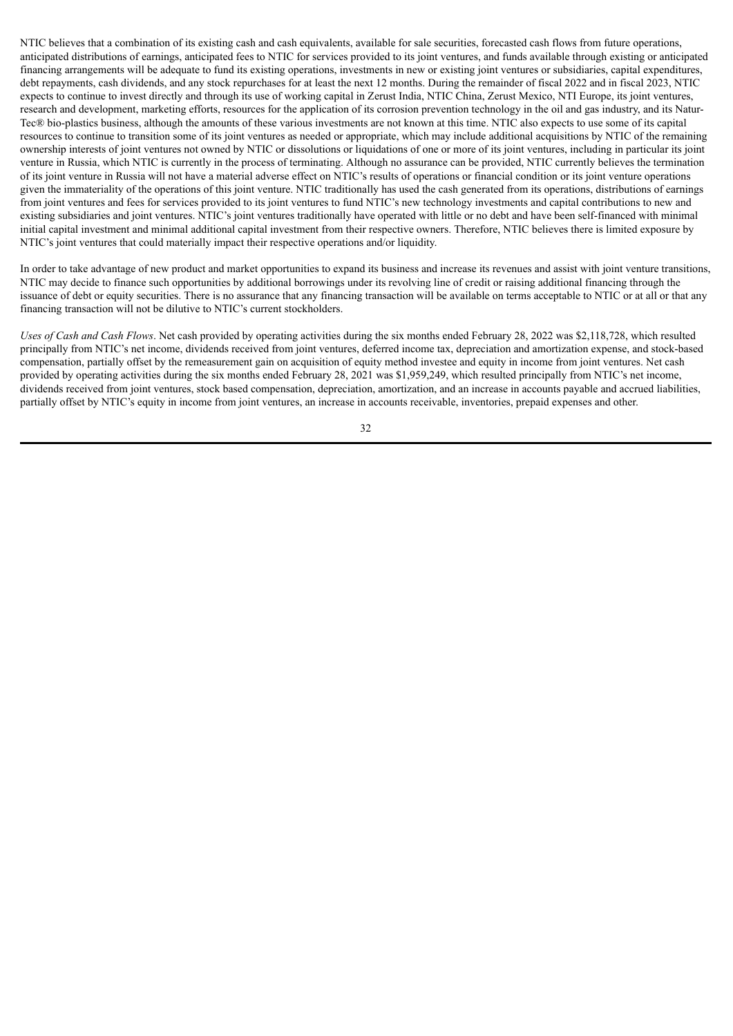NTIC believes that a combination of its existing cash and cash equivalents, available for sale securities, forecasted cash flows from future operations, anticipated distributions of earnings, anticipated fees to NTIC for services provided to its joint ventures, and funds available through existing or anticipated financing arrangements will be adequate to fund its existing operations, investments in new or existing joint ventures or subsidiaries, capital expenditures, debt repayments, cash dividends, and any stock repurchases for at least the next 12 months. During the remainder of fiscal 2022 and in fiscal 2023, NTIC expects to continue to invest directly and through its use of working capital in Zerust India, NTIC China, Zerust Mexico, NTI Europe, its joint ventures, research and development, marketing efforts, resources for the application of its corrosion prevention technology in the oil and gas industry, and its Natur-Tec® bio-plastics business, although the amounts of these various investments are not known at this time. NTIC also expects to use some of its capital resources to continue to transition some of its joint ventures as needed or appropriate, which may include additional acquisitions by NTIC of the remaining ownership interests of joint ventures not owned by NTIC or dissolutions or liquidations of one or more of its joint ventures, including in particular its joint venture in Russia, which NTIC is currently in the process of terminating. Although no assurance can be provided, NTIC currently believes the termination of its joint venture in Russia will not have a material adverse effect on NTIC's results of operations or financial condition or its joint venture operations given the immateriality of the operations of this joint venture. NTIC traditionally has used the cash generated from its operations, distributions of earnings from joint ventures and fees for services provided to its joint ventures to fund NTIC's new technology investments and capital contributions to new and existing subsidiaries and joint ventures. NTIC's joint ventures traditionally have operated with little or no debt and have been self-financed with minimal initial capital investment and minimal additional capital investment from their respective owners. Therefore, NTIC believes there is limited exposure by NTIC's joint ventures that could materially impact their respective operations and/or liquidity.

In order to take advantage of new product and market opportunities to expand its business and increase its revenues and assist with joint venture transitions, NTIC may decide to finance such opportunities by additional borrowings under its revolving line of credit or raising additional financing through the issuance of debt or equity securities. There is no assurance that any financing transaction will be available on terms acceptable to NTIC or at all or that any financing transaction will not be dilutive to NTIC's current stockholders.

*Uses of Cash and Cash Flows*. Net cash provided by operating activities during the six months ended February 28, 2022 was $2,118,728, which resulted principally from NTIC's net income, dividends received from joint ventures, deferred income tax, depreciation and amortization expense, and stock-based compensation, partially offset by the remeasurement gain on acquisition of equity method investee and equity in income from joint ventures. Net cash provided by operating activities during the six months ended February 28, 2021 was $1,959,249, which resulted principally from NTIC's net income, dividends received from joint ventures, stock based compensation, depreciation, amortization, and an increase in accounts payable and accrued liabilities, partially offset by NTIC's equity in income from joint ventures, an increase in accounts receivable, inventories, prepaid expenses and other.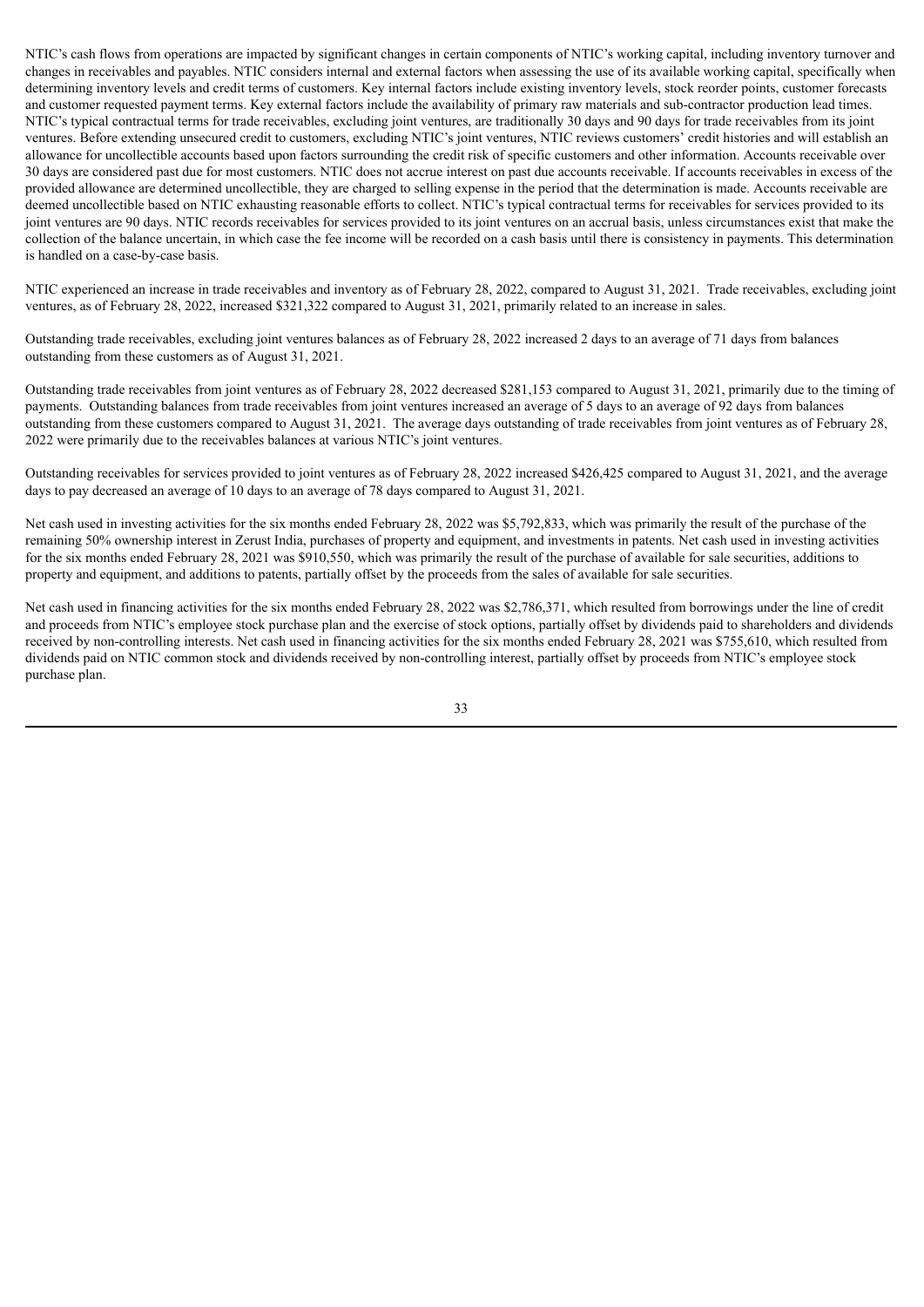NTIC's cash flows from operations are impacted by significant changes in certain components of NTIC's working capital, including inventory turnover and changes in receivables and payables. NTIC considers internal and external factors when assessing the use of its available working capital, specifically when determining inventory levels and credit terms of customers. Key internal factors include existing inventory levels, stock reorder points, customer forecasts and customer requested payment terms. Key external factors include the availability of primary raw materials and sub-contractor production lead times. NTIC's typical contractual terms for trade receivables, excluding joint ventures, are traditionally 30 days and 90 days for trade receivables from its joint ventures. Before extending unsecured credit to customers, excluding NTIC's joint ventures, NTIC reviews customers' credit histories and will establish an allowance for uncollectible accounts based upon factors surrounding the credit risk of specific customers and other information. Accounts receivable over 30 days are considered past due for most customers. NTIC does not accrue interest on past due accounts receivable. If accounts receivables in excess of the provided allowance are determined uncollectible, they are charged to selling expense in the period that the determination is made. Accounts receivable are deemed uncollectible based on NTIC exhausting reasonable efforts to collect. NTIC's typical contractual terms for receivables for services provided to its joint ventures are 90 days. NTIC records receivables for services provided to its joint ventures on an accrual basis, unless circumstances exist that make the collection of the balance uncertain, in which case the fee income will be recorded on a cash basis until there is consistency in payments. This determination is handled on a case-by-case basis.

NTIC experienced an increase in trade receivables and inventory as of February 28, 2022, compared to August 31, 2021. Trade receivables, excluding joint ventures, as of February 28, 2022, increased $321,322 compared to August 31, 2021, primarily related to an increase in sales.

Outstanding trade receivables, excluding joint ventures balances as of February 28, 2022 increased 2 days to an average of 71 days from balances outstanding from these customers as of August 31, 2021.

Outstanding trade receivables from joint ventures as of February 28, 2022 decreased $281,153 compared to August 31, 2021, primarily due to the timing of payments. Outstanding balances from trade receivables from joint ventures increased an average of 5 days to an average of 92 days from balances outstanding from these customers compared to August 31, 2021. The average days outstanding of trade receivables from joint ventures as of February 28, 2022 were primarily due to the receivables balances at various NTIC's joint ventures.

Outstanding receivables for services provided to joint ventures as of February 28, 2022 increased $426,425 compared to August 31, 2021, and the average days to pay decreased an average of 10 days to an average of 78 days compared to August 31, 2021.

Net cash used in investing activities for the six months ended February 28, 2022 was $5,792,833, which was primarily the result of the purchase of the remaining 50% ownership interest in Zerust India, purchases of property and equipment, and investments in patents. Net cash used in investing activities for the six months ended February 28, 2021 was $910,550, which was primarily the result of the purchase of available for sale securities, additions to property and equipment, and additions to patents, partially offset by the proceeds from the sales of available for sale securities.

Net cash used in financing activities for the six months ended February 28, 2022 was $2,786,371, which resulted from borrowings under the line of credit and proceeds from NTIC's employee stock purchase plan and the exercise of stock options, partially offset by dividends paid to shareholders and dividends received by non-controlling interests. Net cash used in financing activities for the six months ended February 28, 2021 was $755,610, which resulted from dividends paid on NTIC common stock and dividends received by non-controlling interest, partially offset by proceeds from NTIC's employee stock purchase plan.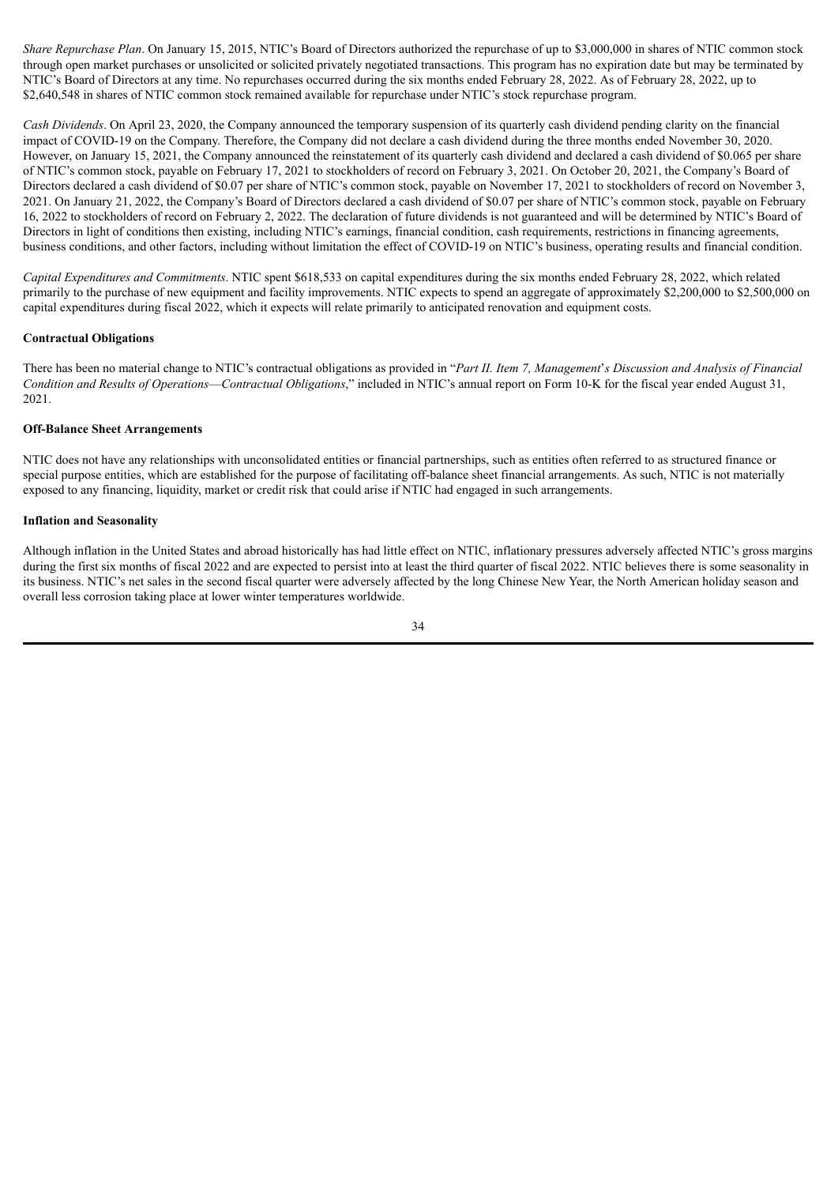*Share Repurchase Plan*. On January 15, 2015, NTIC's Board of Directors authorized the repurchase of up to $3,000,000 in shares of NTIC common stock through open market purchases or unsolicited or solicited privately negotiated transactions. This program has no expiration date but may be terminated by NTIC's Board of Directors at any time. No repurchases occurred during the six months ended February 28, 2022. As of February 28, 2022, up to $2,640,548 in shares of NTIC common stock remained available for repurchase under NTIC's stock repurchase program.

*Cash Dividends*. On April 23, 2020, the Company announced the temporary suspension of its quarterly cash dividend pending clarity on the financial impact of COVID-19 on the Company. Therefore, the Company did not declare a cash dividend during the three months ended November 30, 2020. However, on January 15, 2021, the Company announced the reinstatement of its quarterly cash dividend and declared a cash dividend of $0.065 per share of NTIC's common stock, payable on February 17, 2021 to stockholders of record on February 3, 2021. On October 20, 2021, the Company's Board of Directors declared a cash dividend of $0.07 per share of NTIC's common stock, payable on November 17, 2021 to stockholders of record on November 3, 2021. On January 21, 2022, the Company's Board of Directors declared a cash dividend of $0.07 per share of NTIC's common stock, payable on February 16, 2022 to stockholders of record on February 2, 2022. The declaration of future dividends is not guaranteed and will be determined by NTIC's Board of Directors in light of conditions then existing, including NTIC's earnings, financial condition, cash requirements, restrictions in financing agreements, business conditions, and other factors, including without limitation the effect of COVID-19 on NTIC's business, operating results and financial condition.

*Capital Expenditures and Commitments*. NTIC spent $618,533 on capital expenditures during the six months ended February 28, 2022, which related primarily to the purchase of new equipment and facility improvements. NTIC expects to spend an aggregate of approximately $2,200,000 to $2,500,000 on capital expenditures during fiscal 2022, which it expects will relate primarily to anticipated renovation and equipment costs.

**Contractual Obligations**

There has been no material change to NTIC's contractual obligations as provided in "*Part II. Item 7, Management*'*s Discussion and Analysis of Financial Condition and Results of Operations*—*Contractual Obligations*," included in NTIC's annual report on Form 10-K for the fiscal year ended August 31, 2021.

**Off-Balance Sheet Arrangements**

NTIC does not have any relationships with unconsolidated entities or financial partnerships, such as entities often referred to as structured finance or special purpose entities, which are established for the purpose of facilitating off-balance sheet financial arrangements. As such, NTIC is not materially exposed to any financing, liquidity, market or credit risk that could arise if NTIC had engaged in such arrangements.

**Inflation and Seasonality**

Although inflation in the United States and abroad historically has had little effect on NTIC, inflationary pressures adversely affected NTIC's gross margins during the first six months of fiscal 2022 and are expected to persist into at least the third quarter of fiscal 2022. NTIC believes there is some seasonality in its business. NTIC's net sales in the second fiscal quarter were adversely affected by the long Chinese New Year, the North American holiday season and overall less corrosion taking place at lower winter temperatures worldwide.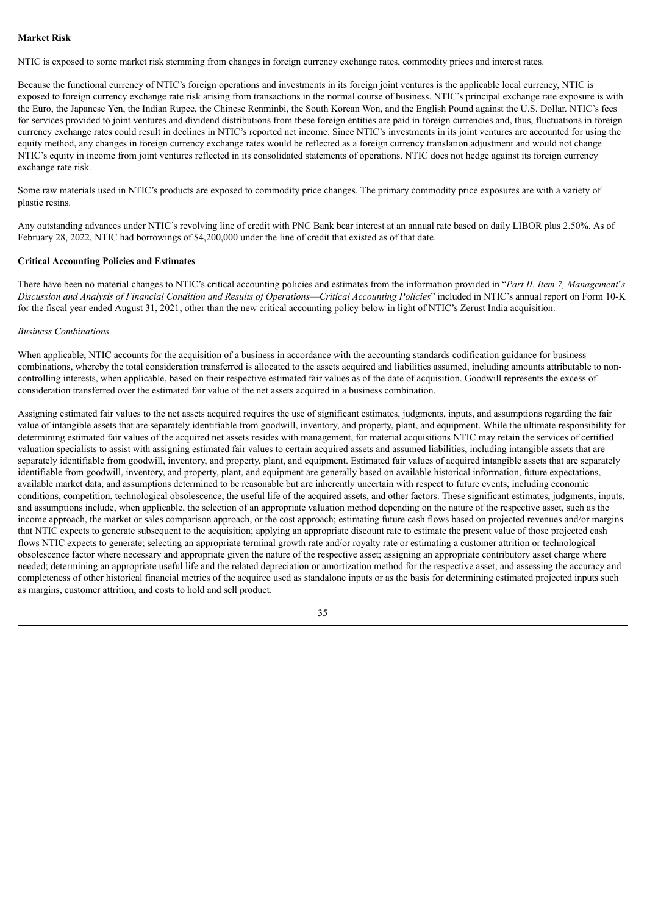**Market Risk**

NTIC is exposed to some market risk stemming from changes in foreign currency exchange rates, commodity prices and interest rates.

Because the functional currency of NTIC's foreign operations and investments in its foreign joint ventures is the applicable local currency, NTIC is exposed to foreign currency exchange rate risk arising from transactions in the normal course of business. NTIC's principal exchange rate exposure is with the Euro, the Japanese Yen, the Indian Rupee, the Chinese Renminbi, the South Korean Won, and the English Pound against the U.S. Dollar. NTIC's fees for services provided to joint ventures and dividend distributions from these foreign entities are paid in foreign currencies and, thus, fluctuations in foreign currency exchange rates could result in declines in NTIC's reported net income. Since NTIC's investments in its joint ventures are accounted for using the equity method, any changes in foreign currency exchange rates would be reflected as a foreign currency translation adjustment and would not change NTIC's equity in income from joint ventures reflected in its consolidated statements of operations. NTIC does not hedge against its foreign currency exchange rate risk.

Some raw materials used in NTIC's products are exposed to commodity price changes. The primary commodity price exposures are with a variety of plastic resins.

Any outstanding advances under NTIC's revolving line of credit with PNC Bank bear interest at an annual rate based on daily LIBOR plus 2.50%. As of February 28, 2022, NTIC had borrowings of $4,200,000 under the line of credit that existed as of that date.

**Critical Accounting Policies and Estimates**

There have been no material changes to NTIC's critical accounting policies and estimates from the information provided in "*Part II. Item 7, Management*'*s Discussion and Analysis of Financial Condition and Results of Operations*—*Critical Accounting Policies*" included in NTIC's annual report on Form 10-K for the fiscal year ended August 31, 2021, other than the new critical accounting policy below in light of NTIC's Zerust India acquisition.

*Business Combinations*

When applicable, NTIC accounts for the acquisition of a business in accordance with the accounting standards codification guidance for business combinations, whereby the total consideration transferred is allocated to the assets acquired and liabilities assumed, including amounts attributable to non-controlling interests, when applicable, based on their respective estimated fair values as of the date of acquisition. Goodwill represents the excess of consideration transferred over the estimated fair value of the net assets acquired in a business combination.

Assigning estimated fair values to the net assets acquired requires the use of significant estimates, judgments, inputs, and assumptions regarding the fair value of intangible assets that are separately identifiable from goodwill, inventory, and property, plant, and equipment. While the ultimate responsibility for determining estimated fair values of the acquired net assets resides with management, for material acquisitions NTIC may retain the services of certified valuation specialists to assist with assigning estimated fair values to certain acquired assets and assumed liabilities, including intangible assets that are separately identifiable from goodwill, inventory, and property, plant, and equipment. Estimated fair values of acquired intangible assets that are separately identifiable from goodwill, inventory, and property, plant, and equipment are generally based on available historical information, future expectations, available market data, and assumptions determined to be reasonable but are inherently uncertain with respect to future events, including economic conditions, competition, technological obsolescence, the useful life of the acquired assets, and other factors. These significant estimates, judgments, inputs, and assumptions include, when applicable, the selection of an appropriate valuation method depending on the nature of the respective asset, such as the income approach, the market or sales comparison approach, or the cost approach; estimating future cash flows based on projected revenues and/or margins that NTIC expects to generate subsequent to the acquisition; applying an appropriate discount rate to estimate the present value of those projected cash flows NTIC expects to generate; selecting an appropriate terminal growth rate and/or royalty rate or estimating a customer attrition or technological obsolescence factor where necessary and appropriate given the nature of the respective asset; assigning an appropriate contributory asset charge where needed; determining an appropriate useful life and the related depreciation or amortization method for the respective asset; and assessing the accuracy and completeness of other historical financial metrics of the acquiree used as standalone inputs or as the basis for determining estimated projected inputs such as margins, customer attrition, and costs to hold and sell product.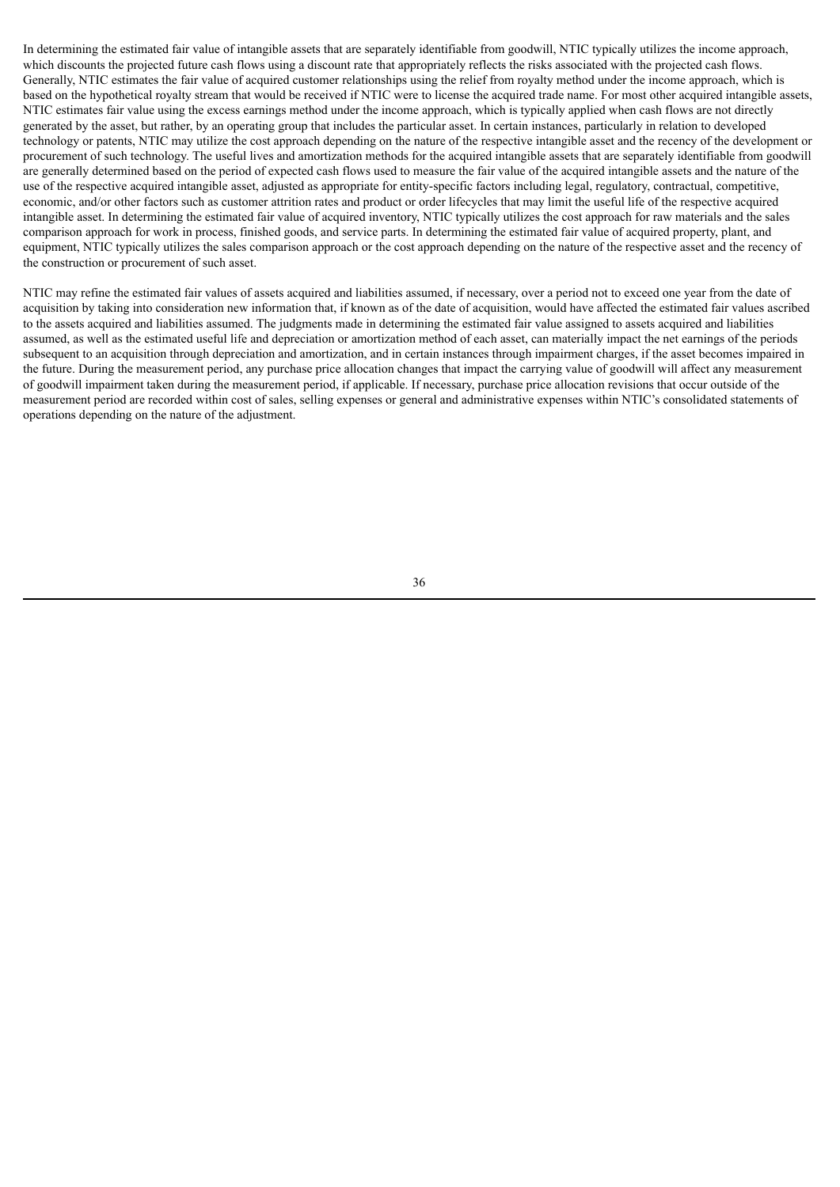In determining the estimated fair value of intangible assets that are separately identifiable from goodwill, NTIC typically utilizes the income approach, which discounts the projected future cash flows using a discount rate that appropriately reflects the risks associated with the projected cash flows. Generally, NTIC estimates the fair value of acquired customer relationships using the relief from royalty method under the income approach, which is based on the hypothetical royalty stream that would be received if NTIC were to license the acquired trade name. For most other acquired intangible assets, NTIC estimates fair value using the excess earnings method under the income approach, which is typically applied when cash flows are not directly generated by the asset, but rather, by an operating group that includes the particular asset. In certain instances, particularly in relation to developed technology or patents, NTIC may utilize the cost approach depending on the nature of the respective intangible asset and the recency of the development or procurement of such technology. The useful lives and amortization methods for the acquired intangible assets that are separately identifiable from goodwill are generally determined based on the period of expected cash flows used to measure the fair value of the acquired intangible assets and the nature of the use of the respective acquired intangible asset, adjusted as appropriate for entity-specific factors including legal, regulatory, contractual, competitive, economic, and/or other factors such as customer attrition rates and product or order lifecycles that may limit the useful life of the respective acquired intangible asset. In determining the estimated fair value of acquired inventory, NTIC typically utilizes the cost approach for raw materials and the sales comparison approach for work in process, finished goods, and service parts. In determining the estimated fair value of acquired property, plant, and equipment, NTIC typically utilizes the sales comparison approach or the cost approach depending on the nature of the respective asset and the recency of the construction or procurement of such asset.

NTIC may refine the estimated fair values of assets acquired and liabilities assumed, if necessary, over a period not to exceed one year from the date of acquisition by taking into consideration new information that, if known as of the date of acquisition, would have affected the estimated fair values ascribed to the assets acquired and liabilities assumed. The judgments made in determining the estimated fair value assigned to assets acquired and liabilities assumed, as well as the estimated useful life and depreciation or amortization method of each asset, can materially impact the net earnings of the periods subsequent to an acquisition through depreciation and amortization, and in certain instances through impairment charges, if the asset becomes impaired in the future. During the measurement period, any purchase price allocation changes that impact the carrying value of goodwill will affect any measurement of goodwill impairment taken during the measurement period, if applicable. If necessary, purchase price allocation revisions that occur outside of the measurement period are recorded within cost of sales, selling expenses or general and administrative expenses within NTIC's consolidated statements of operations depending on the nature of the adjustment.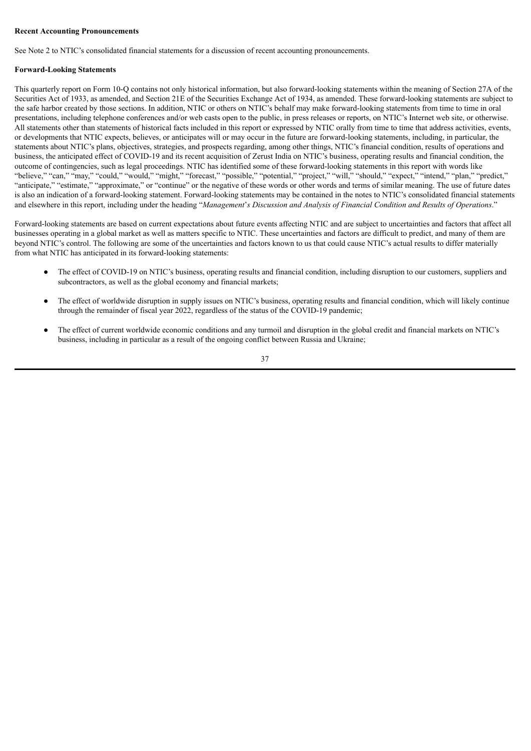**Recent Accounting Pronouncements**

See Note 2 to NTIC's consolidated financial statements for a discussion of recent accounting pronouncements.

**Forward-Looking Statements**

This quarterly report on Form 10-Q contains not only historical information, but also forward-looking statements within the meaning of Section 27A of the Securities Act of 1933, as amended, and Section 21E of the Securities Exchange Act of 1934, as amended. These forward-looking statements are subject to the safe harbor created by those sections. In addition, NTIC or others on NTIC's behalf may make forward-looking statements from time to time in oral presentations, including telephone conferences and/or web casts open to the public, in press releases or reports, on NTIC's Internet web site, or otherwise. All statements other than statements of historical facts included in this report or expressed by NTIC orally from time to time that address activities, events, or developments that NTIC expects, believes, or anticipates will or may occur in the future are forward-looking statements, including, in particular, the statements about NTIC's plans, objectives, strategies, and prospects regarding, among other things, NTIC's financial condition, results of operations and business, the anticipated effect of COVID-19 and its recent acquisition of Zerust India on NTIC's business, operating results and financial condition, the outcome of contingencies, such as legal proceedings. NTIC has identified some of these forward-looking statements in this report with words like "believe," "can," "may," "could," "would," "might," "forecast," "possible," "potential," "project," "will," "should," "expect," "intend," "plan," "predict," "anticipate," "estimate," "approximate," or "continue" or the negative of these words or other words and terms of similar meaning. The use of future dates is also an indication of a forward-looking statement. Forward-looking statements may be contained in the notes to NTIC's consolidated financial statements and elsewhere in this report, including under the heading "*Management*'*s Discussion and Analysis of Financial Condition and Results of Operations*."

Forward-looking statements are based on current expectations about future events affecting NTIC and are subject to uncertainties and factors that affect all businesses operating in a global market as well as matters specific to NTIC. These uncertainties and factors are difficult to predict, and many of them are beyond NTIC's control. The following are some of the uncertainties and factors known to us that could cause NTIC's actual results to differ materially from what NTIC has anticipated in its forward-looking statements:

- The effect of COVID-19 on NTIC's business, operating results and financial condition, including disruption to our customers, suppliers and subcontractors, as well as the global economy and financial markets;
- The effect of worldwide disruption in supply issues on NTIC's business, operating results and financial condition, which will likely continue through the remainder of fiscal year 2022, regardless of the status of the COVID-19 pandemic;
- The effect of current worldwide economic conditions and any turmoil and disruption in the global credit and financial markets on NTIC's business, including in particular as a result of the ongoing conflict between Russia and Ukraine;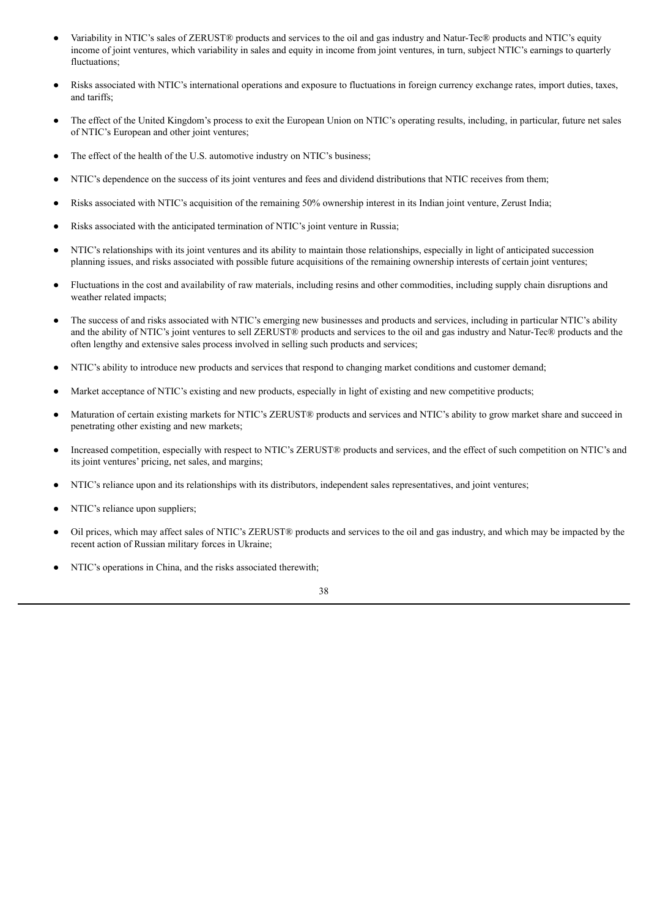- Variability in NTIC's sales of ZERUST® products and services to the oil and gas industry and Natur-Tec® products and NTIC's equity income of joint ventures, which variability in sales and equity in income from joint ventures, in turn, subject NTIC's earnings to quarterly fluctuations;
- Risks associated with NTIC's international operations and exposure to fluctuations in foreign currency exchange rates, import duties, taxes, and tariffs;
- The effect of the United Kingdom's process to exit the European Union on NTIC's operating results, including, in particular, future net sales of NTIC's European and other joint ventures;
- The effect of the health of the U.S. automotive industry on NTIC's business;
- NTIC's dependence on the success of its joint ventures and fees and dividend distributions that NTIC receives from them;
- Risks associated with NTIC's acquisition of the remaining 50% ownership interest in its Indian joint venture, Zerust India;
- Risks associated with the anticipated termination of NTIC's joint venture in Russia;
- NTIC's relationships with its joint ventures and its ability to maintain those relationships, especially in light of anticipated succession planning issues, and risks associated with possible future acquisitions of the remaining ownership interests of certain joint ventures;
- Fluctuations in the cost and availability of raw materials, including resins and other commodities, including supply chain disruptions and weather related impacts;
- The success of and risks associated with NTIC's emerging new businesses and products and services, including in particular NTIC's ability and the ability of NTIC's joint ventures to sell ZERUST® products and services to the oil and gas industry and Natur-Tec® products and the often lengthy and extensive sales process involved in selling such products and services;
- NTIC's ability to introduce new products and services that respond to changing market conditions and customer demand;
- Market acceptance of NTIC's existing and new products, especially in light of existing and new competitive products;
- Maturation of certain existing markets for NTIC's ZERUST® products and services and NTIC's ability to grow market share and succeed in penetrating other existing and new markets;
- Increased competition, especially with respect to NTIC's ZERUST® products and services, and the effect of such competition on NTIC's and its joint ventures' pricing, net sales, and margins;
- NTIC's reliance upon and its relationships with its distributors, independent sales representatives, and joint ventures;
- NTIC's reliance upon suppliers;
- Oil prices, which may affect sales of NTIC's ZERUST® products and services to the oil and gas industry, and which may be impacted by the recent action of Russian military forces in Ukraine;
- NTIC's operations in China, and the risks associated therewith;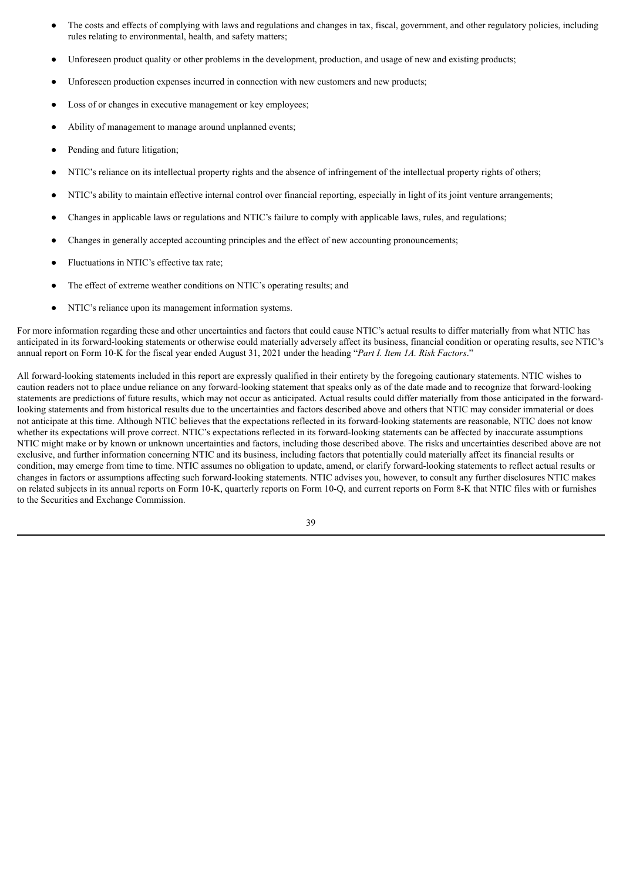- The costs and effects of complying with laws and regulations and changes in tax, fiscal, government, and other regulatory policies, including rules relating to environmental, health, and safety matters;
- Unforeseen product quality or other problems in the development, production, and usage of new and existing products;
- Unforeseen production expenses incurred in connection with new customers and new products;
- Loss of or changes in executive management or key employees;
- Ability of management to manage around unplanned events;
- Pending and future litigation;
- NTIC's reliance on its intellectual property rights and the absence of infringement of the intellectual property rights of others;
- NTIC's ability to maintain effective internal control over financial reporting, especially in light of its joint venture arrangements;
- Changes in applicable laws or regulations and NTIC's failure to comply with applicable laws, rules, and regulations;
- Changes in generally accepted accounting principles and the effect of new accounting pronouncements;
- Fluctuations in NTIC's effective tax rate;
- The effect of extreme weather conditions on NTIC's operating results; and
- NTIC's reliance upon its management information systems.

For more information regarding these and other uncertainties and factors that could cause NTIC's actual results to differ materially from what NTIC has anticipated in its forward-looking statements or otherwise could materially adversely affect its business, financial condition or operating results, see NTIC's annual report on Form 10-K for the fiscal year ended August 31, 2021 under the heading "*Part I. Item 1A. Risk Factors*."

All forward-looking statements included in this report are expressly qualified in their entirety by the foregoing cautionary statements. NTIC wishes to caution readers not to place undue reliance on any forward-looking statement that speaks only as of the date made and to recognize that forward-looking statements are predictions of future results, which may not occur as anticipated. Actual results could differ materially from those anticipated in the forward-looking statements and from historical results due to the uncertainties and factors described above and others that NTIC may consider immaterial or does not anticipate at this time. Although NTIC believes that the expectations reflected in its forward-looking statements are reasonable, NTIC does not know whether its expectations will prove correct. NTIC's expectations reflected in its forward-looking statements can be affected by inaccurate assumptions NTIC might make or by known or unknown uncertainties and factors, including those described above. The risks and uncertainties described above are not exclusive, and further information concerning NTIC and its business, including factors that potentially could materially affect its financial results or condition, may emerge from time to time. NTIC assumes no obligation to update, amend, or clarify forward-looking statements to reflect actual results or changes in factors or assumptions affecting such forward-looking statements. NTIC advises you, however, to consult any further disclosures NTIC makes on related subjects in its annual reports on Form 10-K, quarterly reports on Form 10-Q, and current reports on Form 8-K that NTIC files with or furnishes to the Securities and Exchange Commission.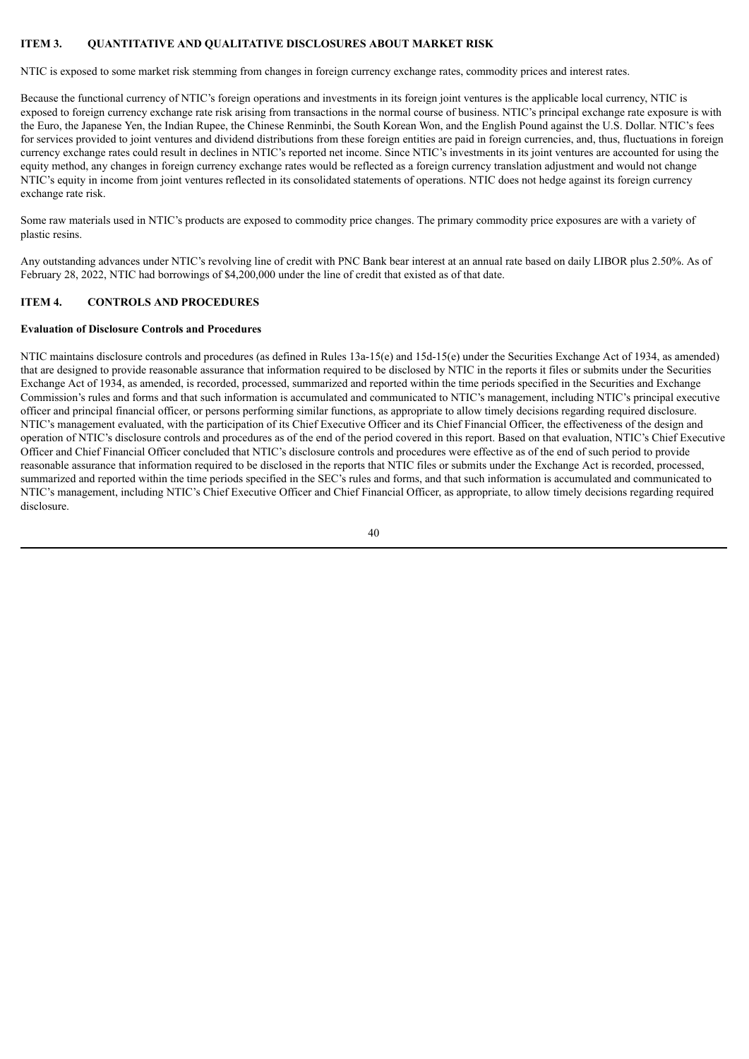## ITEM 3. QUANTITATIVE AND QUALITATIVE DISCLOSURES ABOUT MARKET RISK

NTIC is exposed to some market risk stemming from changes in foreign currency exchange rates, commodity prices and interest rates.

Because the functional currency of NTIC's foreign operations and investments in its foreign joint ventures is the applicable local currency, NTIC is exposed to foreign currency exchange rate risk arising from transactions in the normal course of business. NTIC's principal exchange rate exposure is with the Euro, the Japanese Yen, the Indian Rupee, the Chinese Renminbi, the South Korean Won, and the English Pound against the U.S. Dollar. NTIC's fees for services provided to joint ventures and dividend distributions from these foreign entities are paid in foreign currencies, and, thus, fluctuations in foreign currency exchange rates could result in declines in NTIC's reported net income. Since NTIC's investments in its joint ventures are accounted for using the equity method, any changes in foreign currency exchange rates would be reflected as a foreign currency translation adjustment and would not change NTIC's equity in income from joint ventures reflected in its consolidated statements of operations. NTIC does not hedge against its foreign currency exchange rate risk.

Some raw materials used in NTIC's products are exposed to commodity price changes. The primary commodity price exposures are with a variety of plastic resins.

Any outstanding advances under NTIC's revolving line of credit with PNC Bank bear interest at an annual rate based on daily LIBOR plus 2.50%. As of February 28, 2022, NTIC had borrowings of $4,200,000 under the line of credit that existed as of that date.

## ITEM 4. CONTROLS AND PROCEDURES

### Evaluation of Disclosure Controls and Procedures

NTIC maintains disclosure controls and procedures (as defined in Rules 13a-15(e) and 15d-15(e) under the Securities Exchange Act of 1934, as amended) that are designed to provide reasonable assurance that information required to be disclosed by NTIC in the reports it files or submits under the Securities Exchange Act of 1934, as amended, is recorded, processed, summarized and reported within the time periods specified in the Securities and Exchange Commission's rules and forms and that such information is accumulated and communicated to NTIC's management, including NTIC's principal executive officer and principal financial officer, or persons performing similar functions, as appropriate to allow timely decisions regarding required disclosure. NTIC's management evaluated, with the participation of its Chief Executive Officer and its Chief Financial Officer, the effectiveness of the design and operation of NTIC's disclosure controls and procedures as of the end of the period covered in this report. Based on that evaluation, NTIC's Chief Executive Officer and Chief Financial Officer concluded that NTIC's disclosure controls and procedures were effective as of the end of such period to provide reasonable assurance that information required to be disclosed in the reports that NTIC files or submits under the Exchange Act is recorded, processed, summarized and reported within the time periods specified in the SEC's rules and forms, and that such information is accumulated and communicated to NTIC's management, including NTIC's Chief Executive Officer and Chief Financial Officer, as appropriate, to allow timely decisions regarding required disclosure.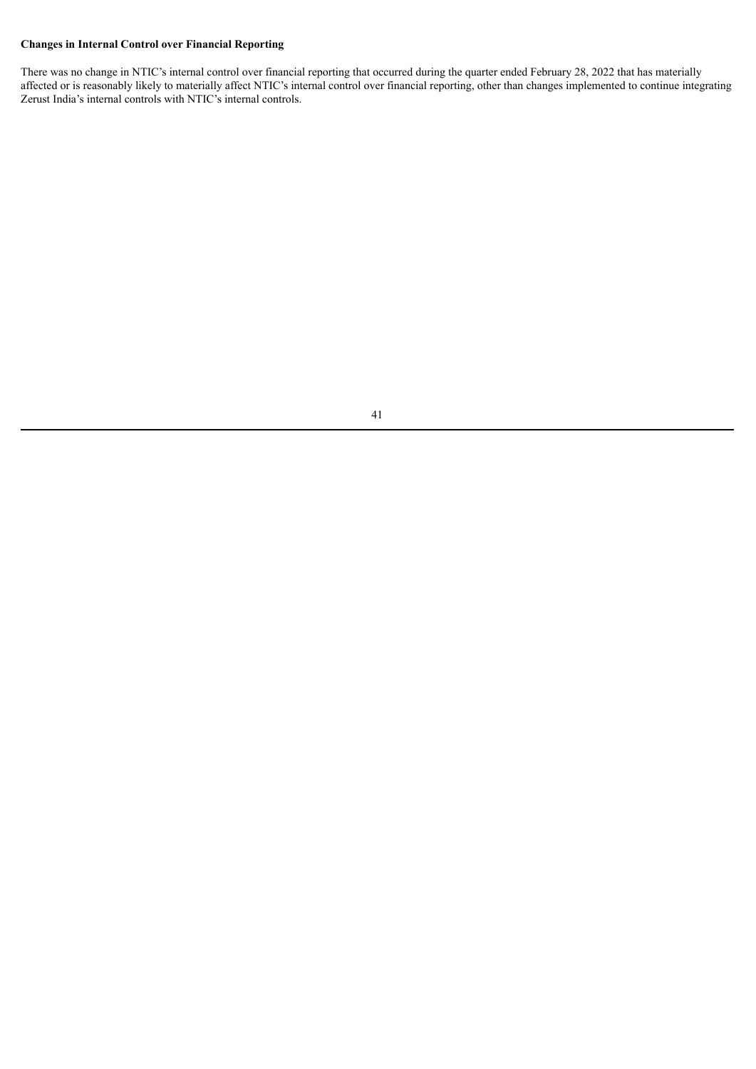**Changes in Internal Control over Financial Reporting**

There was no change in NTIC's internal control over financial reporting that occurred during the quarter ended February 28, 2022 that has materially affected or is reasonably likely to materially affect NTIC's internal control over financial reporting, other than changes implemented to continue integrating Zerust India's internal controls with NTIC's internal controls.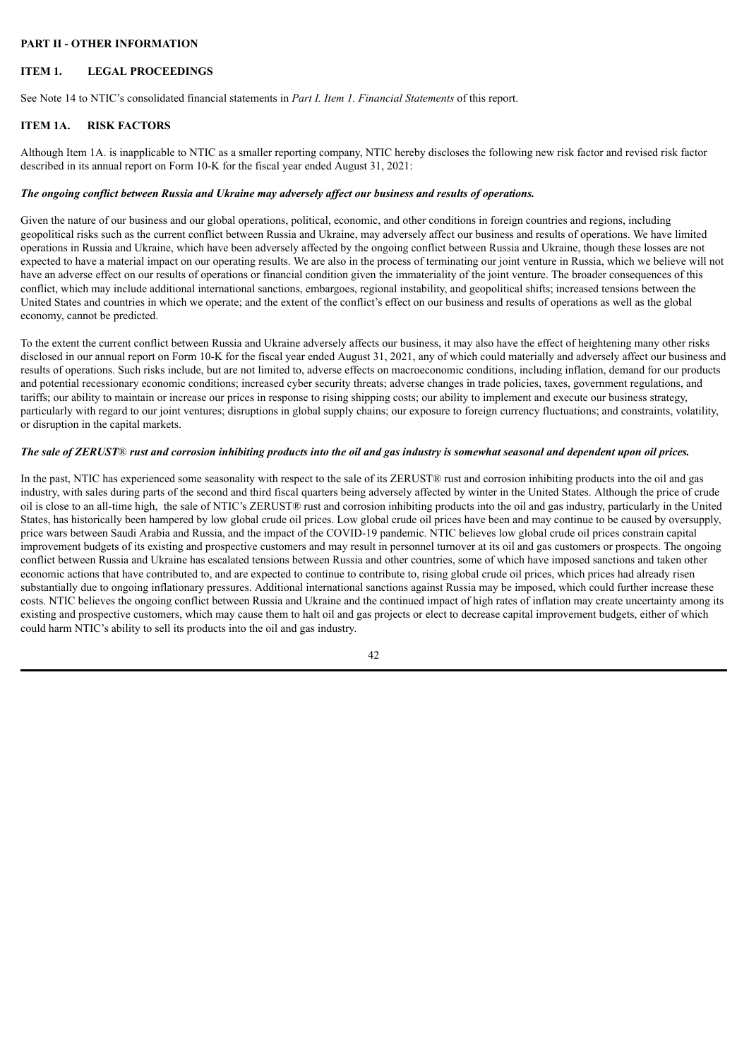## PART II - OTHER INFORMATION

### ITEM 1. LEGAL PROCEEDINGS

See Note 14 to NTIC's consolidated financial statements in *Part I. Item 1. Financial Statements* of this report.

### ITEM 1A. RISK FACTORS

Although Item 1A. is inapplicable to NTIC as a smaller reporting company, NTIC hereby discloses the following new risk factor and revised risk factor described in its annual report on Form 10-K for the fiscal year ended August 31, 2021:

***The ongoing conflict between Russia and Ukraine may adversely affect our business and results of operations.***

Given the nature of our business and our global operations, political, economic, and other conditions in foreign countries and regions, including geopolitical risks such as the current conflict between Russia and Ukraine, may adversely affect our business and results of operations. We have limited operations in Russia and Ukraine, which have been adversely affected by the ongoing conflict between Russia and Ukraine, though these losses are not expected to have a material impact on our operating results. We are also in the process of terminating our joint venture in Russia, which we believe will not have an adverse effect on our results of operations or financial condition given the immateriality of the joint venture. The broader consequences of this conflict, which may include additional international sanctions, embargoes, regional instability, and geopolitical shifts; increased tensions between the United States and countries in which we operate; and the extent of the conflict's effect on our business and results of operations as well as the global economy, cannot be predicted.

To the extent the current conflict between Russia and Ukraine adversely affects our business, it may also have the effect of heightening many other risks disclosed in our annual report on Form 10-K for the fiscal year ended August 31, 2021, any of which could materially and adversely affect our business and results of operations. Such risks include, but are not limited to, adverse effects on macroeconomic conditions, including inflation, demand for our products and potential recessionary economic conditions; increased cyber security threats; adverse changes in trade policies, taxes, government regulations, and tariffs; our ability to maintain or increase our prices in response to rising shipping costs; our ability to implement and execute our business strategy, particularly with regard to our joint ventures; disruptions in global supply chains; our exposure to foreign currency fluctuations; and constraints, volatility, or disruption in the capital markets.

***The sale of ZERUST® rust and corrosion inhibiting products into the oil and gas industry is somewhat seasonal and dependent upon oil prices.***

In the past, NTIC has experienced some seasonality with respect to the sale of its ZERUST® rust and corrosion inhibiting products into the oil and gas industry, with sales during parts of the second and third fiscal quarters being adversely affected by winter in the United States. Although the price of crude oil is close to an all-time high, the sale of NTIC's ZERUST® rust and corrosion inhibiting products into the oil and gas industry, particularly in the United States, has historically been hampered by low global crude oil prices. Low global crude oil prices have been and may continue to be caused by oversupply, price wars between Saudi Arabia and Russia, and the impact of the COVID-19 pandemic. NTIC believes low global crude oil prices constrain capital improvement budgets of its existing and prospective customers and may result in personnel turnover at its oil and gas customers or prospects. The ongoing conflict between Russia and Ukraine has escalated tensions between Russia and other countries, some of which have imposed sanctions and taken other economic actions that have contributed to, and are expected to continue to contribute to, rising global crude oil prices, which prices had already risen substantially due to ongoing inflationary pressures. Additional international sanctions against Russia may be imposed, which could further increase these costs. NTIC believes the ongoing conflict between Russia and Ukraine and the continued impact of high rates of inflation may create uncertainty among its existing and prospective customers, which may cause them to halt oil and gas projects or elect to decrease capital improvement budgets, either of which could harm NTIC's ability to sell its products into the oil and gas industry.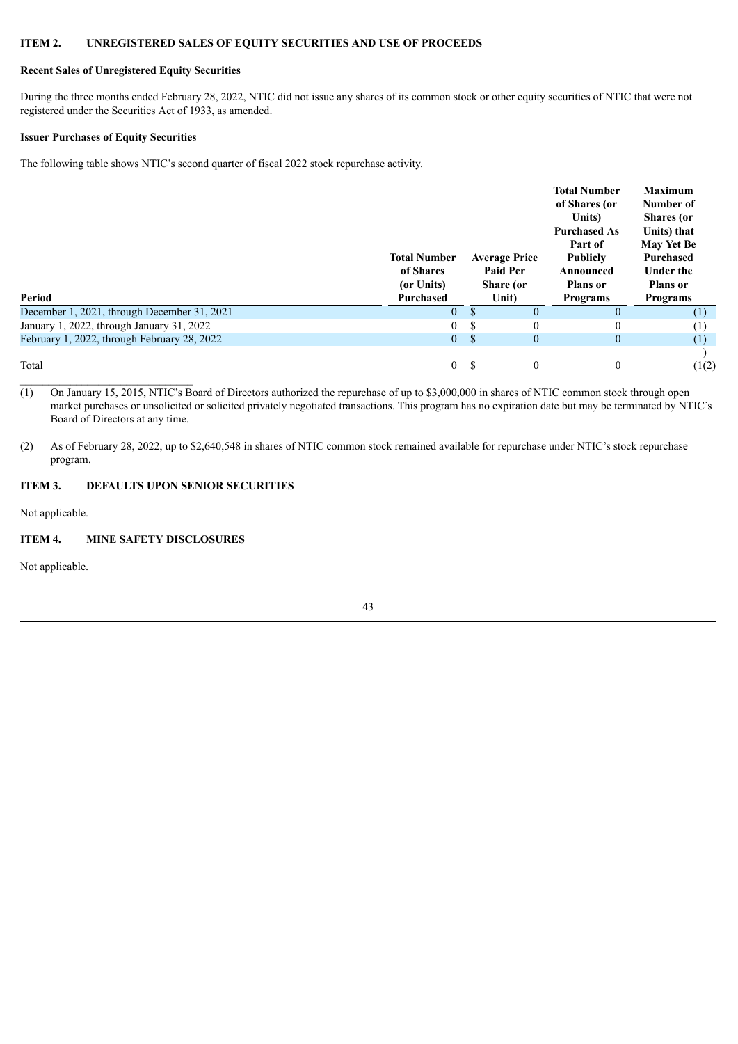## ITEM 2. UNREGISTERED SALES OF EQUITY SECURITIES AND USE OF PROCEEDS

### Recent Sales of Unregistered Equity Securities

During the three months ended February 28, 2022, NTIC did not issue any shares of its common stock or other equity securities of NTIC that were not registered under the Securities Act of 1933, as amended.

### Issuer Purchases of Equity Securities

The following table shows NTIC's second quarter of fiscal 2022 stock repurchase activity.

| Period | Total Number of Shares (or Units) Purchased | Average Price Paid Per Share (or Unit) | Total Number of Shares (or Units) Purchased As Part of Publicly Announced Plans or Programs | Maximum Number of Shares (or Units) that May Yet Be Purchased Under the Plans or Programs |
|---|---|---|---|---|
| December 1, 2021, through December 31, 2021 | 0 | $ 0 | 0 | (1) |
| January 1, 2022, through January 31, 2022 | 0 | $ 0 | 0 | (1) |
| February 1, 2022, through February 28, 2022 | 0 | $ 0 | 0 | (1) |
| Total | 0 | $ 0 | 0 | (1)(2) |

(1) On January 15, 2015, NTIC's Board of Directors authorized the repurchase of up to $3,000,000 in shares of NTIC common stock through open market purchases or unsolicited or solicited privately negotiated transactions. This program has no expiration date but may be terminated by NTIC's Board of Directors at any time.

(2) As of February 28, 2022, up to $2,640,548 in shares of NTIC common stock remained available for repurchase under NTIC's stock repurchase program.

## ITEM 3. DEFAULTS UPON SENIOR SECURITIES

Not applicable.

## ITEM 4. MINE SAFETY DISCLOSURES

Not applicable.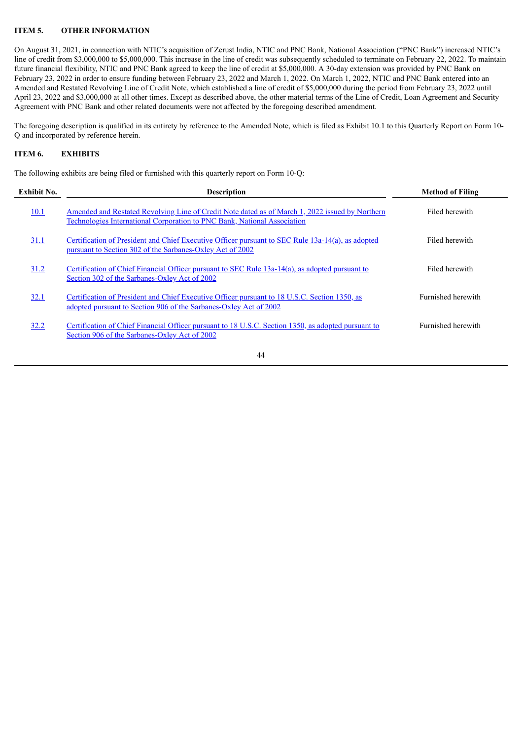## ITEM 5. OTHER INFORMATION

On August 31, 2021, in connection with NTIC's acquisition of Zerust India, NTIC and PNC Bank, National Association ("PNC Bank") increased NTIC's line of credit from $3,000,000 to $5,000,000. This increase in the line of credit was subsequently scheduled to terminate on February 22, 2022. To maintain future financial flexibility, NTIC and PNC Bank agreed to keep the line of credit at $5,000,000. A 30-day extension was provided by PNC Bank on February 23, 2022 in order to ensure funding between February 23, 2022 and March 1, 2022. On March 1, 2022, NTIC and PNC Bank entered into an Amended and Restated Revolving Line of Credit Note, which established a line of credit of $5,000,000 during the period from February 23, 2022 until April 23, 2022 and $3,000,000 at all other times. Except as described above, the other material terms of the Line of Credit, Loan Agreement and Security Agreement with PNC Bank and other related documents were not affected by the foregoing described amendment.

The foregoing description is qualified in its entirety by reference to the Amended Note, which is filed as Exhibit 10.1 to this Quarterly Report on Form 10-Q and incorporated by reference herein.

## ITEM 6. EXHIBITS

The following exhibits are being filed or furnished with this quarterly report on Form 10-Q:

| Exhibit No. | Description | Method of Filing |
|---|---|---|
| 10.1 | Amended and Restated Revolving Line of Credit Note dated as of March 1, 2022 issued by Northern Technologies International Corporation to PNC Bank, National Association | Filed herewith |
| 31.1 | Certification of President and Chief Executive Officer pursuant to SEC Rule 13a-14(a), as adopted pursuant to Section 302 of the Sarbanes-Oxley Act of 2002 | Filed herewith |
| 31.2 | Certification of Chief Financial Officer pursuant to SEC Rule 13a-14(a), as adopted pursuant to Section 302 of the Sarbanes-Oxley Act of 2002 | Filed herewith |
| 32.1 | Certification of President and Chief Executive Officer pursuant to 18 U.S.C. Section 1350, as adopted pursuant to Section 906 of the Sarbanes-Oxley Act of 2002 | Furnished herewith |
| 32.2 | Certification of Chief Financial Officer pursuant to 18 U.S.C. Section 1350, as adopted pursuant to Section 906 of the Sarbanes-Oxley Act of 2002 | Furnished herewith |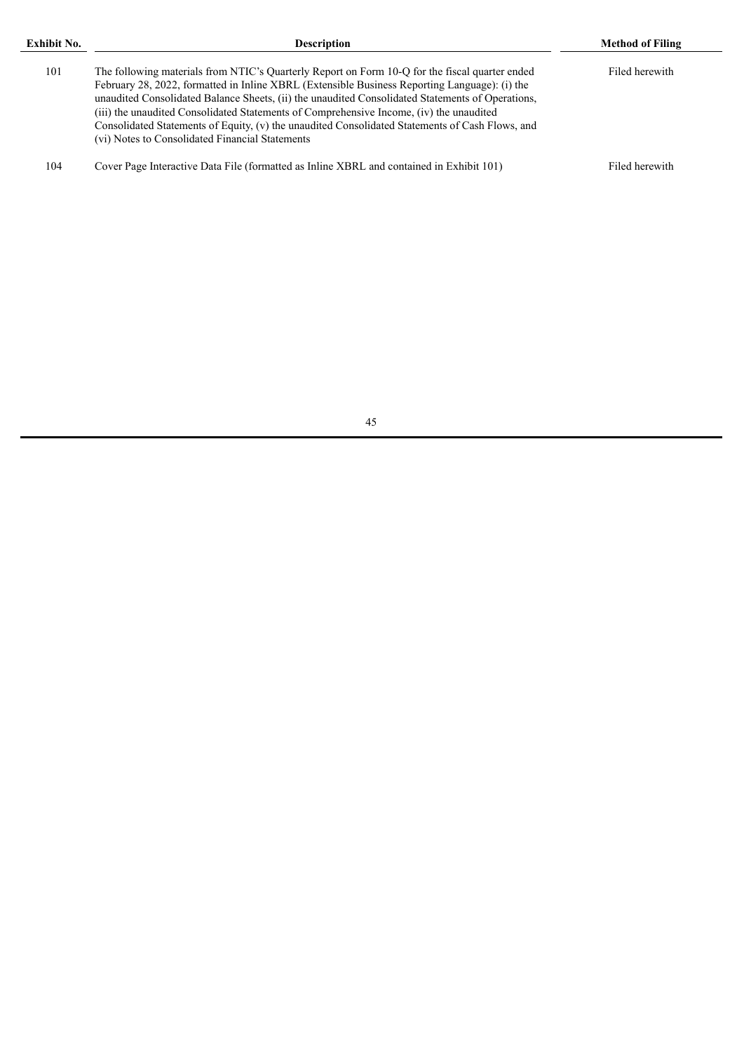| Exhibit No. | Description | Method of Filing |
|---|---|---|
| 101 | The following materials from NTIC's Quarterly Report on Form 10-Q for the fiscal quarter ended February 28, 2022, formatted in Inline XBRL (Extensible Business Reporting Language): (i) the unaudited Consolidated Balance Sheets, (ii) the unaudited Consolidated Statements of Operations, (iii) the unaudited Consolidated Statements of Comprehensive Income, (iv) the unaudited Consolidated Statements of Equity, (v) the unaudited Consolidated Statements of Cash Flows, and (vi) Notes to Consolidated Financial Statements | Filed herewith |
| 104 | Cover Page Interactive Data File (formatted as Inline XBRL and contained in Exhibit 101) | Filed herewith |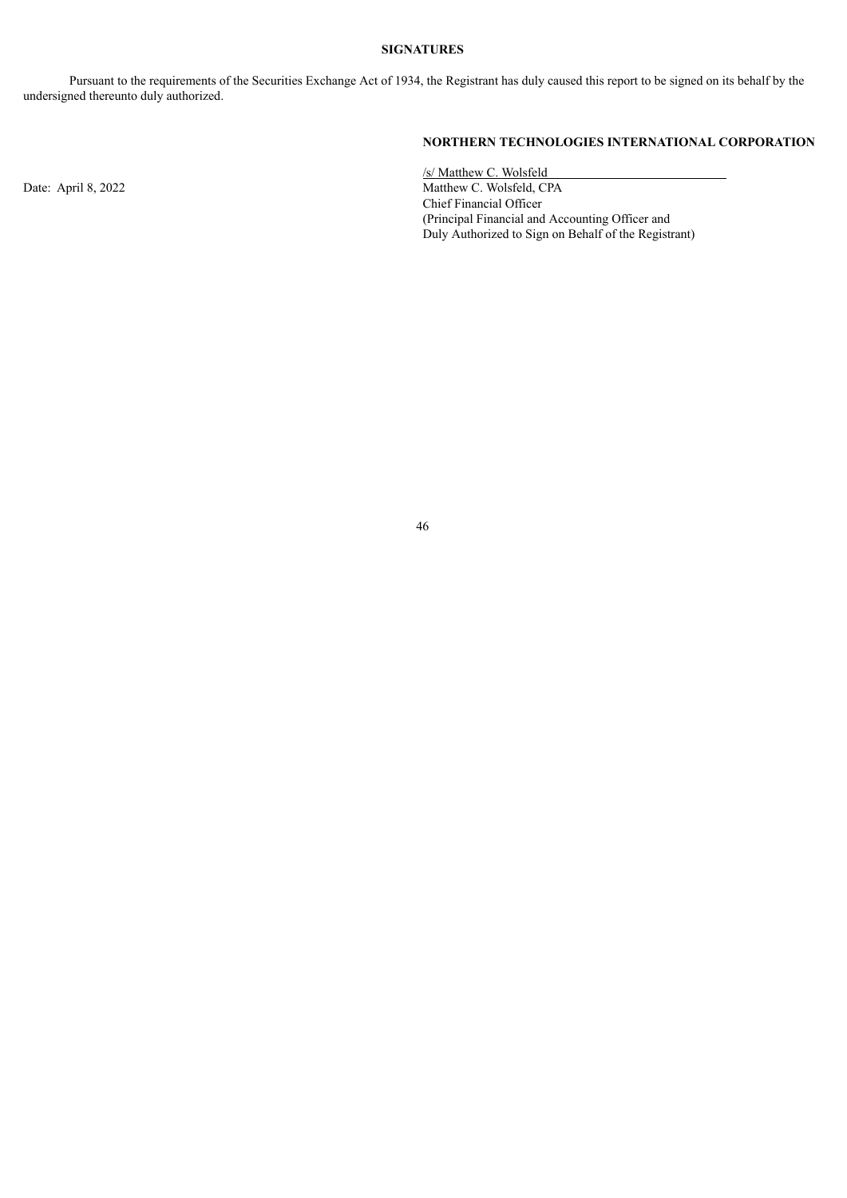**SIGNATURES**

Pursuant to the requirements of the Securities Exchange Act of 1934, the Registrant has duly caused this report to be signed on its behalf by the undersigned thereunto duly authorized.

**NORTHERN TECHNOLOGIES INTERNATIONAL CORPORATION**

Date: April 8, 2022

/s/ Matthew C. Wolsfeld
Matthew C. Wolsfeld, CPA
Chief Financial Officer
(Principal Financial and Accounting Officer and
Duly Authorized to Sign on Behalf of the Registrant)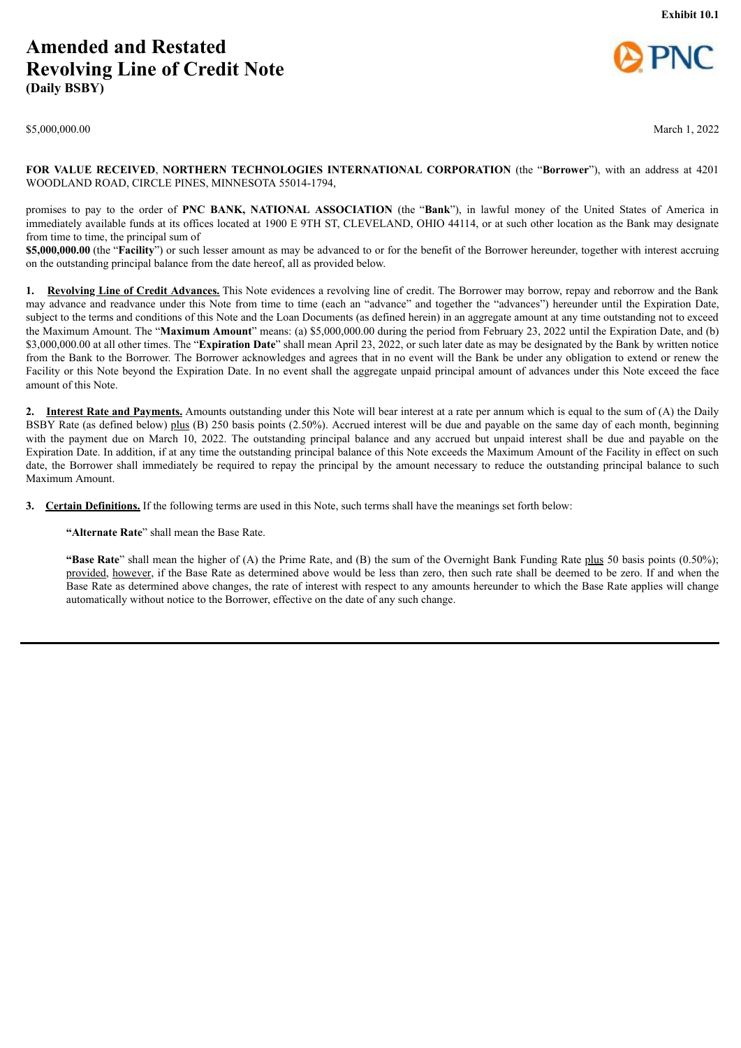Exhibit 10.1

# Amended and Restated Revolving Line of Credit Note
**(Daily BSBY)**

$5,000,000.00 March 1, 2022

**FOR VALUE RECEIVED**, **NORTHERN TECHNOLOGIES INTERNATIONAL CORPORATION** (the "**Borrower**"), with an address at 4201 WOODLAND ROAD, CIRCLE PINES, MINNESOTA 55014-1794,

promises to pay to the order of **PNC BANK, NATIONAL ASSOCIATION** (the "**Bank**"), in lawful money of the United States of America in immediately available funds at its offices located at 1900 E 9TH ST, CLEVELAND, OHIO 44114, or at such other location as the Bank may designate from time to time, the principal sum of **$5,000,000.00** (the "**Facility**") or such lesser amount as may be advanced to or for the benefit of the Borrower hereunder, together with interest accruing on the outstanding principal balance from the date hereof, all as provided below.

**1. Revolving Line of Credit Advances.** This Note evidences a revolving line of credit. The Borrower may borrow, repay and reborrow and the Bank may advance and readvance under this Note from time to time (each an "advance" and together the "advances") hereunder until the Expiration Date, subject to the terms and conditions of this Note and the Loan Documents (as defined herein) in an aggregate amount at any time outstanding not to exceed the Maximum Amount. The "**Maximum Amount**" means: (a) $5,000,000.00 during the period from February 23, 2022 until the Expiration Date, and (b) $3,000,000.00 at all other times. The "**Expiration Date**" shall mean April 23, 2022, or such later date as may be designated by the Bank by written notice from the Bank to the Borrower. The Borrower acknowledges and agrees that in no event will the Bank be under any obligation to extend or renew the Facility or this Note beyond the Expiration Date. In no event shall the aggregate unpaid principal amount of advances under this Note exceed the face amount of this Note.

**2. Interest Rate and Payments.** Amounts outstanding under this Note will bear interest at a rate per annum which is equal to the sum of (A) the Daily BSBY Rate (as defined below) plus (B) 250 basis points (2.50%). Accrued interest will be due and payable on the same day of each month, beginning with the payment due on March 10, 2022. The outstanding principal balance and any accrued but unpaid interest shall be due and payable on the Expiration Date. In addition, if at any time the outstanding principal balance of this Note exceeds the Maximum Amount of the Facility in effect on such date, the Borrower shall immediately be required to repay the principal by the amount necessary to reduce the outstanding principal balance to such Maximum Amount.

**3. Certain Definitions.** If the following terms are used in this Note, such terms shall have the meanings set forth below:

"**Alternate Rate**" shall mean the Base Rate.

"**Base Rate**" shall mean the higher of (A) the Prime Rate, and (B) the sum of the Overnight Bank Funding Rate plus 50 basis points (0.50%); provided, however, if the Base Rate as determined above would be less than zero, then such rate shall be deemed to be zero. If and when the Base Rate as determined above changes, the rate of interest with respect to any amounts hereunder to which the Base Rate applies will change automatically without notice to the Borrower, effective on the date of any such change.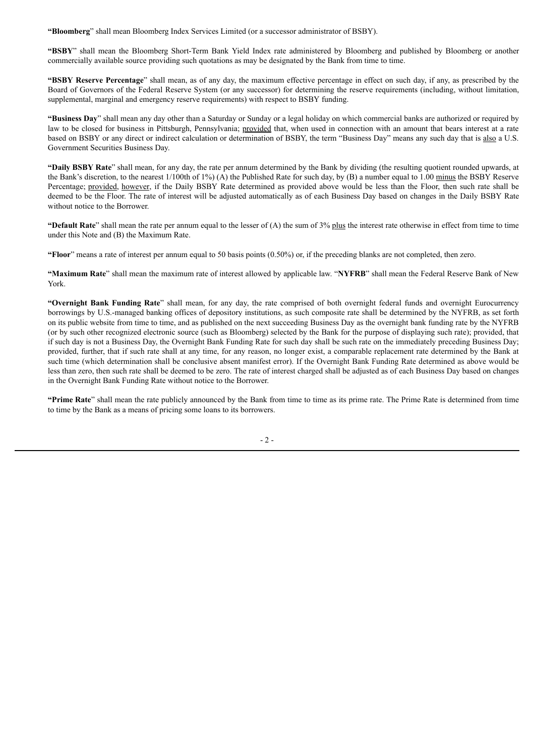**"Bloomberg**" shall mean Bloomberg Index Services Limited (or a successor administrator of BSBY).

**"BSBY**" shall mean the Bloomberg Short-Term Bank Yield Index rate administered by Bloomberg and published by Bloomberg or another commercially available source providing such quotations as may be designated by the Bank from time to time.

**"BSBY Reserve Percentage**" shall mean, as of any day, the maximum effective percentage in effect on such day, if any, as prescribed by the Board of Governors of the Federal Reserve System (or any successor) for determining the reserve requirements (including, without limitation, supplemental, marginal and emergency reserve requirements) with respect to BSBY funding.

**"Business Day**" shall mean any day other than a Saturday or Sunday or a legal holiday on which commercial banks are authorized or required by law to be closed for business in Pittsburgh, Pennsylvania; provided that, when used in connection with an amount that bears interest at a rate based on BSBY or any direct or indirect calculation or determination of BSBY, the term "Business Day" means any such day that is also a U.S. Government Securities Business Day.

**"Daily BSBY Rate**" shall mean, for any day, the rate per annum determined by the Bank by dividing (the resulting quotient rounded upwards, at the Bank's discretion, to the nearest 1/100th of 1%) (A) the Published Rate for such day, by (B) a number equal to 1.00 minus the BSBY Reserve Percentage; provided, however, if the Daily BSBY Rate determined as provided above would be less than the Floor, then such rate shall be deemed to be the Floor. The rate of interest will be adjusted automatically as of each Business Day based on changes in the Daily BSBY Rate without notice to the Borrower.

**"Default Rate**" shall mean the rate per annum equal to the lesser of (A) the sum of 3% plus the interest rate otherwise in effect from time to time under this Note and (B) the Maximum Rate.

**"Floor**" means a rate of interest per annum equal to 50 basis points (0.50%) or, if the preceding blanks are not completed, then zero.

**"Maximum Rate**" shall mean the maximum rate of interest allowed by applicable law. "**NYFRB**" shall mean the Federal Reserve Bank of New York.

**"Overnight Bank Funding Rate**" shall mean, for any day, the rate comprised of both overnight federal funds and overnight Eurocurrency borrowings by U.S.-managed banking offices of depository institutions, as such composite rate shall be determined by the NYFRB, as set forth on its public website from time to time, and as published on the next succeeding Business Day as the overnight bank funding rate by the NYFRB (or by such other recognized electronic source (such as Bloomberg) selected by the Bank for the purpose of displaying such rate); provided, that if such day is not a Business Day, the Overnight Bank Funding Rate for such day shall be such rate on the immediately preceding Business Day; provided, further, that if such rate shall at any time, for any reason, no longer exist, a comparable replacement rate determined by the Bank at such time (which determination shall be conclusive absent manifest error). If the Overnight Bank Funding Rate determined as above would be less than zero, then such rate shall be deemed to be zero. The rate of interest charged shall be adjusted as of each Business Day based on changes in the Overnight Bank Funding Rate without notice to the Borrower.

**"Prime Rate**" shall mean the rate publicly announced by the Bank from time to time as its prime rate. The Prime Rate is determined from time to time by the Bank as a means of pricing some loans to its borrowers.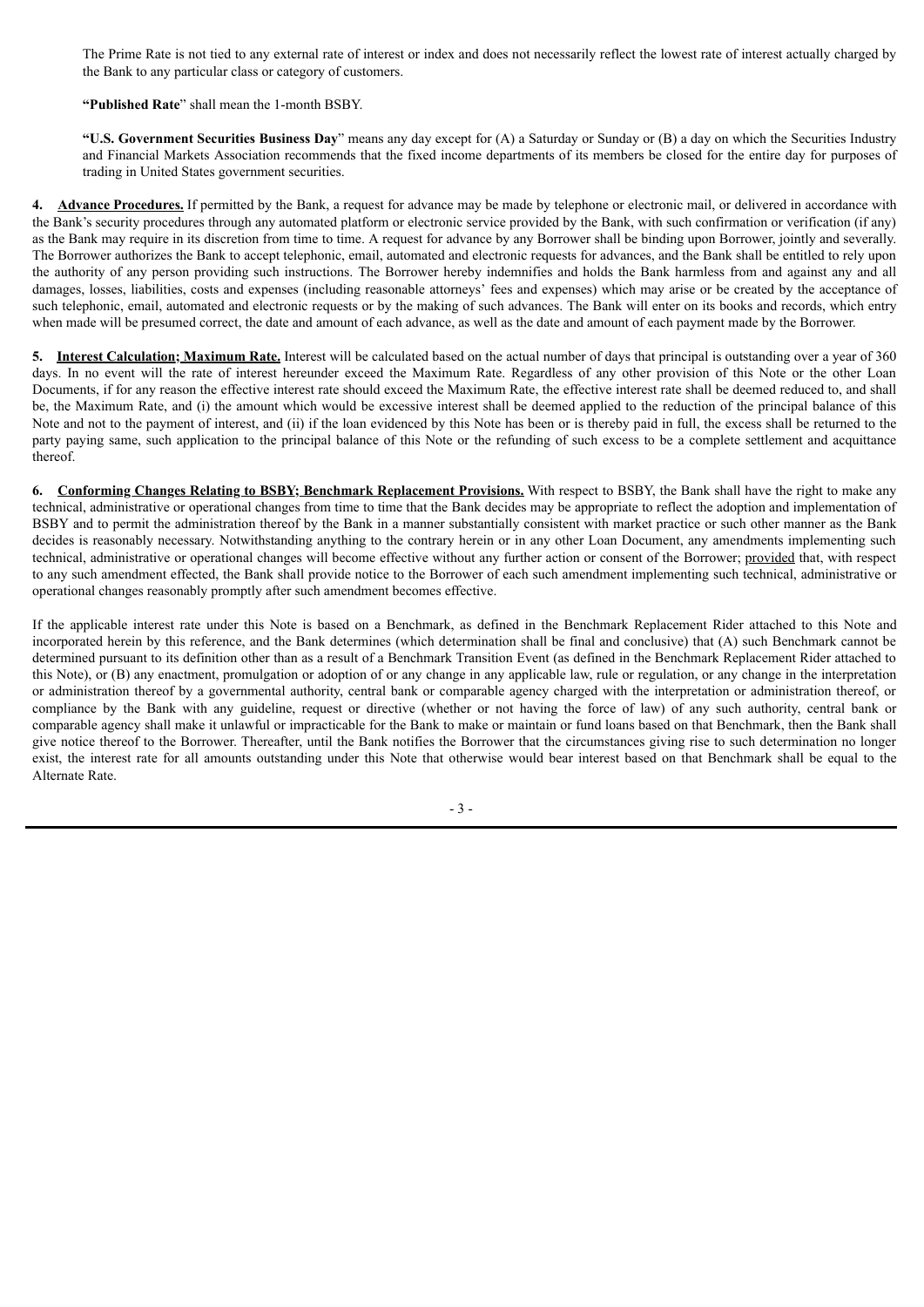The Prime Rate is not tied to any external rate of interest or index and does not necessarily reflect the lowest rate of interest actually charged by the Bank to any particular class or category of customers.

**"Published Rate**" shall mean the 1-month BSBY.

**"U.S. Government Securities Business Day**" means any day except for (A) a Saturday or Sunday or (B) a day on which the Securities Industry and Financial Markets Association recommends that the fixed income departments of its members be closed for the entire day for purposes of trading in United States government securities.

**4. <u>Advance Procedures.</u>** If permitted by the Bank, a request for advance may be made by telephone or electronic mail, or delivered in accordance with the Bank's security procedures through any automated platform or electronic service provided by the Bank, with such confirmation or verification (if any) as the Bank may require in its discretion from time to time. A request for advance by any Borrower shall be binding upon Borrower, jointly and severally. The Borrower authorizes the Bank to accept telephonic, email, automated and electronic requests for advances, and the Bank shall be entitled to rely upon the authority of any person providing such instructions. The Borrower hereby indemnifies and holds the Bank harmless from and against any and all damages, losses, liabilities, costs and expenses (including reasonable attorneys' fees and expenses) which may arise or be created by the acceptance of such telephonic, email, automated and electronic requests or by the making of such advances. The Bank will enter on its books and records, which entry when made will be presumed correct, the date and amount of each advance, as well as the date and amount of each payment made by the Borrower.

**5. <u>Interest Calculation; Maximum Rate.</u>** Interest will be calculated based on the actual number of days that principal is outstanding over a year of 360 days. In no event will the rate of interest hereunder exceed the Maximum Rate. Regardless of any other provision of this Note or the other Loan Documents, if for any reason the effective interest rate should exceed the Maximum Rate, the effective interest rate shall be deemed reduced to, and shall be, the Maximum Rate, and (i) the amount which would be excessive interest shall be deemed applied to the reduction of the principal balance of this Note and not to the payment of interest, and (ii) if the loan evidenced by this Note has been or is thereby paid in full, the excess shall be returned to the party paying same, such application to the principal balance of this Note or the refunding of such excess to be a complete settlement and acquittance thereof.

**6. <u>Conforming Changes Relating to BSBY; Benchmark Replacement Provisions.</u>** With respect to BSBY, the Bank shall have the right to make any technical, administrative or operational changes from time to time that the Bank decides may be appropriate to reflect the adoption and implementation of BSBY and to permit the administration thereof by the Bank in a manner substantially consistent with market practice or such other manner as the Bank decides is reasonably necessary. Notwithstanding anything to the contrary herein or in any other Loan Document, any amendments implementing such technical, administrative or operational changes will become effective without any further action or consent of the Borrower; <u>provided</u> that, with respect to any such amendment effected, the Bank shall provide notice to the Borrower of each such amendment implementing such technical, administrative or operational changes reasonably promptly after such amendment becomes effective.

If the applicable interest rate under this Note is based on a Benchmark, as defined in the Benchmark Replacement Rider attached to this Note and incorporated herein by this reference, and the Bank determines (which determination shall be final and conclusive) that (A) such Benchmark cannot be determined pursuant to its definition other than as a result of a Benchmark Transition Event (as defined in the Benchmark Replacement Rider attached to this Note), or (B) any enactment, promulgation or adoption of or any change in any applicable law, rule or regulation, or any change in the interpretation or administration thereof by a governmental authority, central bank or comparable agency charged with the interpretation or administration thereof, or compliance by the Bank with any guideline, request or directive (whether or not having the force of law) of any such authority, central bank or comparable agency shall make it unlawful or impracticable for the Bank to make or maintain or fund loans based on that Benchmark, then the Bank shall give notice thereof to the Borrower. Thereafter, until the Bank notifies the Borrower that the circumstances giving rise to such determination no longer exist, the interest rate for all amounts outstanding under this Note that otherwise would bear interest based on that Benchmark shall be equal to the Alternate Rate.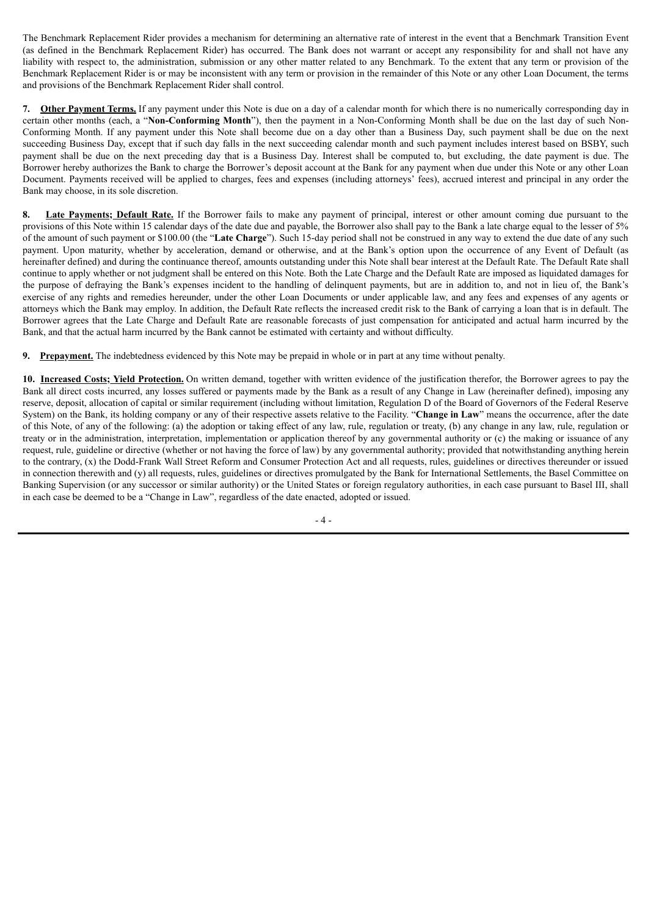The Benchmark Replacement Rider provides a mechanism for determining an alternative rate of interest in the event that a Benchmark Transition Event (as defined in the Benchmark Replacement Rider) has occurred. The Bank does not warrant or accept any responsibility for and shall not have any liability with respect to, the administration, submission or any other matter related to any Benchmark. To the extent that any term or provision of the Benchmark Replacement Rider is or may be inconsistent with any term or provision in the remainder of this Note or any other Loan Document, the terms and provisions of the Benchmark Replacement Rider shall control.

**7. Other Payment Terms.** If any payment under this Note is due on a day of a calendar month for which there is no numerically corresponding day in certain other months (each, a "**Non-Conforming Month**"), then the payment in a Non-Conforming Month shall be due on the last day of such Non-Conforming Month. If any payment under this Note shall become due on a day other than a Business Day, such payment shall be due on the next succeeding Business Day, except that if such day falls in the next succeeding calendar month and such payment includes interest based on BSBY, such payment shall be due on the next preceding day that is a Business Day. Interest shall be computed to, but excluding, the date payment is due. The Borrower hereby authorizes the Bank to charge the Borrower's deposit account at the Bank for any payment when due under this Note or any other Loan Document. Payments received will be applied to charges, fees and expenses (including attorneys' fees), accrued interest and principal in any order the Bank may choose, in its sole discretion.

**8. Late Payments; Default Rate.** If the Borrower fails to make any payment of principal, interest or other amount coming due pursuant to the provisions of this Note within 15 calendar days of the date due and payable, the Borrower also shall pay to the Bank a late charge equal to the lesser of 5% of the amount of such payment or $100.00 (the "**Late Charge**"). Such 15-day period shall not be construed in any way to extend the due date of any such payment. Upon maturity, whether by acceleration, demand or otherwise, and at the Bank's option upon the occurrence of any Event of Default (as hereinafter defined) and during the continuance thereof, amounts outstanding under this Note shall bear interest at the Default Rate. The Default Rate shall continue to apply whether or not judgment shall be entered on this Note. Both the Late Charge and the Default Rate are imposed as liquidated damages for the purpose of defraying the Bank's expenses incident to the handling of delinquent payments, but are in addition to, and not in lieu of, the Bank's exercise of any rights and remedies hereunder, under the other Loan Documents or under applicable law, and any fees and expenses of any agents or attorneys which the Bank may employ. In addition, the Default Rate reflects the increased credit risk to the Bank of carrying a loan that is in default. The Borrower agrees that the Late Charge and Default Rate are reasonable forecasts of just compensation for anticipated and actual harm incurred by the Bank, and that the actual harm incurred by the Bank cannot be estimated with certainty and without difficulty.

**9. Prepayment.** The indebtedness evidenced by this Note may be prepaid in whole or in part at any time without penalty.

**10. Increased Costs; Yield Protection.** On written demand, together with written evidence of the justification therefor, the Borrower agrees to pay the Bank all direct costs incurred, any losses suffered or payments made by the Bank as a result of any Change in Law (hereinafter defined), imposing any reserve, deposit, allocation of capital or similar requirement (including without limitation, Regulation D of the Board of Governors of the Federal Reserve System) on the Bank, its holding company or any of their respective assets relative to the Facility. "**Change in Law**" means the occurrence, after the date of this Note, of any of the following: (a) the adoption or taking effect of any law, rule, regulation or treaty, (b) any change in any law, rule, regulation or treaty or in the administration, interpretation, implementation or application thereof by any governmental authority or (c) the making or issuance of any request, rule, guideline or directive (whether or not having the force of law) by any governmental authority; provided that notwithstanding anything herein to the contrary, (x) the Dodd-Frank Wall Street Reform and Consumer Protection Act and all requests, rules, guidelines or directives thereunder or issued in connection therewith and (y) all requests, rules, guidelines or directives promulgated by the Bank for International Settlements, the Basel Committee on Banking Supervision (or any successor or similar authority) or the United States or foreign regulatory authorities, in each case pursuant to Basel III, shall in each case be deemed to be a "Change in Law", regardless of the date enacted, adopted or issued.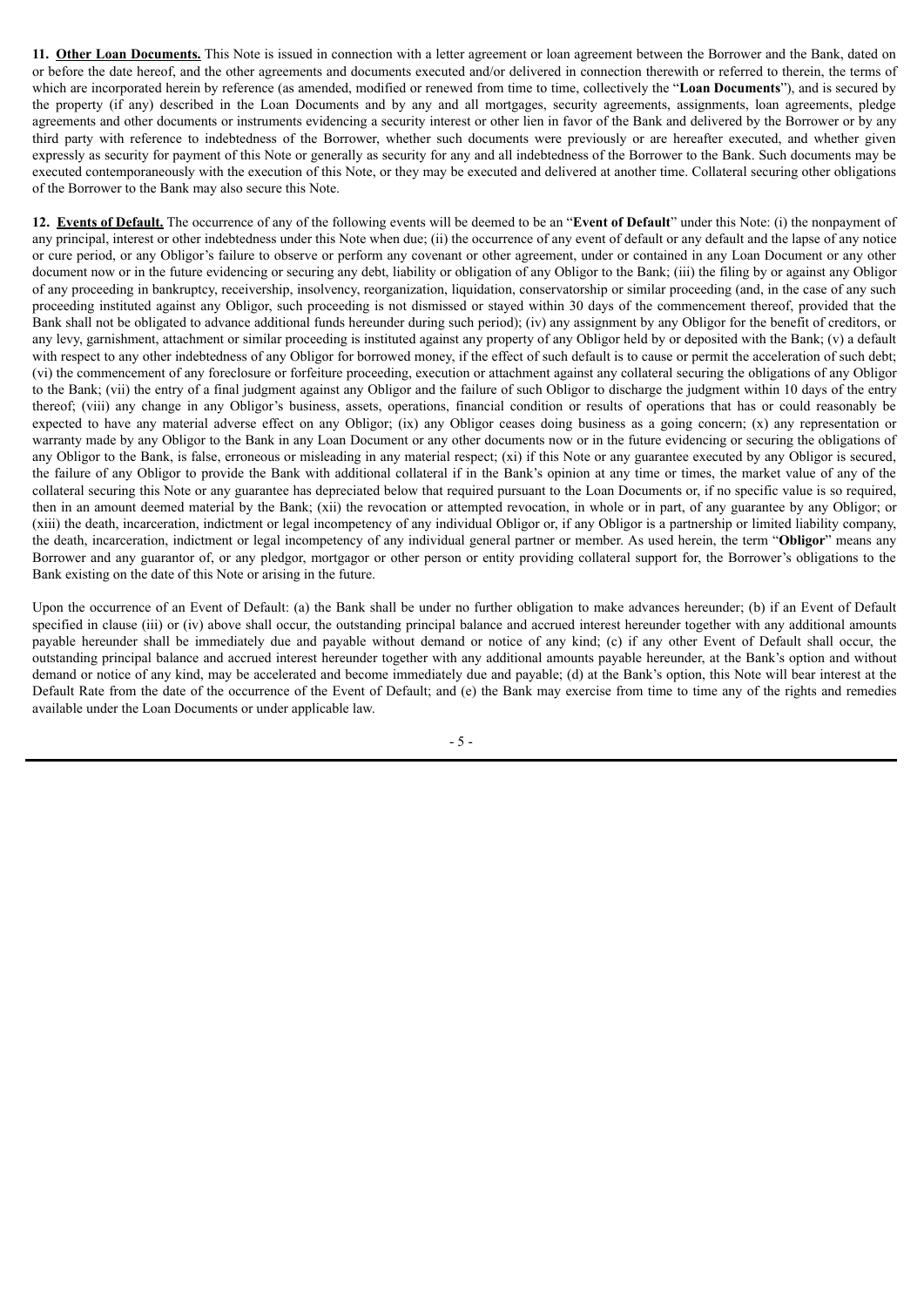**11. Other Loan Documents.** This Note is issued in connection with a letter agreement or loan agreement between the Borrower and the Bank, dated on or before the date hereof, and the other agreements and documents executed and/or delivered in connection therewith or referred to therein, the terms of which are incorporated herein by reference (as amended, modified or renewed from time to time, collectively the "**Loan Documents**"), and is secured by the property (if any) described in the Loan Documents and by any and all mortgages, security agreements, assignments, loan agreements, pledge agreements and other documents or instruments evidencing a security interest or other lien in favor of the Bank and delivered by the Borrower or by any third party with reference to indebtedness of the Borrower, whether such documents were previously or are hereafter executed, and whether given expressly as security for payment of this Note or generally as security for any and all indebtedness of the Borrower to the Bank. Such documents may be executed contemporaneously with the execution of this Note, or they may be executed and delivered at another time. Collateral securing other obligations of the Borrower to the Bank may also secure this Note.

**12. Events of Default.** The occurrence of any of the following events will be deemed to be an "**Event of Default**" under this Note: (i) the nonpayment of any principal, interest or other indebtedness under this Note when due; (ii) the occurrence of any event of default or any default and the lapse of any notice or cure period, or any Obligor's failure to observe or perform any covenant or other agreement, under or contained in any Loan Document or any other document now or in the future evidencing or securing any debt, liability or obligation of any Obligor to the Bank; (iii) the filing by or against any Obligor of any proceeding in bankruptcy, receivership, insolvency, reorganization, liquidation, conservatorship or similar proceeding (and, in the case of any such proceeding instituted against any Obligor, such proceeding is not dismissed or stayed within 30 days of the commencement thereof, provided that the Bank shall not be obligated to advance additional funds hereunder during such period); (iv) any assignment by any Obligor for the benefit of creditors, or any levy, garnishment, attachment or similar proceeding is instituted against any property of any Obligor held by or deposited with the Bank; (v) a default with respect to any other indebtedness of any Obligor for borrowed money, if the effect of such default is to cause or permit the acceleration of such debt; (vi) the commencement of any foreclosure or forfeiture proceeding, execution or attachment against any collateral securing the obligations of any Obligor to the Bank; (vii) the entry of a final judgment against any Obligor and the failure of such Obligor to discharge the judgment within 10 days of the entry thereof; (viii) any change in any Obligor's business, assets, operations, financial condition or results of operations that has or could reasonably be expected to have any material adverse effect on any Obligor; (ix) any Obligor ceases doing business as a going concern; (x) any representation or warranty made by any Obligor to the Bank in any Loan Document or any other documents now or in the future evidencing or securing the obligations of any Obligor to the Bank, is false, erroneous or misleading in any material respect; (xi) if this Note or any guarantee executed by any Obligor is secured, the failure of any Obligor to provide the Bank with additional collateral if in the Bank's opinion at any time or times, the market value of any of the collateral securing this Note or any guarantee has depreciated below that required pursuant to the Loan Documents or, if no specific value is so required, then in an amount deemed material by the Bank; (xii) the revocation or attempted revocation, in whole or in part, of any guarantee by any Obligor; or (xiii) the death, incarceration, indictment or legal incompetency of any individual Obligor or, if any Obligor is a partnership or limited liability company, the death, incarceration, indictment or legal incompetency of any individual general partner or member. As used herein, the term "**Obligor**" means any Borrower and any guarantor of, or any pledgor, mortgagor or other person or entity providing collateral support for, the Borrower's obligations to the Bank existing on the date of this Note or arising in the future.

Upon the occurrence of an Event of Default: (a) the Bank shall be under no further obligation to make advances hereunder; (b) if an Event of Default specified in clause (iii) or (iv) above shall occur, the outstanding principal balance and accrued interest hereunder together with any additional amounts payable hereunder shall be immediately due and payable without demand or notice of any kind; (c) if any other Event of Default shall occur, the outstanding principal balance and accrued interest hereunder together with any additional amounts payable hereunder, at the Bank's option and without demand or notice of any kind, may be accelerated and become immediately due and payable; (d) at the Bank's option, this Note will bear interest at the Default Rate from the date of the occurrence of the Event of Default; and (e) the Bank may exercise from time to time any of the rights and remedies available under the Loan Documents or under applicable law.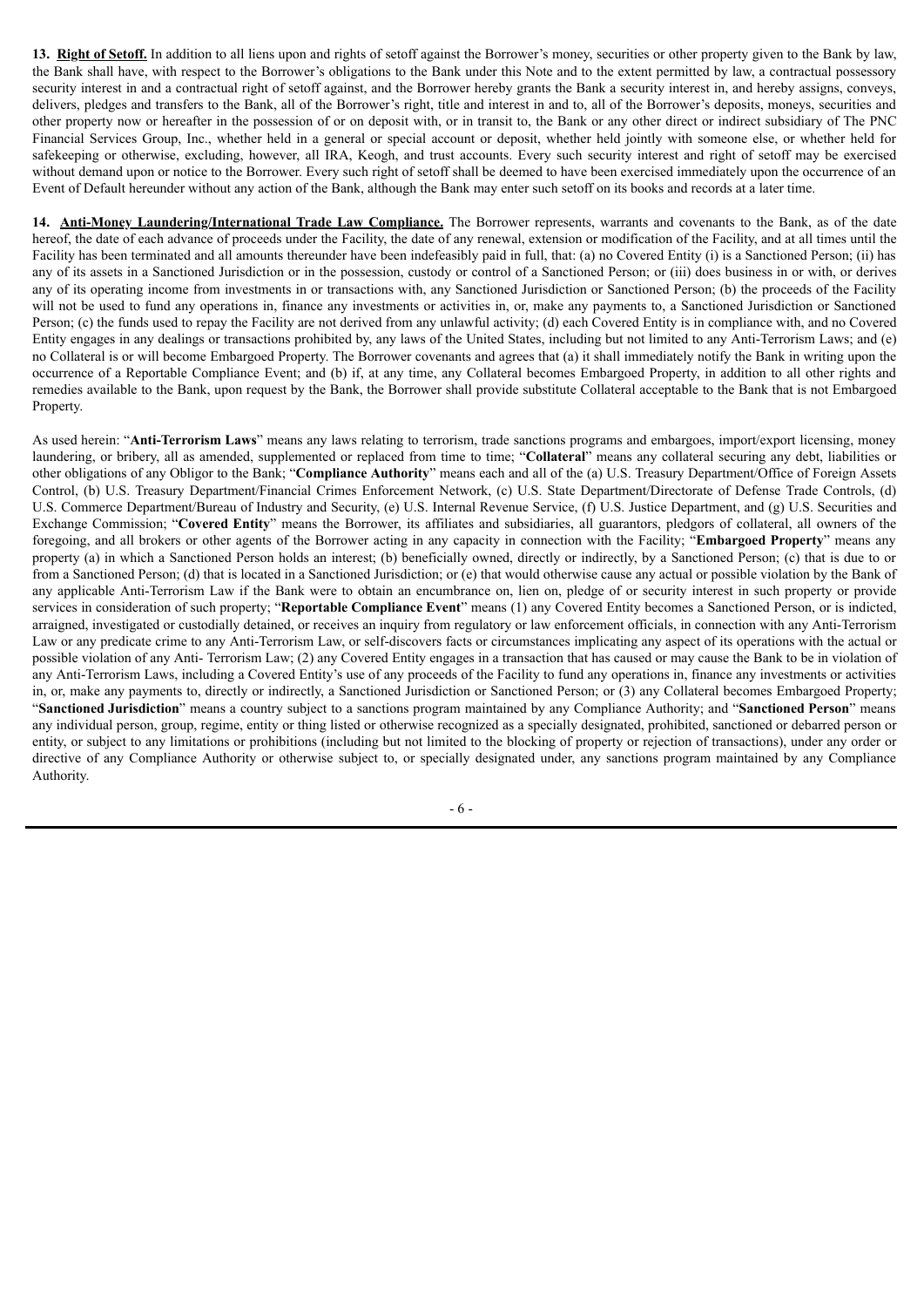**13. <u>Right of Setoff.</u>** In addition to all liens upon and rights of setoff against the Borrower's money, securities or other property given to the Bank by law, the Bank shall have, with respect to the Borrower's obligations to the Bank under this Note and to the extent permitted by law, a contractual possessory security interest in and a contractual right of setoff against, and the Borrower hereby grants the Bank a security interest in, and hereby assigns, conveys, delivers, pledges and transfers to the Bank, all of the Borrower's right, title and interest in and to, all of the Borrower's deposits, moneys, securities and other property now or hereafter in the possession of or on deposit with, or in transit to, the Bank or any other direct or indirect subsidiary of The PNC Financial Services Group, Inc., whether held in a general or special account or deposit, whether held jointly with someone else, or whether held for safekeeping or otherwise, excluding, however, all IRA, Keogh, and trust accounts. Every such security interest and right of setoff may be exercised without demand upon or notice to the Borrower. Every such right of setoff shall be deemed to have been exercised immediately upon the occurrence of an Event of Default hereunder without any action of the Bank, although the Bank may enter such setoff on its books and records at a later time.

**14. <u>Anti-Money Laundering/International Trade Law Compliance.</u>** The Borrower represents, warrants and covenants to the Bank, as of the date hereof, the date of each advance of proceeds under the Facility, the date of any renewal, extension or modification of the Facility, and at all times until the Facility has been terminated and all amounts thereunder have been indefeasibly paid in full, that: (a) no Covered Entity (i) is a Sanctioned Person; (ii) has any of its assets in a Sanctioned Jurisdiction or in the possession, custody or control of a Sanctioned Person; or (iii) does business in or with, or derives any of its operating income from investments in or transactions with, any Sanctioned Jurisdiction or Sanctioned Person; (b) the proceeds of the Facility will not be used to fund any operations in, finance any investments or activities in, or, make any payments to, a Sanctioned Jurisdiction or Sanctioned Person; (c) the funds used to repay the Facility are not derived from any unlawful activity; (d) each Covered Entity is in compliance with, and no Covered Entity engages in any dealings or transactions prohibited by, any laws of the United States, including but not limited to any Anti-Terrorism Laws; and (e) no Collateral is or will become Embargoed Property. The Borrower covenants and agrees that (a) it shall immediately notify the Bank in writing upon the occurrence of a Reportable Compliance Event; and (b) if, at any time, any Collateral becomes Embargoed Property, in addition to all other rights and remedies available to the Bank, upon request by the Bank, the Borrower shall provide substitute Collateral acceptable to the Bank that is not Embargoed Property.

As used herein: "**Anti-Terrorism Laws**" means any laws relating to terrorism, trade sanctions programs and embargoes, import/export licensing, money laundering, or bribery, all as amended, supplemented or replaced from time to time; "**Collateral**" means any collateral securing any debt, liabilities or other obligations of any Obligor to the Bank; "**Compliance Authority**" means each and all of the (a) U.S. Treasury Department/Office of Foreign Assets Control, (b) U.S. Treasury Department/Financial Crimes Enforcement Network, (c) U.S. State Department/Directorate of Defense Trade Controls, (d) U.S. Commerce Department/Bureau of Industry and Security, (e) U.S. Internal Revenue Service, (f) U.S. Justice Department, and (g) U.S. Securities and Exchange Commission; "**Covered Entity**" means the Borrower, its affiliates and subsidiaries, all guarantors, pledgors of collateral, all owners of the foregoing, and all brokers or other agents of the Borrower acting in any capacity in connection with the Facility; "**Embargoed Property**" means any property (a) in which a Sanctioned Person holds an interest; (b) beneficially owned, directly or indirectly, by a Sanctioned Person; (c) that is due to or from a Sanctioned Person; (d) that is located in a Sanctioned Jurisdiction; or (e) that would otherwise cause any actual or possible violation by the Bank of any applicable Anti-Terrorism Law if the Bank were to obtain an encumbrance on, lien on, pledge of or security interest in such property or provide services in consideration of such property; "**Reportable Compliance Event**" means (1) any Covered Entity becomes a Sanctioned Person, or is indicted, arraigned, investigated or custodially detained, or receives an inquiry from regulatory or law enforcement officials, in connection with any Anti-Terrorism Law or any predicate crime to any Anti-Terrorism Law, or self-discovers facts or circumstances implicating any aspect of its operations with the actual or possible violation of any Anti- Terrorism Law; (2) any Covered Entity engages in a transaction that has caused or may cause the Bank to be in violation of any Anti-Terrorism Laws, including a Covered Entity's use of any proceeds of the Facility to fund any operations in, finance any investments or activities in, or, make any payments to, directly or indirectly, a Sanctioned Jurisdiction or Sanctioned Person; or (3) any Collateral becomes Embargoed Property; "**Sanctioned Jurisdiction**" means a country subject to a sanctions program maintained by any Compliance Authority; and "**Sanctioned Person**" means any individual person, group, regime, entity or thing listed or otherwise recognized as a specially designated, prohibited, sanctioned or debarred person or entity, or subject to any limitations or prohibitions (including but not limited to the blocking of property or rejection of transactions), under any order or directive of any Compliance Authority or otherwise subject to, or specially designated under, any sanctions program maintained by any Compliance Authority.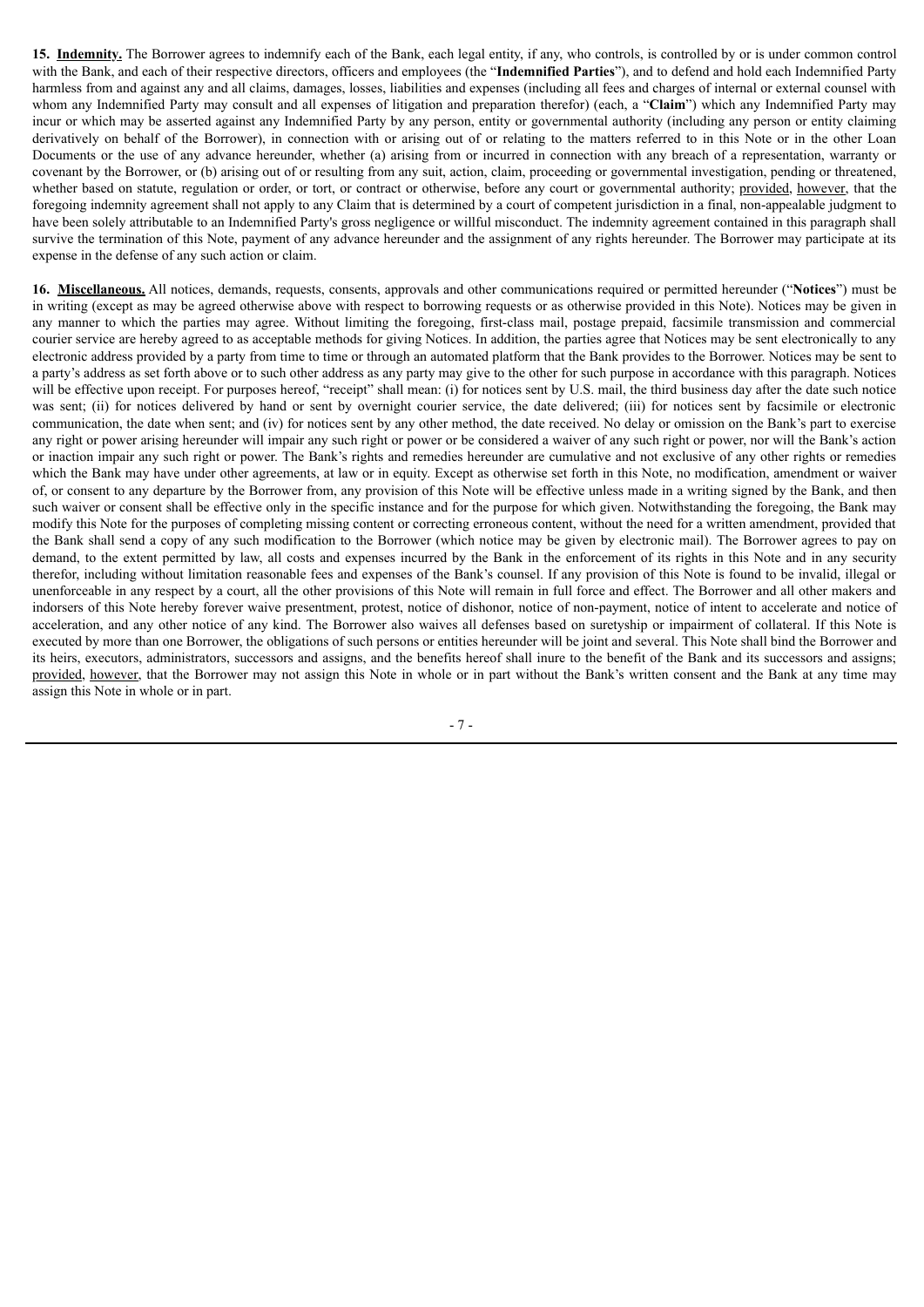**15. Indemnity.** The Borrower agrees to indemnify each of the Bank, each legal entity, if any, who controls, is controlled by or is under common control with the Bank, and each of their respective directors, officers and employees (the "**Indemnified Parties**"), and to defend and hold each Indemnified Party harmless from and against any and all claims, damages, losses, liabilities and expenses (including all fees and charges of internal or external counsel with whom any Indemnified Party may consult and all expenses of litigation and preparation therefor) (each, a "**Claim**") which any Indemnified Party may incur or which may be asserted against any Indemnified Party by any person, entity or governmental authority (including any person or entity claiming derivatively on behalf of the Borrower), in connection with or arising out of or relating to the matters referred to in this Note or in the other Loan Documents or the use of any advance hereunder, whether (a) arising from or incurred in connection with any breach of a representation, warranty or covenant by the Borrower, or (b) arising out of or resulting from any suit, action, claim, proceeding or governmental investigation, pending or threatened, whether based on statute, regulation or order, or tort, or contract or otherwise, before any court or governmental authority; provided, however, that the foregoing indemnity agreement shall not apply to any Claim that is determined by a court of competent jurisdiction in a final, non-appealable judgment to have been solely attributable to an Indemnified Party's gross negligence or willful misconduct. The indemnity agreement contained in this paragraph shall survive the termination of this Note, payment of any advance hereunder and the assignment of any rights hereunder. The Borrower may participate at its expense in the defense of any such action or claim.

**16. Miscellaneous.** All notices, demands, requests, consents, approvals and other communications required or permitted hereunder ("**Notices**") must be in writing (except as may be agreed otherwise above with respect to borrowing requests or as otherwise provided in this Note). Notices may be given in any manner to which the parties may agree. Without limiting the foregoing, first-class mail, postage prepaid, facsimile transmission and commercial courier service are hereby agreed to as acceptable methods for giving Notices. In addition, the parties agree that Notices may be sent electronically to any electronic address provided by a party from time to time or through an automated platform that the Bank provides to the Borrower. Notices may be sent to a party's address as set forth above or to such other address as any party may give to the other for such purpose in accordance with this paragraph. Notices will be effective upon receipt. For purposes hereof, "receipt" shall mean: (i) for notices sent by U.S. mail, the third business day after the date such notice was sent; (ii) for notices delivered by hand or sent by overnight courier service, the date delivered; (iii) for notices sent by facsimile or electronic communication, the date when sent; and (iv) for notices sent by any other method, the date received. No delay or omission on the Bank's part to exercise any right or power arising hereunder will impair any such right or power or be considered a waiver of any such right or power, nor will the Bank's action or inaction impair any such right or power. The Bank's rights and remedies hereunder are cumulative and not exclusive of any other rights or remedies which the Bank may have under other agreements, at law or in equity. Except as otherwise set forth in this Note, no modification, amendment or waiver of, or consent to any departure by the Borrower from, any provision of this Note will be effective unless made in a writing signed by the Bank, and then such waiver or consent shall be effective only in the specific instance and for the purpose for which given. Notwithstanding the foregoing, the Bank may modify this Note for the purposes of completing missing content or correcting erroneous content, without the need for a written amendment, provided that the Bank shall send a copy of any such modification to the Borrower (which notice may be given by electronic mail). The Borrower agrees to pay on demand, to the extent permitted by law, all costs and expenses incurred by the Bank in the enforcement of its rights in this Note and in any security therefor, including without limitation reasonable fees and expenses of the Bank's counsel. If any provision of this Note is found to be invalid, illegal or unenforceable in any respect by a court, all the other provisions of this Note will remain in full force and effect. The Borrower and all other makers and indorsers of this Note hereby forever waive presentment, protest, notice of dishonor, notice of non-payment, notice of intent to accelerate and notice of acceleration, and any other notice of any kind. The Borrower also waives all defenses based on suretyship or impairment of collateral. If this Note is executed by more than one Borrower, the obligations of such persons or entities hereunder will be joint and several. This Note shall bind the Borrower and its heirs, executors, administrators, successors and assigns, and the benefits hereof shall inure to the benefit of the Bank and its successors and assigns; provided, however, that the Borrower may not assign this Note in whole or in part without the Bank's written consent and the Bank at any time may assign this Note in whole or in part.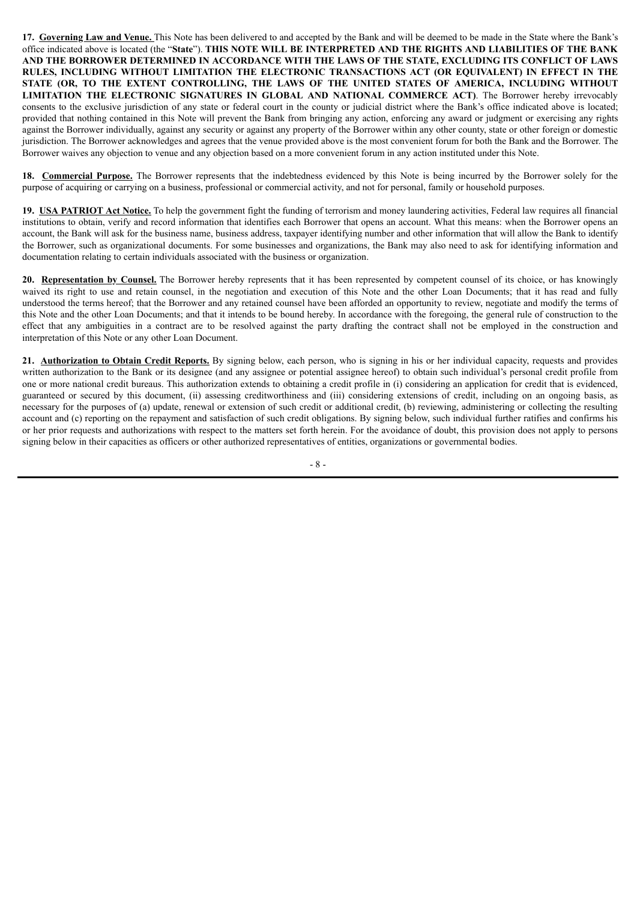**17. <u>Governing Law and Venue.</u>** This Note has been delivered to and accepted by the Bank and will be deemed to be made in the State where the Bank's office indicated above is located (the "**State**"). **THIS NOTE WILL BE INTERPRETED AND THE RIGHTS AND LIABILITIES OF THE BANK AND THE BORROWER DETERMINED IN ACCORDANCE WITH THE LAWS OF THE STATE, EXCLUDING ITS CONFLICT OF LAWS RULES, INCLUDING WITHOUT LIMITATION THE ELECTRONIC TRANSACTIONS ACT (OR EQUIVALENT) IN EFFECT IN THE STATE (OR, TO THE EXTENT CONTROLLING, THE LAWS OF THE UNITED STATES OF AMERICA, INCLUDING WITHOUT LIMITATION THE ELECTRONIC SIGNATURES IN GLOBAL AND NATIONAL COMMERCE ACT)**. The Borrower hereby irrevocably consents to the exclusive jurisdiction of any state or federal court in the county or judicial district where the Bank's office indicated above is located; provided that nothing contained in this Note will prevent the Bank from bringing any action, enforcing any award or judgment or exercising any rights against the Borrower individually, against any security or against any property of the Borrower within any other county, state or other foreign or domestic jurisdiction. The Borrower acknowledges and agrees that the venue provided above is the most convenient forum for both the Bank and the Borrower. The Borrower waives any objection to venue and any objection based on a more convenient forum in any action instituted under this Note.

**18. <u>Commercial Purpose.</u>** The Borrower represents that the indebtedness evidenced by this Note is being incurred by the Borrower solely for the purpose of acquiring or carrying on a business, professional or commercial activity, and not for personal, family or household purposes.

**19. <u>USA PATRIOT Act Notice.</u>** To help the government fight the funding of terrorism and money laundering activities, Federal law requires all financial institutions to obtain, verify and record information that identifies each Borrower that opens an account. What this means: when the Borrower opens an account, the Bank will ask for the business name, business address, taxpayer identifying number and other information that will allow the Bank to identify the Borrower, such as organizational documents. For some businesses and organizations, the Bank may also need to ask for identifying information and documentation relating to certain individuals associated with the business or organization.

**20. <u>Representation by Counsel.</u>** The Borrower hereby represents that it has been represented by competent counsel of its choice, or has knowingly waived its right to use and retain counsel, in the negotiation and execution of this Note and the other Loan Documents; that it has read and fully understood the terms hereof; that the Borrower and any retained counsel have been afforded an opportunity to review, negotiate and modify the terms of this Note and the other Loan Documents; and that it intends to be bound hereby. In accordance with the foregoing, the general rule of construction to the effect that any ambiguities in a contract are to be resolved against the party drafting the contract shall not be employed in the construction and interpretation of this Note or any other Loan Document.

**21. <u>Authorization to Obtain Credit Reports.</u>** By signing below, each person, who is signing in his or her individual capacity, requests and provides written authorization to the Bank or its designee (and any assignee or potential assignee hereof) to obtain such individual's personal credit profile from one or more national credit bureaus. This authorization extends to obtaining a credit profile in (i) considering an application for credit that is evidenced, guaranteed or secured by this document, (ii) assessing creditworthiness and (iii) considering extensions of credit, including on an ongoing basis, as necessary for the purposes of (a) update, renewal or extension of such credit or additional credit, (b) reviewing, administering or collecting the resulting account and (c) reporting on the repayment and satisfaction of such credit obligations. By signing below, such individual further ratifies and confirms his or her prior requests and authorizations with respect to the matters set forth herein. For the avoidance of doubt, this provision does not apply to persons signing below in their capacities as officers or other authorized representatives of entities, organizations or governmental bodies.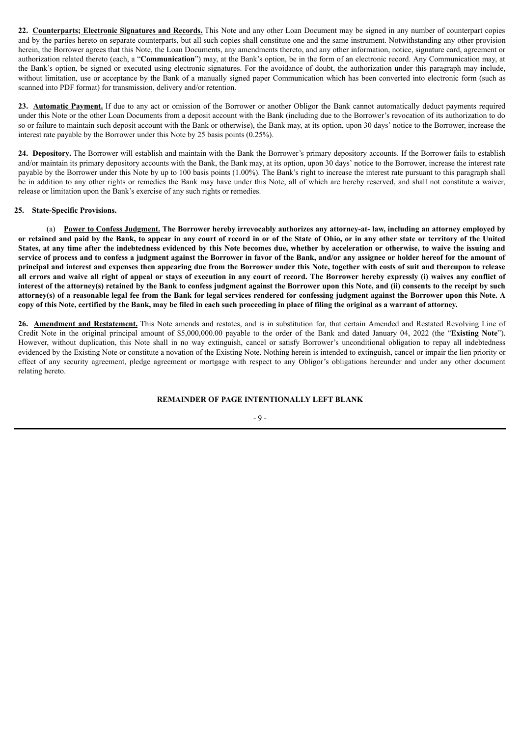**22. Counterparts; Electronic Signatures and Records.** This Note and any other Loan Document may be signed in any number of counterpart copies and by the parties hereto on separate counterparts, but all such copies shall constitute one and the same instrument. Notwithstanding any other provision herein, the Borrower agrees that this Note, the Loan Documents, any amendments thereto, and any other information, notice, signature card, agreement or authorization related thereto (each, a "**Communication**") may, at the Bank's option, be in the form of an electronic record. Any Communication may, at the Bank's option, be signed or executed using electronic signatures. For the avoidance of doubt, the authorization under this paragraph may include, without limitation, use or acceptance by the Bank of a manually signed paper Communication which has been converted into electronic form (such as scanned into PDF format) for transmission, delivery and/or retention.

**23. Automatic Payment.** If due to any act or omission of the Borrower or another Obligor the Bank cannot automatically deduct payments required under this Note or the other Loan Documents from a deposit account with the Bank (including due to the Borrower's revocation of its authorization to do so or failure to maintain such deposit account with the Bank or otherwise), the Bank may, at its option, upon 30 days' notice to the Borrower, increase the interest rate payable by the Borrower under this Note by 25 basis points (0.25%).

**24. Depository.** The Borrower will establish and maintain with the Bank the Borrower's primary depository accounts. If the Borrower fails to establish and/or maintain its primary depository accounts with the Bank, the Bank may, at its option, upon 30 days' notice to the Borrower, increase the interest rate payable by the Borrower under this Note by up to 100 basis points (1.00%). The Bank's right to increase the interest rate pursuant to this paragraph shall be in addition to any other rights or remedies the Bank may have under this Note, all of which are hereby reserved, and shall not constitute a waiver, release or limitation upon the Bank's exercise of any such rights or remedies.

**25. State-Specific Provisions.**

(a) **Power to Confess Judgment. The Borrower hereby irrevocably authorizes any attorney-at- law, including an attorney employed by or retained and paid by the Bank, to appear in any court of record in or of the State of Ohio, or in any other state or territory of the United States, at any time after the indebtedness evidenced by this Note becomes due, whether by acceleration or otherwise, to waive the issuing and service of process and to confess a judgment against the Borrower in favor of the Bank, and/or any assignee or holder hereof for the amount of principal and interest and expenses then appearing due from the Borrower under this Note, together with costs of suit and thereupon to release all errors and waive all right of appeal or stays of execution in any court of record. The Borrower hereby expressly (i) waives any conflict of interest of the attorney(s) retained by the Bank to confess judgment against the Borrower upon this Note, and (ii) consents to the receipt by such attorney(s) of a reasonable legal fee from the Bank for legal services rendered for confessing judgment against the Borrower upon this Note. A copy of this Note, certified by the Bank, may be filed in each such proceeding in place of filing the original as a warrant of attorney.**

**26. Amendment and Restatement.** This Note amends and restates, and is in substitution for, that certain Amended and Restated Revolving Line of Credit Note in the original principal amount of $5,000,000.00 payable to the order of the Bank and dated January 04, 2022 (the "**Existing Note**"). However, without duplication, this Note shall in no way extinguish, cancel or satisfy Borrower's unconditional obligation to repay all indebtedness evidenced by the Existing Note or constitute a novation of the Existing Note. Nothing herein is intended to extinguish, cancel or impair the lien priority or effect of any security agreement, pledge agreement or mortgage with respect to any Obligor's obligations hereunder and under any other document relating hereto.

**REMAINDER OF PAGE INTENTIONALLY LEFT BLANK**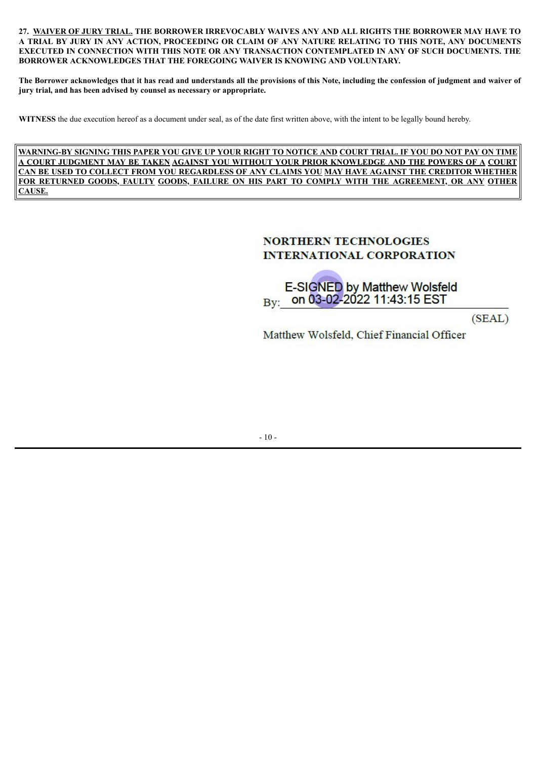**27. <u>WAIVER OF JURY TRIAL.</u> THE BORROWER IRREVOCABLY WAIVES ANY AND ALL RIGHTS THE BORROWER MAY HAVE TO A TRIAL BY JURY IN ANY ACTION, PROCEEDING OR CLAIM OF ANY NATURE RELATING TO THIS NOTE, ANY DOCUMENTS EXECUTED IN CONNECTION WITH THIS NOTE OR ANY TRANSACTION CONTEMPLATED IN ANY OF SUCH DOCUMENTS. THE BORROWER ACKNOWLEDGES THAT THE FOREGOING WAIVER IS KNOWING AND VOLUNTARY.**

**The Borrower acknowledges that it has read and understands all the provisions of this Note, including the confession of judgment and waiver of jury trial, and has been advised by counsel as necessary or appropriate.**

**WITNESS** the due execution hereof as a document under seal, as of the date first written above, with the intent to be legally bound hereby.

**<u>WARNING-BY SIGNING THIS PAPER YOU GIVE UP YOUR RIGHT TO NOTICE AND COURT TRIAL. IF YOU DO NOT PAY ON TIME A COURT JUDGMENT MAY BE TAKEN AGAINST YOU WITHOUT YOUR PRIOR KNOWLEDGE AND THE POWERS OF A COURT CAN BE USED TO COLLECT FROM YOU REGARDLESS OF ANY CLAIMS YOU MAY HAVE AGAINST THE CREDITOR WHETHER FOR RETURNED GOODS, FAULTY GOODS, FAILURE ON HIS PART TO COMPLY WITH THE AGREEMENT, OR ANY OTHER CAUSE.</u>**

**NORTHERN TECHNOLOGIES INTERNATIONAL CORPORATION**

By: E-SIGNED by Matthew Wolsfeld on 03-02-2022 11:43:15 EST (SEAL)

Matthew Wolsfeld, Chief Financial Officer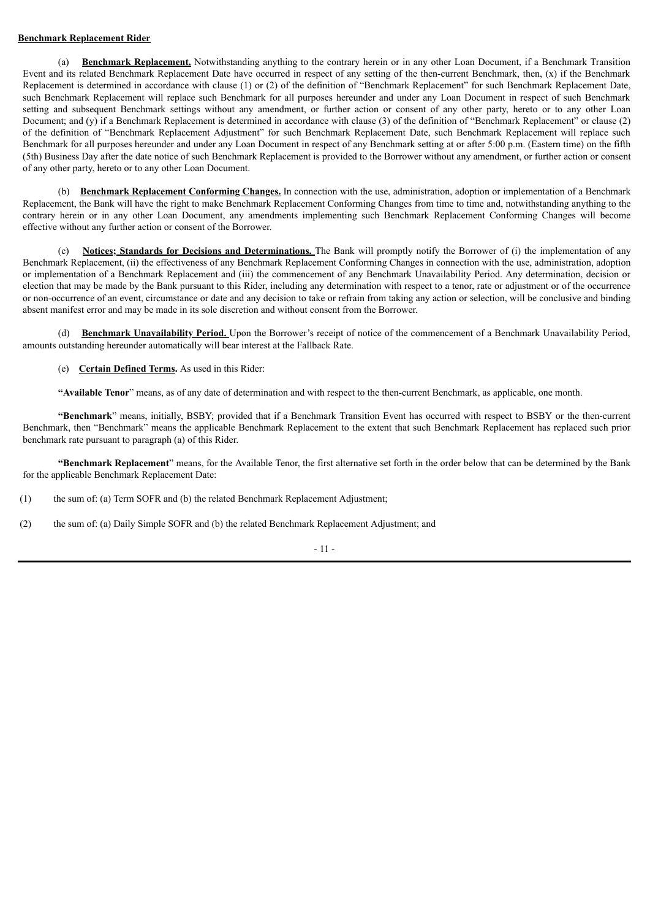**Benchmark Replacement Rider**

(a) **Benchmark Replacement.** Notwithstanding anything to the contrary herein or in any other Loan Document, if a Benchmark Transition Event and its related Benchmark Replacement Date have occurred in respect of any setting of the then-current Benchmark, then, (x) if the Benchmark Replacement is determined in accordance with clause (1) or (2) of the definition of "Benchmark Replacement" for such Benchmark Replacement Date, such Benchmark Replacement will replace such Benchmark for all purposes hereunder and under any Loan Document in respect of such Benchmark setting and subsequent Benchmark settings without any amendment, or further action or consent of any other party, hereto or to any other Loan Document; and (y) if a Benchmark Replacement is determined in accordance with clause (3) of the definition of "Benchmark Replacement" or clause (2) of the definition of "Benchmark Replacement Adjustment" for such Benchmark Replacement Date, such Benchmark Replacement will replace such Benchmark for all purposes hereunder and under any Loan Document in respect of any Benchmark setting at or after 5:00 p.m. (Eastern time) on the fifth (5th) Business Day after the date notice of such Benchmark Replacement is provided to the Borrower without any amendment, or further action or consent of any other party, hereto or to any other Loan Document.

(b) **Benchmark Replacement Conforming Changes.** In connection with the use, administration, adoption or implementation of a Benchmark Replacement, the Bank will have the right to make Benchmark Replacement Conforming Changes from time to time and, notwithstanding anything to the contrary herein or in any other Loan Document, any amendments implementing such Benchmark Replacement Conforming Changes will become effective without any further action or consent of the Borrower.

(c) **Notices; Standards for Decisions and Determinations.** The Bank will promptly notify the Borrower of (i) the implementation of any Benchmark Replacement, (ii) the effectiveness of any Benchmark Replacement Conforming Changes in connection with the use, administration, adoption or implementation of a Benchmark Replacement and (iii) the commencement of any Benchmark Unavailability Period. Any determination, decision or election that may be made by the Bank pursuant to this Rider, including any determination with respect to a tenor, rate or adjustment or of the occurrence or non-occurrence of an event, circumstance or date and any decision to take or refrain from taking any action or selection, will be conclusive and binding absent manifest error and may be made in its sole discretion and without consent from the Borrower.

(d) **Benchmark Unavailability Period.** Upon the Borrower's receipt of notice of the commencement of a Benchmark Unavailability Period, amounts outstanding hereunder automatically will bear interest at the Fallback Rate.

(e) **Certain Defined Terms.** As used in this Rider:

**"Available Tenor"** means, as of any date of determination and with respect to the then-current Benchmark, as applicable, one month.

**"Benchmark"** means, initially, BSBY; provided that if a Benchmark Transition Event has occurred with respect to BSBY or the then-current Benchmark, then "Benchmark" means the applicable Benchmark Replacement to the extent that such Benchmark Replacement has replaced such prior benchmark rate pursuant to paragraph (a) of this Rider.

**"Benchmark Replacement"** means, for the Available Tenor, the first alternative set forth in the order below that can be determined by the Bank for the applicable Benchmark Replacement Date:

(1) the sum of: (a) Term SOFR and (b) the related Benchmark Replacement Adjustment;

(2) the sum of: (a) Daily Simple SOFR and (b) the related Benchmark Replacement Adjustment; and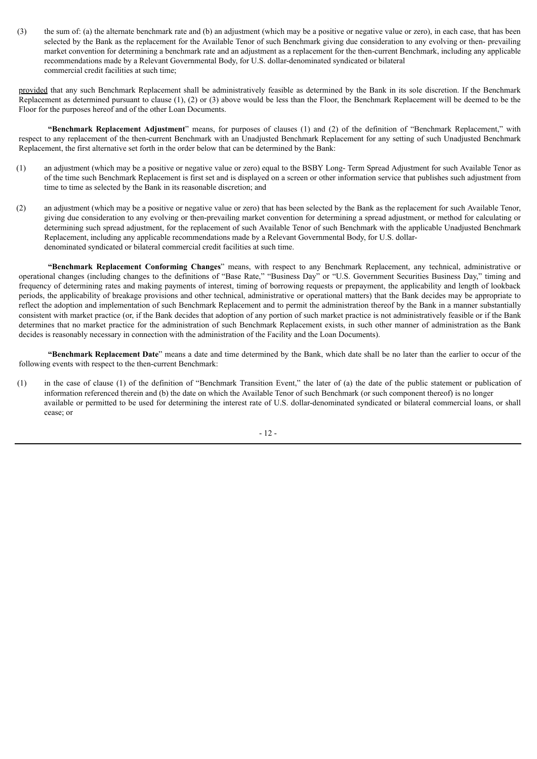(3) the sum of: (a) the alternate benchmark rate and (b) an adjustment (which may be a positive or negative value or zero), in each case, that has been selected by the Bank as the replacement for the Available Tenor of such Benchmark giving due consideration to any evolving or then- prevailing market convention for determining a benchmark rate and an adjustment as a replacement for the then-current Benchmark, including any applicable recommendations made by a Relevant Governmental Body, for U.S. dollar-denominated syndicated or bilateral commercial credit facilities at such time;

provided that any such Benchmark Replacement shall be administratively feasible as determined by the Bank in its sole discretion. If the Benchmark Replacement as determined pursuant to clause (1), (2) or (3) above would be less than the Floor, the Benchmark Replacement will be deemed to be the Floor for the purposes hereof and of the other Loan Documents.

**"Benchmark Replacement Adjustment"** means, for purposes of clauses (1) and (2) of the definition of "Benchmark Replacement," with respect to any replacement of the then-current Benchmark with an Unadjusted Benchmark Replacement for any setting of such Unadjusted Benchmark Replacement, the first alternative set forth in the order below that can be determined by the Bank:

(1) an adjustment (which may be a positive or negative value or zero) equal to the BSBY Long- Term Spread Adjustment for such Available Tenor as of the time such Benchmark Replacement is first set and is displayed on a screen or other information service that publishes such adjustment from time to time as selected by the Bank in its reasonable discretion; and

(2) an adjustment (which may be a positive or negative value or zero) that has been selected by the Bank as the replacement for such Available Tenor, giving due consideration to any evolving or then-prevailing market convention for determining a spread adjustment, or method for calculating or determining such spread adjustment, for the replacement of such Available Tenor of such Benchmark with the applicable Unadjusted Benchmark Replacement, including any applicable recommendations made by a Relevant Governmental Body, for U.S. dollar-denominated syndicated or bilateral commercial credit facilities at such time.

**"Benchmark Replacement Conforming Changes"** means, with respect to any Benchmark Replacement, any technical, administrative or operational changes (including changes to the definitions of "Base Rate," "Business Day" or "U.S. Government Securities Business Day," timing and frequency of determining rates and making payments of interest, timing of borrowing requests or prepayment, the applicability and length of lookback periods, the applicability of breakage provisions and other technical, administrative or operational matters) that the Bank decides may be appropriate to reflect the adoption and implementation of such Benchmark Replacement and to permit the administration thereof by the Bank in a manner substantially consistent with market practice (or, if the Bank decides that adoption of any portion of such market practice is not administratively feasible or if the Bank determines that no market practice for the administration of such Benchmark Replacement exists, in such other manner of administration as the Bank decides is reasonably necessary in connection with the administration of the Facility and the Loan Documents).

**"Benchmark Replacement Date"** means a date and time determined by the Bank, which date shall be no later than the earlier to occur of the following events with respect to the then-current Benchmark:

(1) in the case of clause (1) of the definition of "Benchmark Transition Event," the later of (a) the date of the public statement or publication of information referenced therein and (b) the date on which the Available Tenor of such Benchmark (or such component thereof) is no longer available or permitted to be used for determining the interest rate of U.S. dollar-denominated syndicated or bilateral commercial loans, or shall cease; or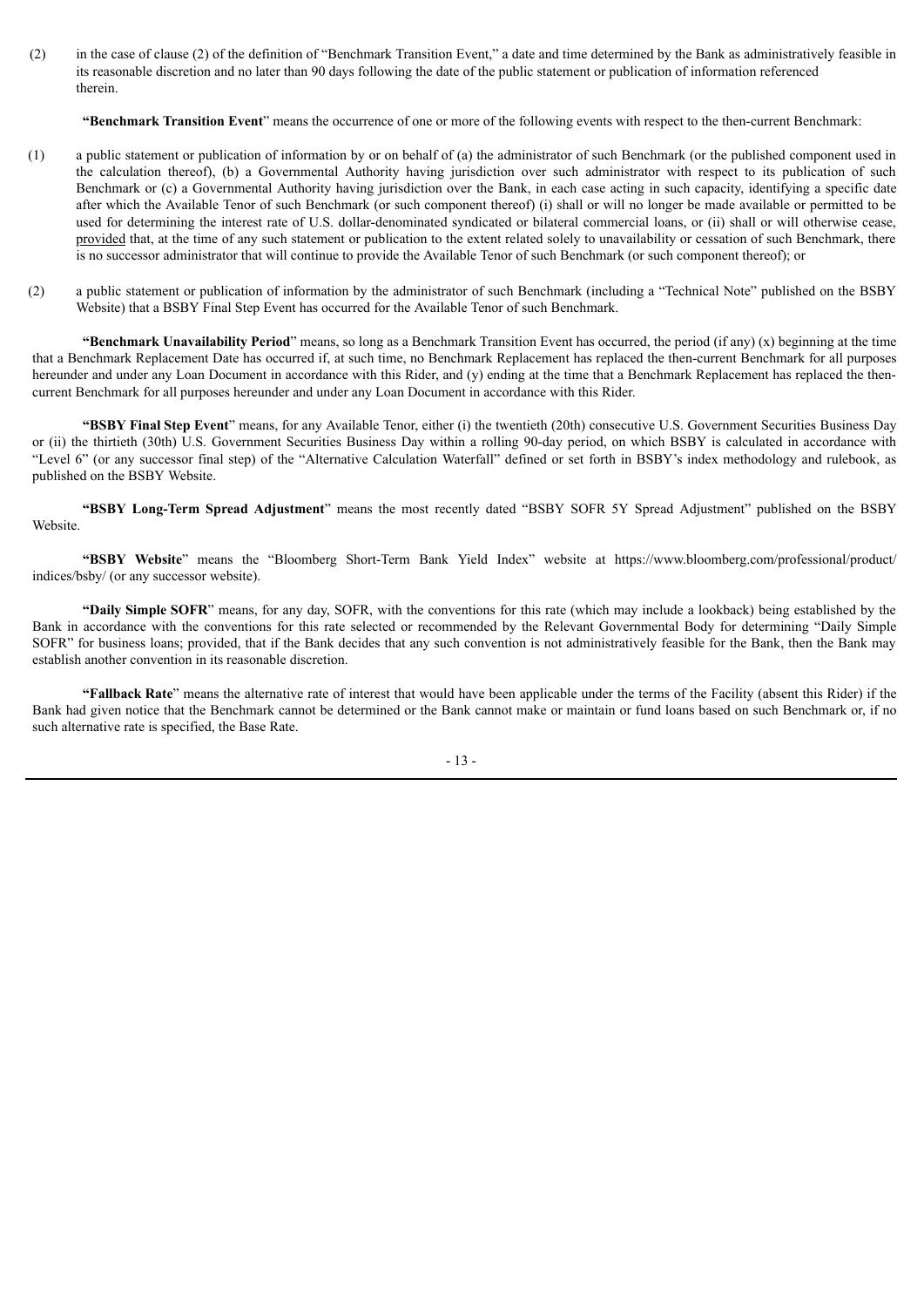(2) in the case of clause (2) of the definition of "Benchmark Transition Event," a date and time determined by the Bank as administratively feasible in its reasonable discretion and no later than 90 days following the date of the public statement or publication of information referenced therein.

**"Benchmark Transition Event"** means the occurrence of one or more of the following events with respect to the then-current Benchmark:

(1) a public statement or publication of information by or on behalf of (a) the administrator of such Benchmark (or the published component used in the calculation thereof), (b) a Governmental Authority having jurisdiction over such administrator with respect to its publication of such Benchmark or (c) a Governmental Authority having jurisdiction over the Bank, in each case acting in such capacity, identifying a specific date after which the Available Tenor of such Benchmark (or such component thereof) (i) shall or will no longer be made available or permitted to be used for determining the interest rate of U.S. dollar-denominated syndicated or bilateral commercial loans, or (ii) shall or will otherwise cease, provided that, at the time of any such statement or publication to the extent related solely to unavailability or cessation of such Benchmark, there is no successor administrator that will continue to provide the Available Tenor of such Benchmark (or such component thereof); or

(2) a public statement or publication of information by the administrator of such Benchmark (including a "Technical Note" published on the BSBY Website) that a BSBY Final Step Event has occurred for the Available Tenor of such Benchmark.

**"Benchmark Unavailability Period"** means, so long as a Benchmark Transition Event has occurred, the period (if any) (x) beginning at the time that a Benchmark Replacement Date has occurred if, at such time, no Benchmark Replacement has replaced the then-current Benchmark for all purposes hereunder and under any Loan Document in accordance with this Rider, and (y) ending at the time that a Benchmark Replacement has replaced the then-current Benchmark for all purposes hereunder and under any Loan Document in accordance with this Rider.

**"BSBY Final Step Event"** means, for any Available Tenor, either (i) the twentieth (20th) consecutive U.S. Government Securities Business Day or (ii) the thirtieth (30th) U.S. Government Securities Business Day within a rolling 90-day period, on which BSBY is calculated in accordance with "Level 6" (or any successor final step) of the "Alternative Calculation Waterfall" defined or set forth in BSBY's index methodology and rulebook, as published on the BSBY Website.

**"BSBY Long-Term Spread Adjustment"** means the most recently dated "BSBY SOFR 5Y Spread Adjustment" published on the BSBY Website.

**"BSBY Website"** means the "Bloomberg Short-Term Bank Yield Index" website at https://www.bloomberg.com/professional/product/indices/bsby/ (or any successor website).

**"Daily Simple SOFR"** means, for any day, SOFR, with the conventions for this rate (which may include a lookback) being established by the Bank in accordance with the conventions for this rate selected or recommended by the Relevant Governmental Body for determining "Daily Simple SOFR" for business loans; provided, that if the Bank decides that any such convention is not administratively feasible for the Bank, then the Bank may establish another convention in its reasonable discretion.

**"Fallback Rate"** means the alternative rate of interest that would have been applicable under the terms of the Facility (absent this Rider) if the Bank had given notice that the Benchmark cannot be determined or the Bank cannot make or maintain or fund loans based on such Benchmark or, if no such alternative rate is specified, the Base Rate.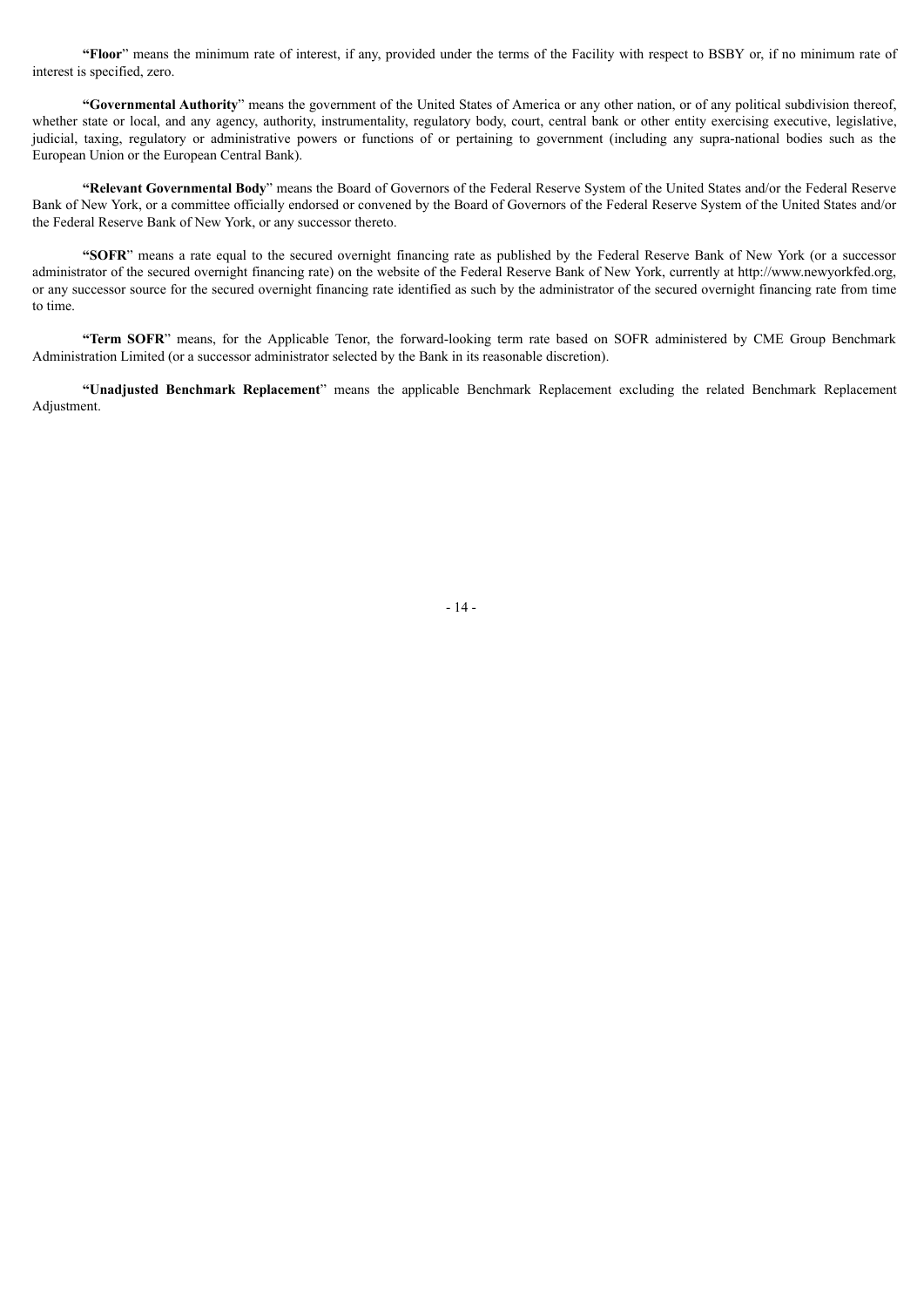**"Floor**" means the minimum rate of interest, if any, provided under the terms of the Facility with respect to BSBY or, if no minimum rate of interest is specified, zero.

**"Governmental Authority**" means the government of the United States of America or any other nation, or of any political subdivision thereof, whether state or local, and any agency, authority, instrumentality, regulatory body, court, central bank or other entity exercising executive, legislative, judicial, taxing, regulatory or administrative powers or functions of or pertaining to government (including any supra-national bodies such as the European Union or the European Central Bank).

**"Relevant Governmental Body**" means the Board of Governors of the Federal Reserve System of the United States and/or the Federal Reserve Bank of New York, or a committee officially endorsed or convened by the Board of Governors of the Federal Reserve System of the United States and/or the Federal Reserve Bank of New York, or any successor thereto.

**"SOFR**" means a rate equal to the secured overnight financing rate as published by the Federal Reserve Bank of New York (or a successor administrator of the secured overnight financing rate) on the website of the Federal Reserve Bank of New York, currently at http://www.newyorkfed.org, or any successor source for the secured overnight financing rate identified as such by the administrator of the secured overnight financing rate from time to time.

**"Term SOFR**" means, for the Applicable Tenor, the forward-looking term rate based on SOFR administered by CME Group Benchmark Administration Limited (or a successor administrator selected by the Bank in its reasonable discretion).

**"Unadjusted Benchmark Replacement**" means the applicable Benchmark Replacement excluding the related Benchmark Replacement Adjustment.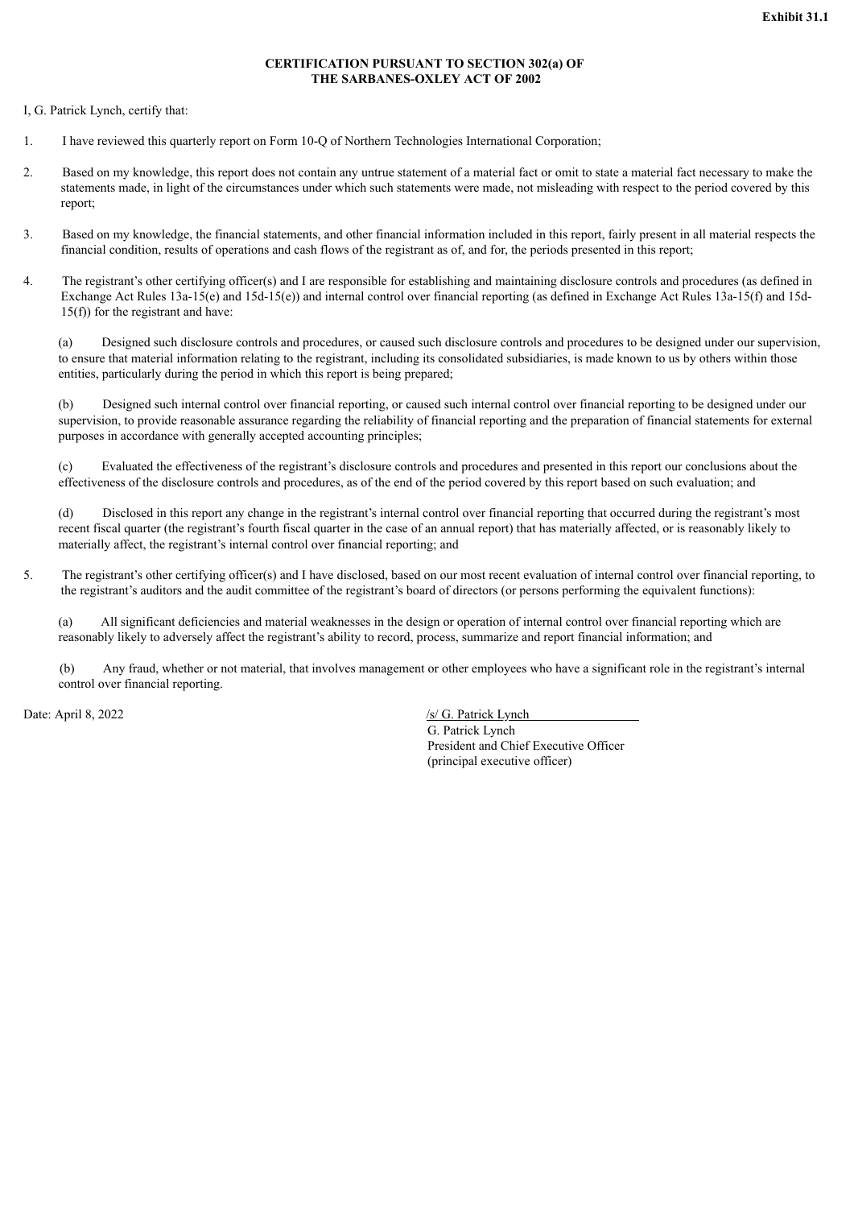**Exhibit 31.1**

**CERTIFICATION PURSUANT TO SECTION 302(a) OF THE SARBANES-OXLEY ACT OF 2002**

I, G. Patrick Lynch, certify that:

1. I have reviewed this quarterly report on Form 10-Q of Northern Technologies International Corporation;

2. Based on my knowledge, this report does not contain any untrue statement of a material fact or omit to state a material fact necessary to make the statements made, in light of the circumstances under which such statements were made, not misleading with respect to the period covered by this report;

3. Based on my knowledge, the financial statements, and other financial information included in this report, fairly present in all material respects the financial condition, results of operations and cash flows of the registrant as of, and for, the periods presented in this report;

4. The registrant's other certifying officer(s) and I are responsible for establishing and maintaining disclosure controls and procedures (as defined in Exchange Act Rules 13a-15(e) and 15d-15(e)) and internal control over financial reporting (as defined in Exchange Act Rules 13a-15(f) and 15d-15(f)) for the registrant and have:

   (a) Designed such disclosure controls and procedures, or caused such disclosure controls and procedures to be designed under our supervision, to ensure that material information relating to the registrant, including its consolidated subsidiaries, is made known to us by others within those entities, particularly during the period in which this report is being prepared;

   (b) Designed such internal control over financial reporting, or caused such internal control over financial reporting to be designed under our supervision, to provide reasonable assurance regarding the reliability of financial reporting and the preparation of financial statements for external purposes in accordance with generally accepted accounting principles;

   (c) Evaluated the effectiveness of the registrant's disclosure controls and procedures and presented in this report our conclusions about the effectiveness of the disclosure controls and procedures, as of the end of the period covered by this report based on such evaluation; and

   (d) Disclosed in this report any change in the registrant's internal control over financial reporting that occurred during the registrant's most recent fiscal quarter (the registrant's fourth fiscal quarter in the case of an annual report) that has materially affected, or is reasonably likely to materially affect, the registrant's internal control over financial reporting; and

5. The registrant's other certifying officer(s) and I have disclosed, based on our most recent evaluation of internal control over financial reporting, to the registrant's auditors and the audit committee of the registrant's board of directors (or persons performing the equivalent functions):

   (a) All significant deficiencies and material weaknesses in the design or operation of internal control over financial reporting which are reasonably likely to adversely affect the registrant's ability to record, process, summarize and report financial information; and

   (b) Any fraud, whether or not material, that involves management or other employees who have a significant role in the registrant's internal control over financial reporting.

Date: April 8, 2022

/s/ G. Patrick Lynch
G. Patrick Lynch
President and Chief Executive Officer
(principal executive officer)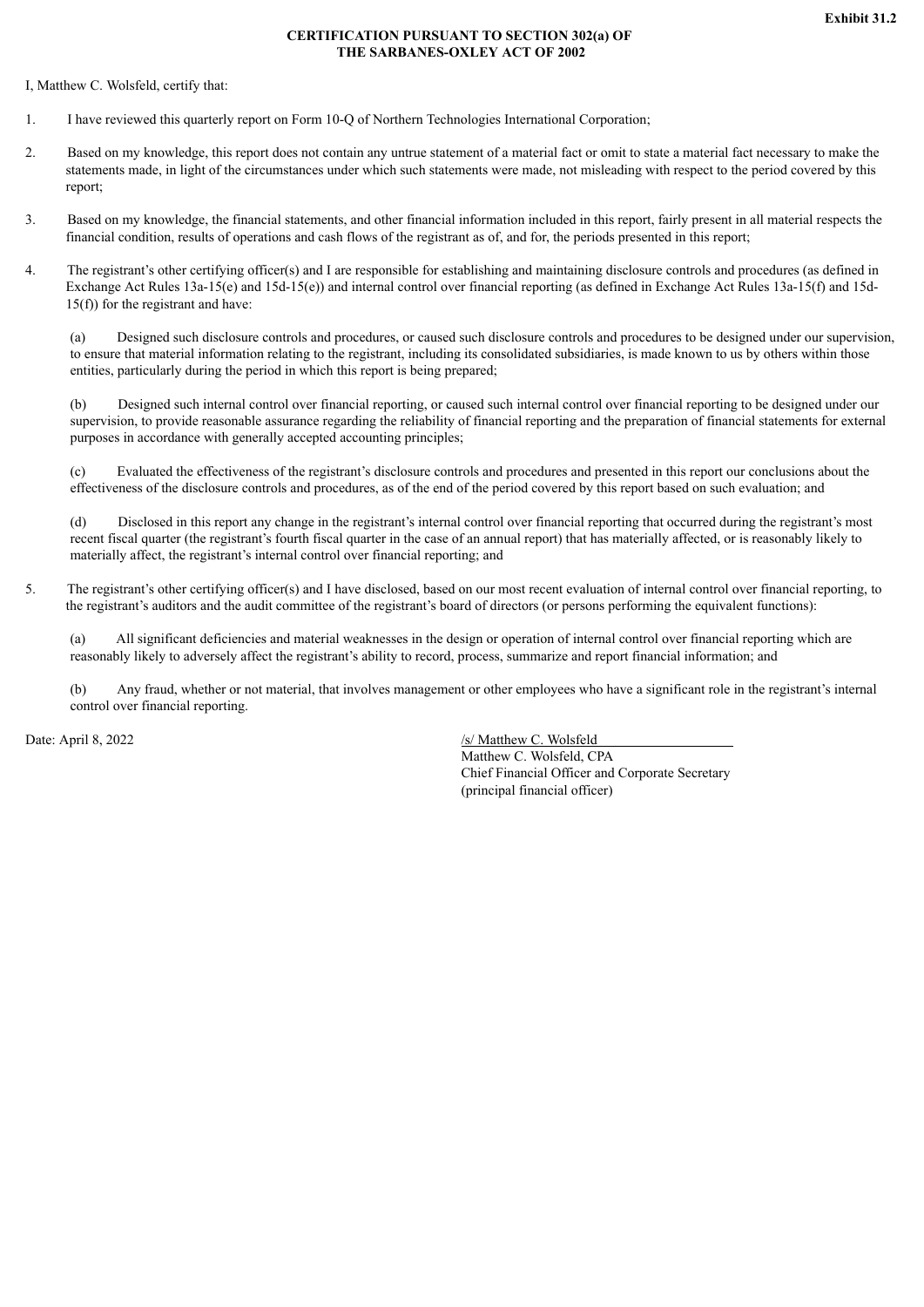**Exhibit 31.2**

**CERTIFICATION PURSUANT TO SECTION 302(a) OF THE SARBANES-OXLEY ACT OF 2002**

I, Matthew C. Wolsfeld, certify that:

1. I have reviewed this quarterly report on Form 10-Q of Northern Technologies International Corporation;

2. Based on my knowledge, this report does not contain any untrue statement of a material fact or omit to state a material fact necessary to make the statements made, in light of the circumstances under which such statements were made, not misleading with respect to the period covered by this report;

3. Based on my knowledge, the financial statements, and other financial information included in this report, fairly present in all material respects the financial condition, results of operations and cash flows of the registrant as of, and for, the periods presented in this report;

4. The registrant's other certifying officer(s) and I are responsible for establishing and maintaining disclosure controls and procedures (as defined in Exchange Act Rules 13a-15(e) and 15d-15(e)) and internal control over financial reporting (as defined in Exchange Act Rules 13a-15(f) and 15d-15(f)) for the registrant and have:

   (a) Designed such disclosure controls and procedures, or caused such disclosure controls and procedures to be designed under our supervision, to ensure that material information relating to the registrant, including its consolidated subsidiaries, is made known to us by others within those entities, particularly during the period in which this report is being prepared;

   (b) Designed such internal control over financial reporting, or caused such internal control over financial reporting to be designed under our supervision, to provide reasonable assurance regarding the reliability of financial reporting and the preparation of financial statements for external purposes in accordance with generally accepted accounting principles;

   (c) Evaluated the effectiveness of the registrant's disclosure controls and procedures and presented in this report our conclusions about the effectiveness of the disclosure controls and procedures, as of the end of the period covered by this report based on such evaluation; and

   (d) Disclosed in this report any change in the registrant's internal control over financial reporting that occurred during the registrant's most recent fiscal quarter (the registrant's fourth fiscal quarter in the case of an annual report) that has materially affected, or is reasonably likely to materially affect, the registrant's internal control over financial reporting; and

5. The registrant's other certifying officer(s) and I have disclosed, based on our most recent evaluation of internal control over financial reporting, to the registrant's auditors and the audit committee of the registrant's board of directors (or persons performing the equivalent functions):

   (a) All significant deficiencies and material weaknesses in the design or operation of internal control over financial reporting which are reasonably likely to adversely affect the registrant's ability to record, process, summarize and report financial information; and

   (b) Any fraud, whether or not material, that involves management or other employees who have a significant role in the registrant's internal control over financial reporting.

Date: April 8, 2022

/s/ Matthew C. Wolsfeld
Matthew C. Wolsfeld, CPA
Chief Financial Officer and Corporate Secretary
(principal financial officer)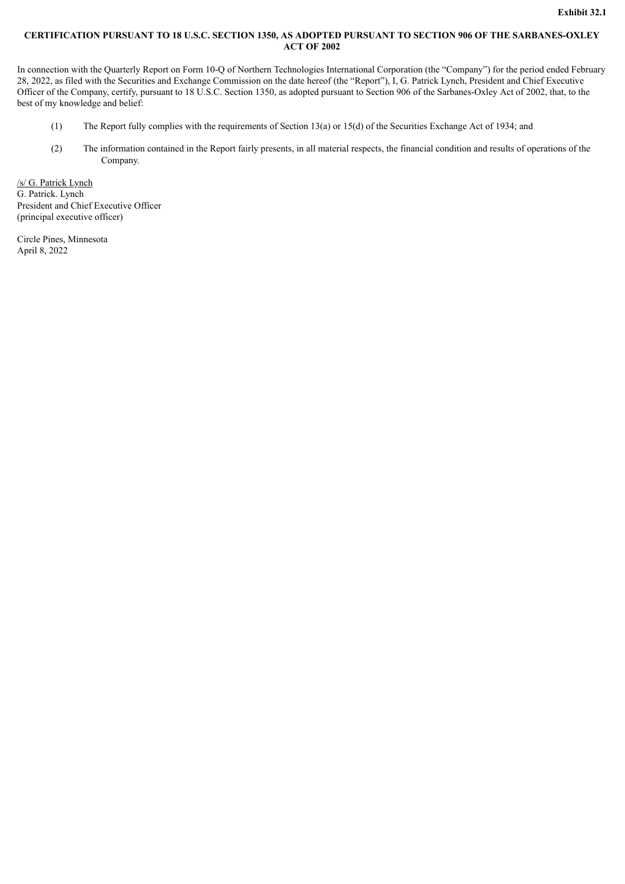**Exhibit 32.1**

**CERTIFICATION PURSUANT TO 18 U.S.C. SECTION 1350, AS ADOPTED PURSUANT TO SECTION 906 OF THE SARBANES-OXLEY ACT OF 2002**

In connection with the Quarterly Report on Form 10-Q of Northern Technologies International Corporation (the "Company") for the period ended February 28, 2022, as filed with the Securities and Exchange Commission on the date hereof (the "Report"), I, G. Patrick Lynch, President and Chief Executive Officer of the Company, certify, pursuant to 18 U.S.C. Section 1350, as adopted pursuant to Section 906 of the Sarbanes-Oxley Act of 2002, that, to the best of my knowledge and belief:

(1) The Report fully complies with the requirements of Section 13(a) or 15(d) of the Securities Exchange Act of 1934; and

(2) The information contained in the Report fairly presents, in all material respects, the financial condition and results of operations of the Company.

/s/ G. Patrick Lynch
G. Patrick. Lynch
President and Chief Executive Officer
(principal executive officer)

Circle Pines, Minnesota
April 8, 2022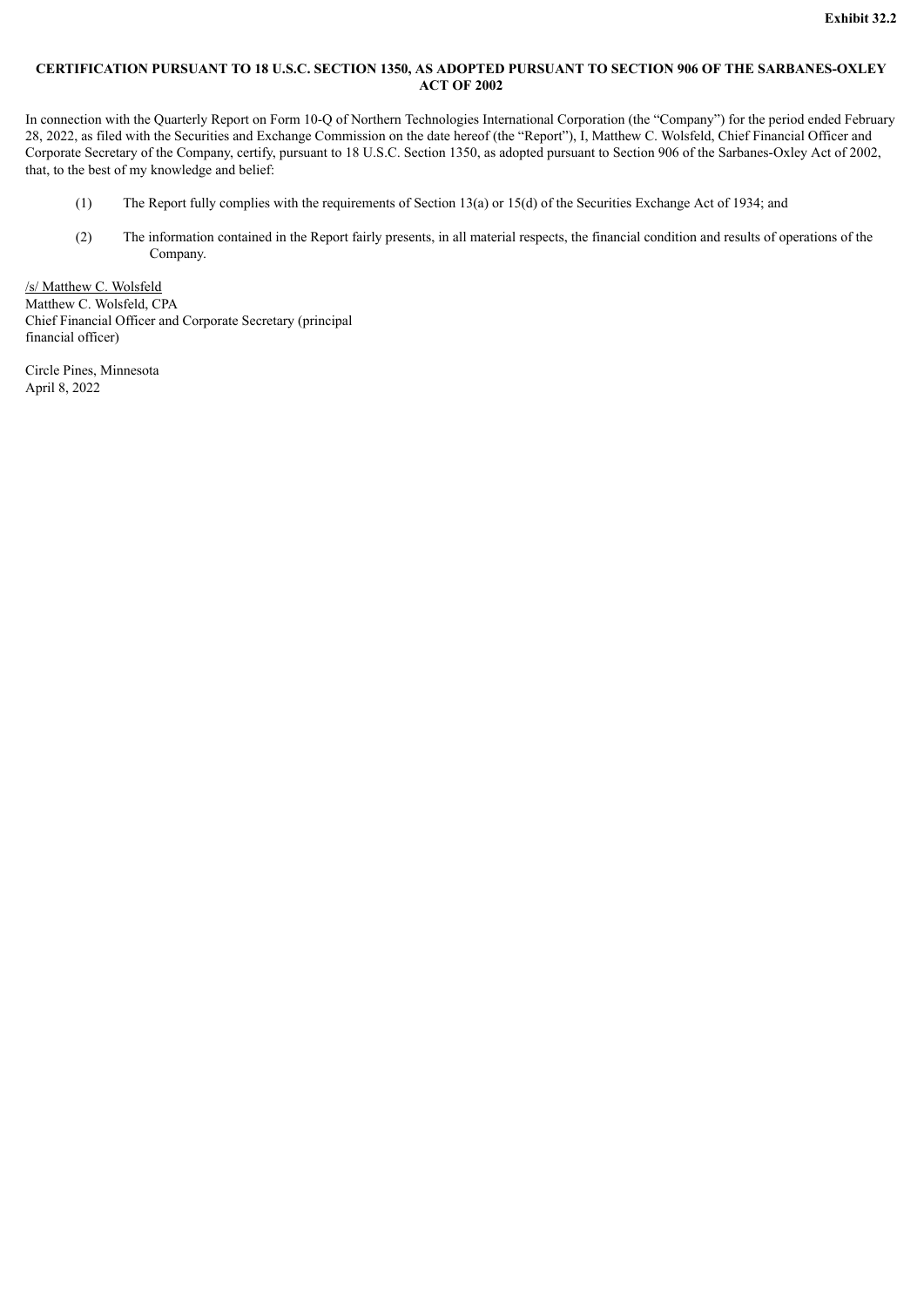**Exhibit 32.2**

**CERTIFICATION PURSUANT TO 18 U.S.C. SECTION 1350, AS ADOPTED PURSUANT TO SECTION 906 OF THE SARBANES-OXLEY ACT OF 2002**

In connection with the Quarterly Report on Form 10-Q of Northern Technologies International Corporation (the "Company") for the period ended February 28, 2022, as filed with the Securities and Exchange Commission on the date hereof (the "Report"), I, Matthew C. Wolsfeld, Chief Financial Officer and Corporate Secretary of the Company, certify, pursuant to 18 U.S.C. Section 1350, as adopted pursuant to Section 906 of the Sarbanes-Oxley Act of 2002, that, to the best of my knowledge and belief:

(1) The Report fully complies with the requirements of Section 13(a) or 15(d) of the Securities Exchange Act of 1934; and

(2) The information contained in the Report fairly presents, in all material respects, the financial condition and results of operations of the Company.

/s/ Matthew C. Wolsfeld
Matthew C. Wolsfeld, CPA
Chief Financial Officer and Corporate Secretary (principal financial officer)

Circle Pines, Minnesota
April 8, 2022